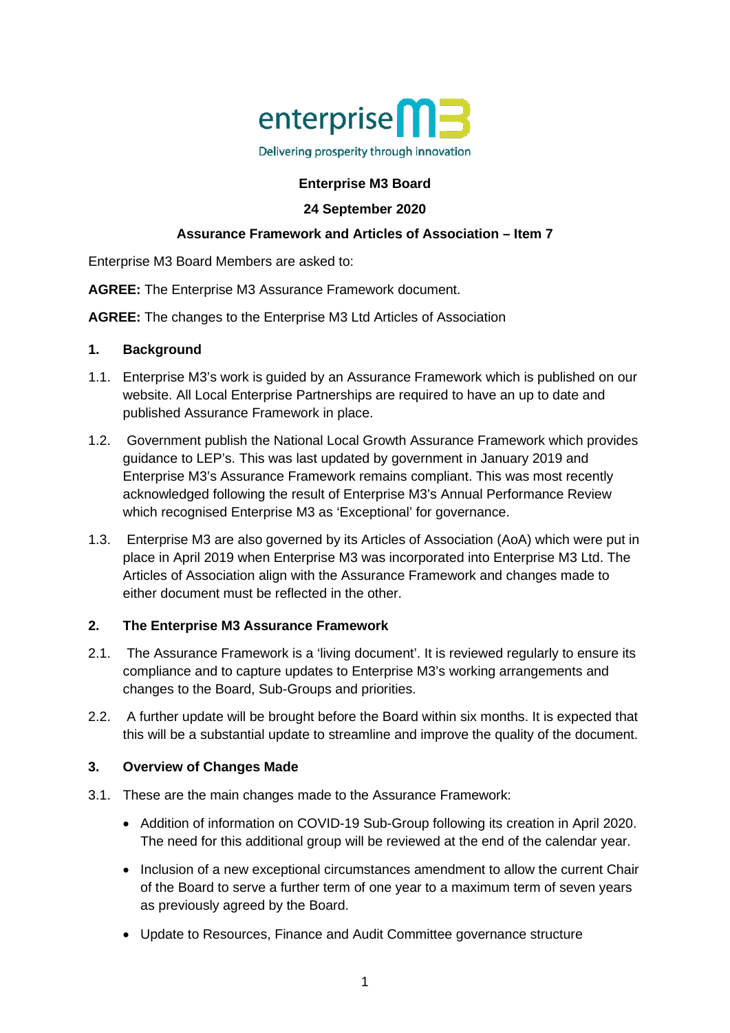enterprise M3

Delivering prosperity through innovation

**Enterprise M3 Board**

**24 September 2020**

**Assurance Framework and Articles of Association – Item 7**

Enterprise M3 Board Members are asked to:

**AGREE:** The Enterprise M3 Assurance Framework document.

**AGREE:** The changes to the Enterprise M3 Ltd Articles of Association

## 1. Background

1.1. Enterprise M3's work is guided by an Assurance Framework which is published on our website. All Local Enterprise Partnerships are required to have an up to date and published Assurance Framework in place.

1.2. Government publish the National Local Growth Assurance Framework which provides guidance to LEP's. This was last updated by government in January 2019 and Enterprise M3's Assurance Framework remains compliant. This was most recently acknowledged following the result of Enterprise M3's Annual Performance Review which recognised Enterprise M3 as 'Exceptional' for governance.

1.3. Enterprise M3 are also governed by its Articles of Association (AoA) which were put in place in April 2019 when Enterprise M3 was incorporated into Enterprise M3 Ltd. The Articles of Association align with the Assurance Framework and changes made to either document must be reflected in the other.

## 2. The Enterprise M3 Assurance Framework

2.1. The Assurance Framework is a 'living document'. It is reviewed regularly to ensure its compliance and to capture updates to Enterprise M3's working arrangements and changes to the Board, Sub-Groups and priorities.

2.2. A further update will be brought before the Board within six months. It is expected that this will be a substantial update to streamline and improve the quality of the document.

## 3. Overview of Changes Made

3.1. These are the main changes made to the Assurance Framework:

- Addition of information on COVID-19 Sub-Group following its creation in April 2020. The need for this additional group will be reviewed at the end of the calendar year.
- Inclusion of a new exceptional circumstances amendment to allow the current Chair of the Board to serve a further term of one year to a maximum term of seven years as previously agreed by the Board.
- Update to Resources, Finance and Audit Committee governance structure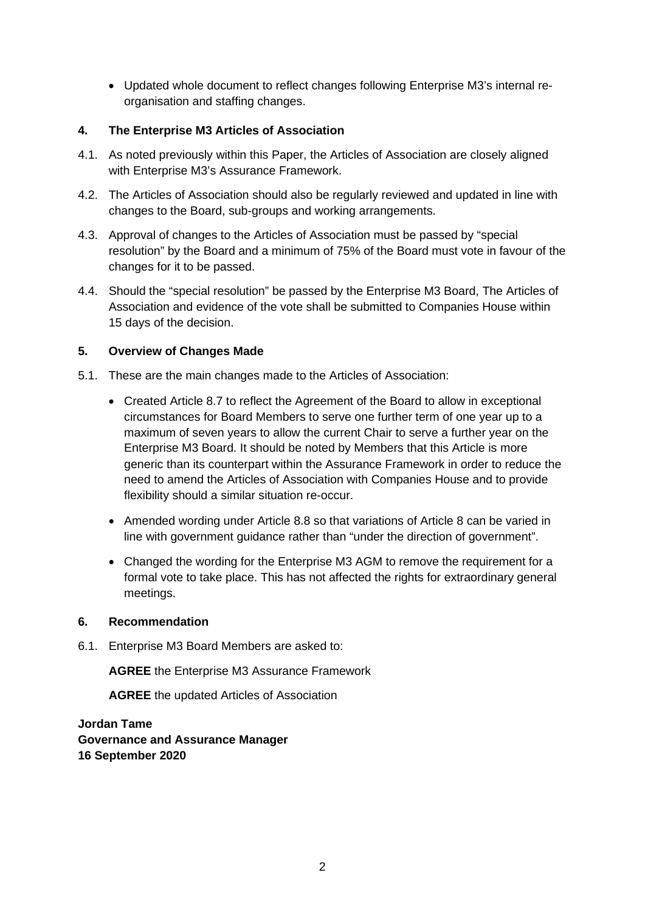- Updated whole document to reflect changes following Enterprise M3's internal re-organisation and staffing changes.

### 4. The Enterprise M3 Articles of Association

4.1. As noted previously within this Paper, the Articles of Association are closely aligned with Enterprise M3's Assurance Framework.

4.2. The Articles of Association should also be regularly reviewed and updated in line with changes to the Board, sub-groups and working arrangements.

4.3. Approval of changes to the Articles of Association must be passed by "special resolution" by the Board and a minimum of 75% of the Board must vote in favour of the changes for it to be passed.

4.4. Should the "special resolution" be passed by the Enterprise M3 Board, The Articles of Association and evidence of the vote shall be submitted to Companies House within 15 days of the decision.

### 5. Overview of Changes Made

5.1. These are the main changes made to the Articles of Association:

- Created Article 8.7 to reflect the Agreement of the Board to allow in exceptional circumstances for Board Members to serve one further term of one year up to a maximum of seven years to allow the current Chair to serve a further year on the Enterprise M3 Board. It should be noted by Members that this Article is more generic than its counterpart within the Assurance Framework in order to reduce the need to amend the Articles of Association with Companies House and to provide flexibility should a similar situation re-occur.
- Amended wording under Article 8.8 so that variations of Article 8 can be varied in line with government guidance rather than "under the direction of government".
- Changed the wording for the Enterprise M3 AGM to remove the requirement for a formal vote to take place. This has not affected the rights for extraordinary general meetings.

### 6. Recommendation

6.1. Enterprise M3 Board Members are asked to:

**AGREE** the Enterprise M3 Assurance Framework

**AGREE** the updated Articles of Association

**Jordan Tame**
**Governance and Assurance Manager**
**16 September 2020**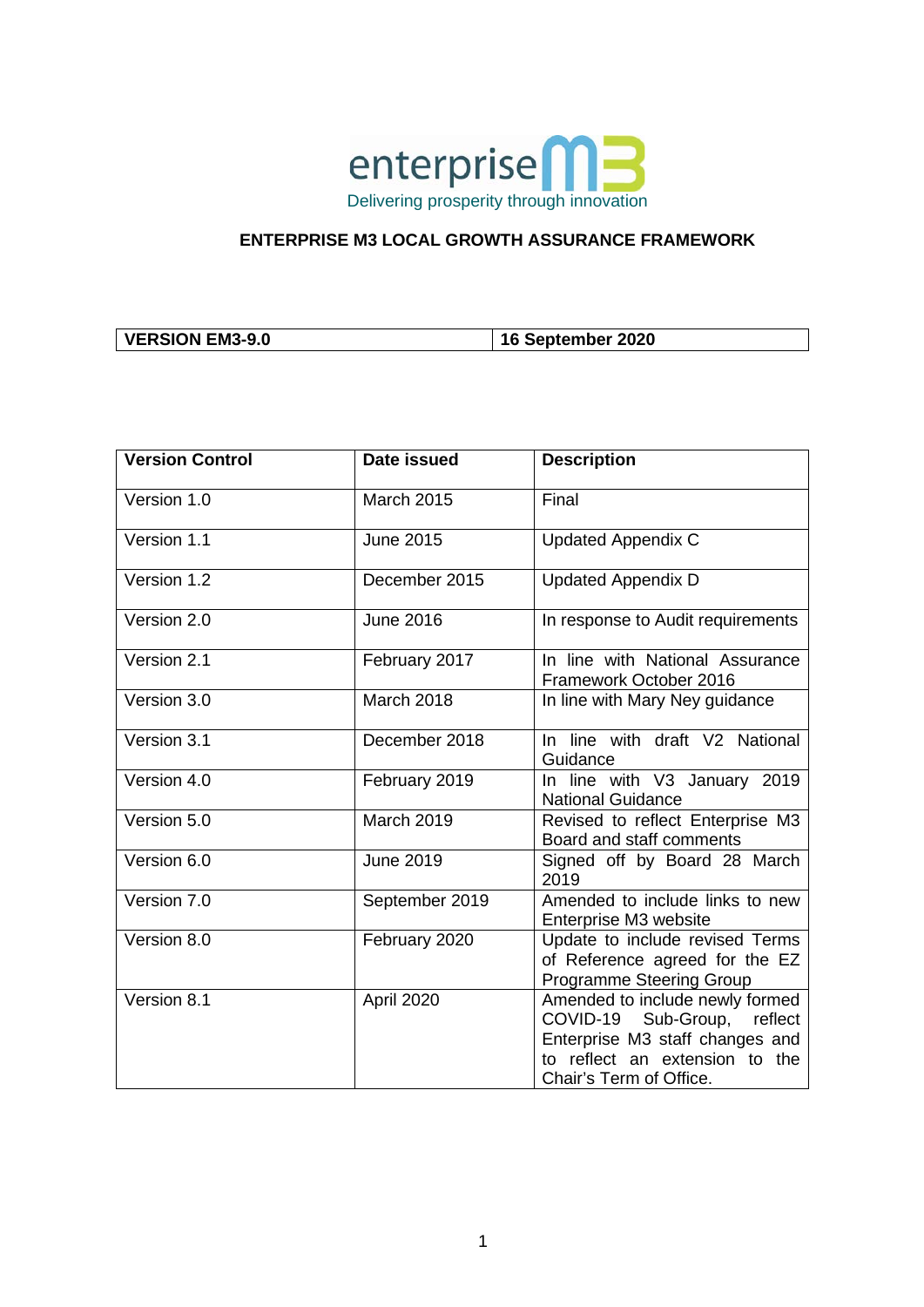enterprise M3

Delivering prosperity through innovation

# ENTERPRISE M3 LOCAL GROWTH ASSURANCE FRAMEWORK

| **VERSION EM3-9.0** | **16 September 2020** |
|---|---|

| Version Control | Date issued | Description |
|---|---|---|
| Version 1.0 | March 2015 | Final |
| Version 1.1 | June 2015 | Updated Appendix C |
| Version 1.2 | December 2015 | Updated Appendix D |
| Version 2.0 | June 2016 | In response to Audit requirements |
| Version 2.1 | February 2017 | In line with National Assurance Framework October 2016 |
| Version 3.0 | March 2018 | In line with Mary Ney guidance |
| Version 3.1 | December 2018 | In line with draft V2 National Guidance |
| Version 4.0 | February 2019 | In line with V3 January 2019 National Guidance |
| Version 5.0 | March 2019 | Revised to reflect Enterprise M3 Board and staff comments |
| Version 6.0 | June 2019 | Signed off by Board 28 March 2019 |
| Version 7.0 | September 2019 | Amended to include links to new Enterprise M3 website |
| Version 8.0 | February 2020 | Update to include revised Terms of Reference agreed for the EZ Programme Steering Group |
| Version 8.1 | April 2020 | Amended to include newly formed COVID-19 Sub-Group, reflect Enterprise M3 staff changes and to reflect an extension to the Chair's Term of Office. |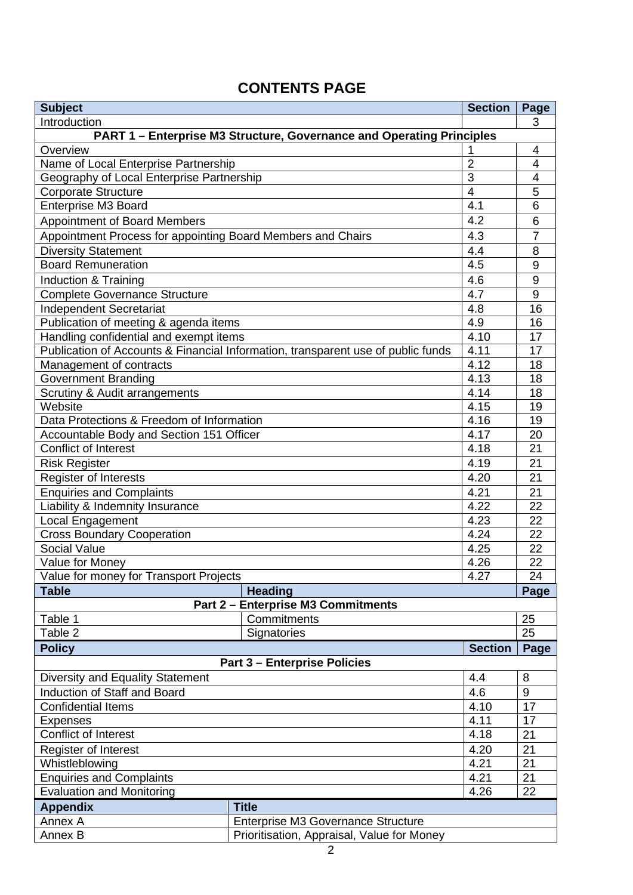# CONTENTS PAGE

| Subject | Section | Page |
|---|---|---|
| Introduction | | 3 |
| **PART 1 – Enterprise M3 Structure, Governance and Operating Principles** | | |
| Overview | 1 | 4 |
| Name of Local Enterprise Partnership | 2 | 4 |
| Geography of Local Enterprise Partnership | 3 | 4 |
| Corporate Structure | 4 | 5 |
| Enterprise M3 Board | 4.1 | 6 |
| Appointment of Board Members | 4.2 | 6 |
| Appointment Process for appointing Board Members and Chairs | 4.3 | 7 |
| Diversity Statement | 4.4 | 8 |
| Board Remuneration | 4.5 | 9 |
| Induction & Training | 4.6 | 9 |
| Complete Governance Structure | 4.7 | 9 |
| Independent Secretariat | 4.8 | 16 |
| Publication of meeting & agenda items | 4.9 | 16 |
| Handling confidential and exempt items | 4.10 | 17 |
| Publication of Accounts & Financial Information, transparent use of public funds | 4.11 | 17 |
| Management of contracts | 4.12 | 18 |
| Government Branding | 4.13 | 18 |
| Scrutiny & Audit arrangements | 4.14 | 18 |
| Website | 4.15 | 19 |
| Data Protections & Freedom of Information | 4.16 | 19 |
| Accountable Body and Section 151 Officer | 4.17 | 20 |
| Conflict of Interest | 4.18 | 21 |
| Risk Register | 4.19 | 21 |
| Register of Interests | 4.20 | 21 |
| Enquiries and Complaints | 4.21 | 21 |
| Liability & Indemnity Insurance | 4.22 | 22 |
| Local Engagement | 4.23 | 22 |
| Cross Boundary Cooperation | 4.24 | 22 |
| Social Value | 4.25 | 22 |
| Value for Money | 4.26 | 22 |
| Value for money for Transport Projects | 4.27 | 24 |

| Table | Heading | Page |
|---|---|---|
| **Part 2 – Enterprise M3 Commitments** | | |
| Table 1 | Commitments | 25 |
| Table 2 | Signatories | 25 |

| Policy | Section | Page |
|---|---|---|
| **Part 3 – Enterprise Policies** | | |
| Diversity and Equality Statement | 4.4 | 8 |
| Induction of Staff and Board | 4.6 | 9 |
| Confidential Items | 4.10 | 17 |
| Expenses | 4.11 | 17 |
| Conflict of Interest | 4.18 | 21 |
| Register of Interest | 4.20 | 21 |
| Whistleblowing | 4.21 | 21 |
| Enquiries and Complaints | 4.21 | 21 |
| Evaluation and Monitoring | 4.26 | 22 |

| Appendix | Title |
|---|---|
| Annex A | Enterprise M3 Governance Structure |
| Annex B | Prioritisation, Appraisal, Value for Money |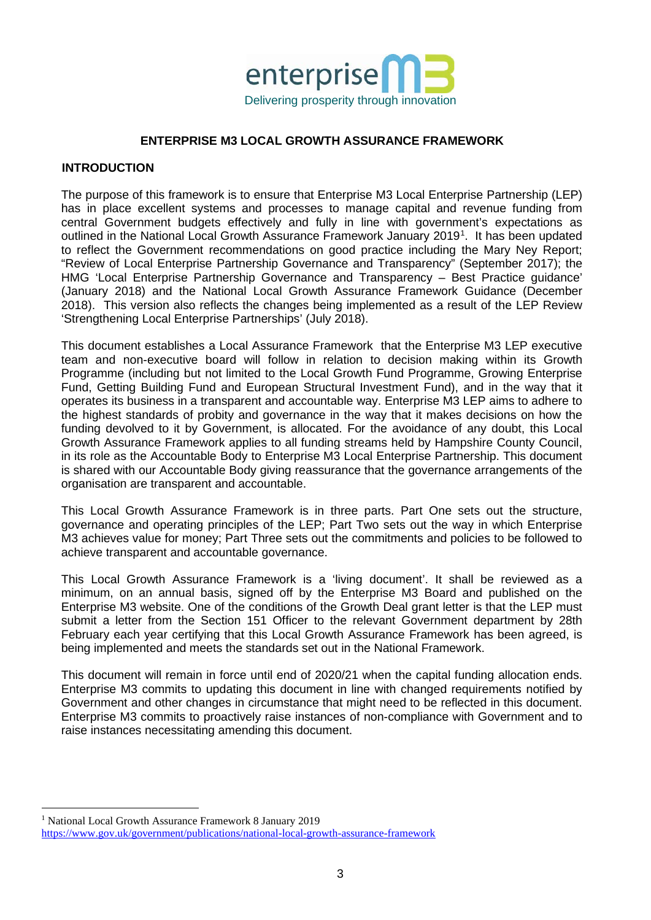enterprise M3
Delivering prosperity through innovation

# ENTERPRISE M3 LOCAL GROWTH ASSURANCE FRAMEWORK

## INTRODUCTION

The purpose of this framework is to ensure that Enterprise M3 Local Enterprise Partnership (LEP) has in place excellent systems and processes to manage capital and revenue funding from central Government budgets effectively and fully in line with government's expectations as outlined in the National Local Growth Assurance Framework January 2019[1]. It has been updated to reflect the Government recommendations on good practice including the Mary Ney Report; "Review of Local Enterprise Partnership Governance and Transparency" (September 2017); the HMG 'Local Enterprise Partnership Governance and Transparency – Best Practice guidance' (January 2018) and the National Local Growth Assurance Framework Guidance (December 2018). This version also reflects the changes being implemented as a result of the LEP Review 'Strengthening Local Enterprise Partnerships' (July 2018).

This document establishes a Local Assurance Framework that the Enterprise M3 LEP executive team and non-executive board will follow in relation to decision making within its Growth Programme (including but not limited to the Local Growth Fund Programme, Growing Enterprise Fund, Getting Building Fund and European Structural Investment Fund), and in the way that it operates its business in a transparent and accountable way. Enterprise M3 LEP aims to adhere to the highest standards of probity and governance in the way that it makes decisions on how the funding devolved to it by Government, is allocated. For the avoidance of any doubt, this Local Growth Assurance Framework applies to all funding streams held by Hampshire County Council, in its role as the Accountable Body to Enterprise M3 Local Enterprise Partnership. This document is shared with our Accountable Body giving reassurance that the governance arrangements of the organisation are transparent and accountable.

This Local Growth Assurance Framework is in three parts. Part One sets out the structure, governance and operating principles of the LEP; Part Two sets out the way in which Enterprise M3 achieves value for money; Part Three sets out the commitments and policies to be followed to achieve transparent and accountable governance.

This Local Growth Assurance Framework is a 'living document'. It shall be reviewed as a minimum, on an annual basis, signed off by the Enterprise M3 Board and published on the Enterprise M3 website. One of the conditions of the Growth Deal grant letter is that the LEP must submit a letter from the Section 151 Officer to the relevant Government department by 28th February each year certifying that this Local Growth Assurance Framework has been agreed, is being implemented and meets the standards set out in the National Framework.

This document will remain in force until end of 2020/21 when the capital funding allocation ends. Enterprise M3 commits to updating this document in line with changed requirements notified by Government and other changes in circumstance that might need to be reflected in this document. Enterprise M3 commits to proactively raise instances of non-compliance with Government and to raise instances necessitating amending this document.

---

[1] National Local Growth Assurance Framework 8 January 2019
https://www.gov.uk/government/publications/national-local-growth-assurance-framework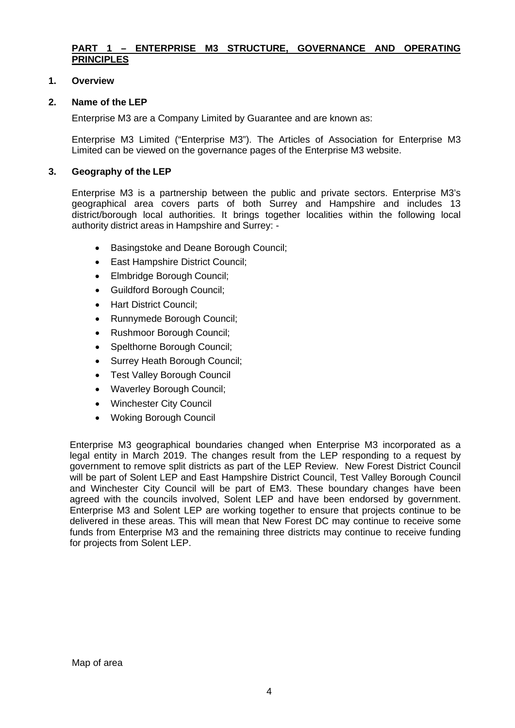## PART 1 – ENTERPRISE M3 STRUCTURE, GOVERNANCE AND OPERATING PRINCIPLES

### 1. Overview

### 2. Name of the LEP

Enterprise M3 are a Company Limited by Guarantee and are known as:

Enterprise M3 Limited ("Enterprise M3"). The Articles of Association for Enterprise M3 Limited can be viewed on the governance pages of the Enterprise M3 website.

### 3. Geography of the LEP

Enterprise M3 is a partnership between the public and private sectors. Enterprise M3's geographical area covers parts of both Surrey and Hampshire and includes 13 district/borough local authorities. It brings together localities within the following local authority district areas in Hampshire and Surrey: -

- Basingstoke and Deane Borough Council;
- East Hampshire District Council;
- Elmbridge Borough Council;
- Guildford Borough Council;
- Hart District Council;
- Runnymede Borough Council;
- Rushmoor Borough Council;
- Spelthorne Borough Council;
- Surrey Heath Borough Council;
- Test Valley Borough Council
- Waverley Borough Council;
- Winchester City Council
- Woking Borough Council

Enterprise M3 geographical boundaries changed when Enterprise M3 incorporated as a legal entity in March 2019. The changes result from the LEP responding to a request by government to remove split districts as part of the LEP Review. New Forest District Council will be part of Solent LEP and East Hampshire District Council, Test Valley Borough Council and Winchester City Council will be part of EM3. These boundary changes have been agreed with the councils involved, Solent LEP and have been endorsed by government. Enterprise M3 and Solent LEP are working together to ensure that projects continue to be delivered in these areas. This will mean that New Forest DC may continue to receive some funds from Enterprise M3 and the remaining three districts may continue to receive funding for projects from Solent LEP.

Map of area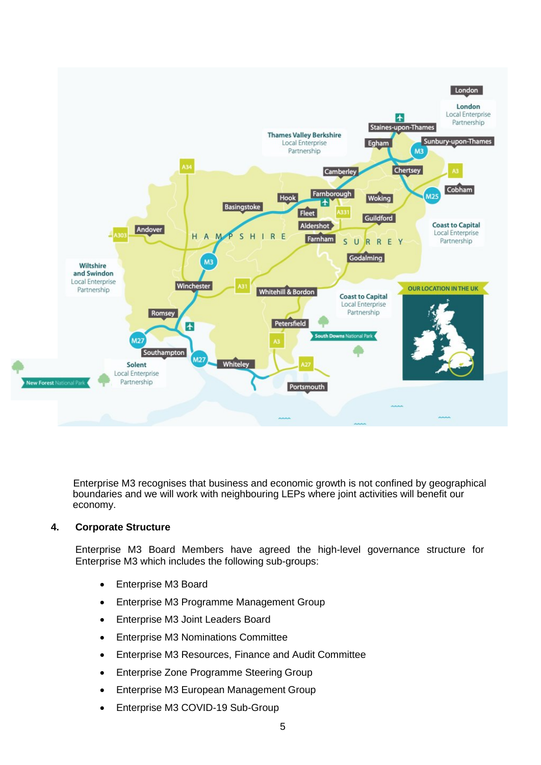Enterprise M3 recognises that business and economic growth is not confined by geographical boundaries and we will work with neighbouring LEPs where joint activities will benefit our economy.

## 4. Corporate Structure

Enterprise M3 Board Members have agreed the high-level governance structure for Enterprise M3 which includes the following sub-groups:

- Enterprise M3 Board
- Enterprise M3 Programme Management Group
- Enterprise M3 Joint Leaders Board
- Enterprise M3 Nominations Committee
- Enterprise M3 Resources, Finance and Audit Committee
- Enterprise Zone Programme Steering Group
- Enterprise M3 European Management Group
- Enterprise M3 COVID-19 Sub-Group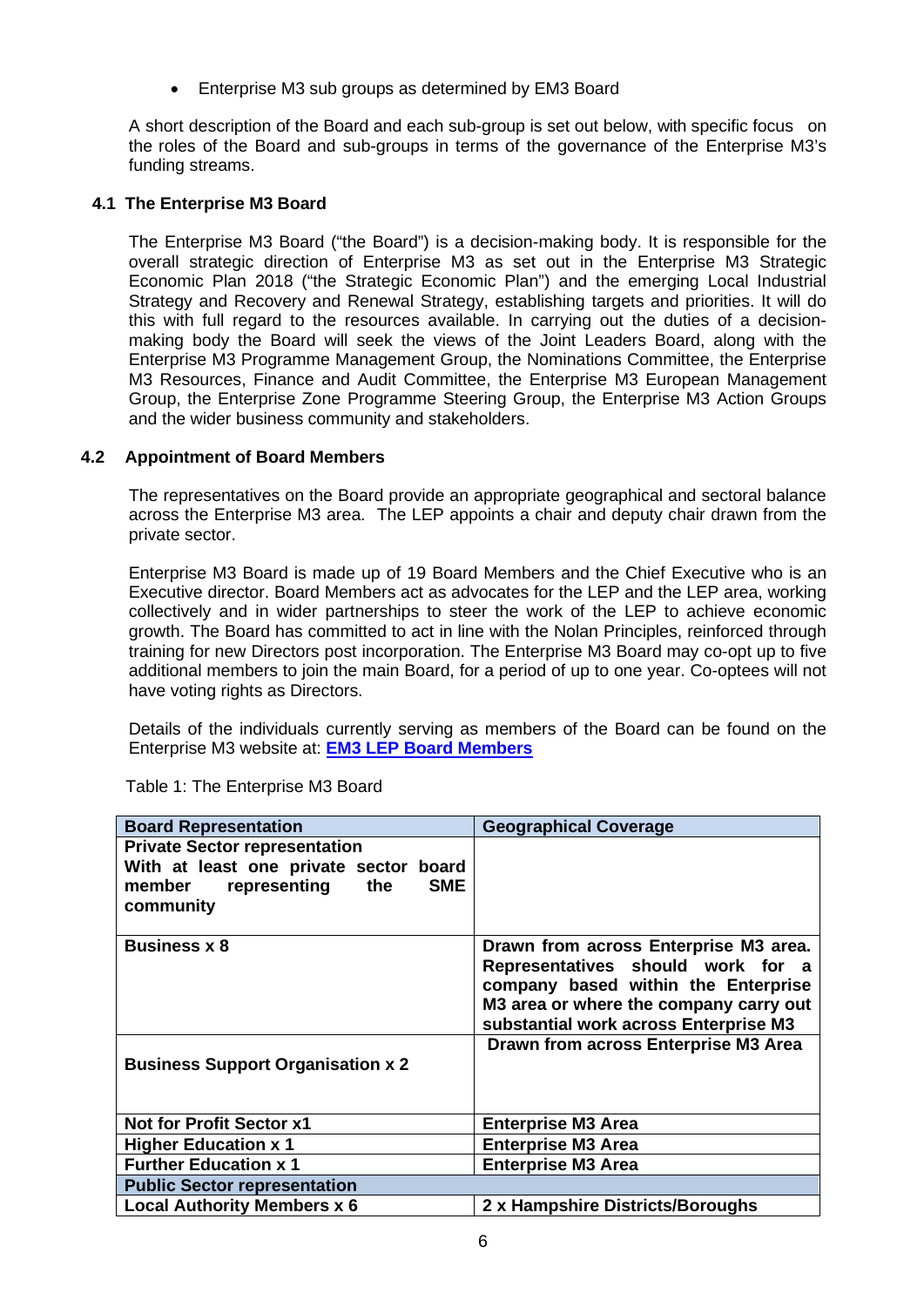- Enterprise M3 sub groups as determined by EM3 Board

A short description of the Board and each sub-group is set out below, with specific focus on the roles of the Board and sub-groups in terms of the governance of the Enterprise M3's funding streams.

### 4.1 The Enterprise M3 Board

The Enterprise M3 Board ("the Board") is a decision-making body. It is responsible for the overall strategic direction of Enterprise M3 as set out in the Enterprise M3 Strategic Economic Plan 2018 ("the Strategic Economic Plan") and the emerging Local Industrial Strategy and Recovery and Renewal Strategy, establishing targets and priorities. It will do this with full regard to the resources available. In carrying out the duties of a decision-making body the Board will seek the views of the Joint Leaders Board, along with the Enterprise M3 Programme Management Group, the Nominations Committee, the Enterprise M3 Resources, Finance and Audit Committee, the Enterprise M3 European Management Group, the Enterprise Zone Programme Steering Group, the Enterprise M3 Action Groups and the wider business community and stakeholders.

### 4.2 Appointment of Board Members

The representatives on the Board provide an appropriate geographical and sectoral balance across the Enterprise M3 area. The LEP appoints a chair and deputy chair drawn from the private sector.

Enterprise M3 Board is made up of 19 Board Members and the Chief Executive who is an Executive director. Board Members act as advocates for the LEP and the LEP area, working collectively and in wider partnerships to steer the work of the LEP to achieve economic growth. The Board has committed to act in line with the Nolan Principles, reinforced through training for new Directors post incorporation. The Enterprise M3 Board may co-opt up to five additional members to join the main Board, for a period of up to one year. Co-optees will not have voting rights as Directors.

Details of the individuals currently serving as members of the Board can be found on the Enterprise M3 website at: **EM3 LEP Board Members**

Table 1: The Enterprise M3 Board

| Board Representation | Geographical Coverage |
|---|---|
| **Private Sector representation** With at least one private sector board member representing the SME community | |
| **Business x 8** | **Drawn from across Enterprise M3 area. Representatives should work for a company based within the Enterprise M3 area or where the company carry out substantial work across Enterprise M3** |
| **Business Support Organisation x 2** | **Drawn from across Enterprise M3 Area** |
| **Not for Profit Sector x1** | **Enterprise M3 Area** |
| **Higher Education x 1** | **Enterprise M3 Area** |
| **Further Education x 1** | **Enterprise M3 Area** |
| **Public Sector representation** | |
| **Local Authority Members x 6** | **2 x Hampshire Districts/Boroughs** |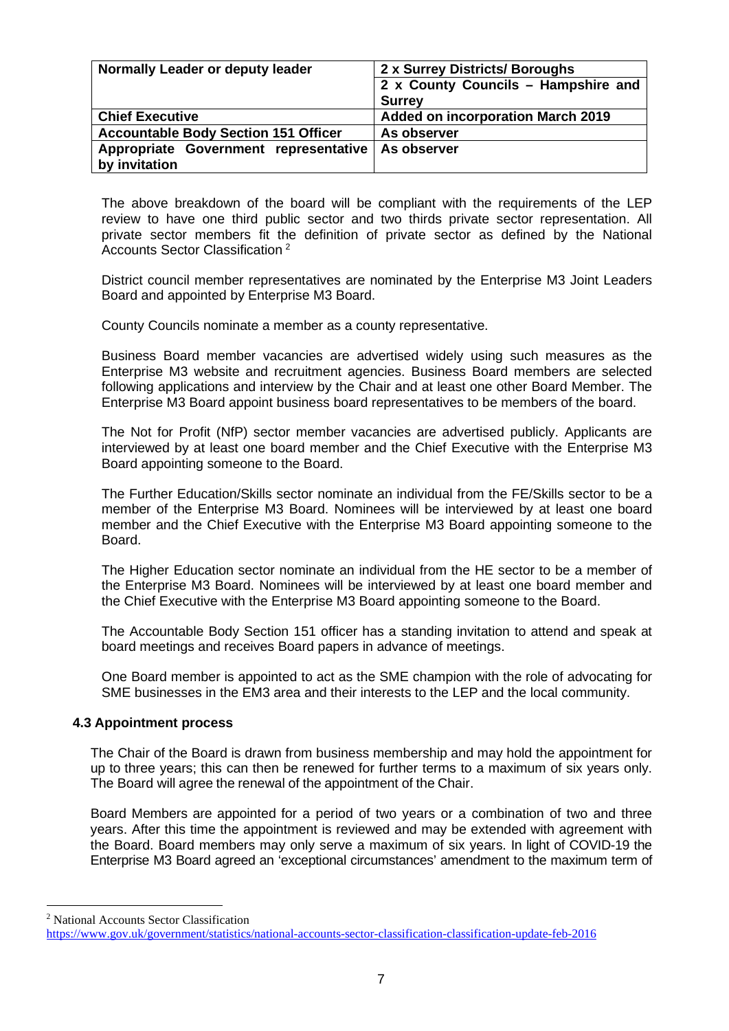| Normally Leader or deputy leader | 2 x Surrey Districts/ Boroughs |
|---|---|
| | 2 x County Councils – Hampshire and Surrey |
| Chief Executive | Added on incorporation March 2019 |
| Accountable Body Section 151 Officer | As observer |
| Appropriate Government representative by invitation | As observer |

The above breakdown of the board will be compliant with the requirements of the LEP review to have one third public sector and two thirds private sector representation. All private sector members fit the definition of private sector as defined by the National Accounts Sector Classification [2]

District council member representatives are nominated by the Enterprise M3 Joint Leaders Board and appointed by Enterprise M3 Board.

County Councils nominate a member as a county representative.

Business Board member vacancies are advertised widely using such measures as the Enterprise M3 website and recruitment agencies. Business Board members are selected following applications and interview by the Chair and at least one other Board Member. The Enterprise M3 Board appoint business board representatives to be members of the board.

The Not for Profit (NfP) sector member vacancies are advertised publicly. Applicants are interviewed by at least one board member and the Chief Executive with the Enterprise M3 Board appointing someone to the Board.

The Further Education/Skills sector nominate an individual from the FE/Skills sector to be a member of the Enterprise M3 Board. Nominees will be interviewed by at least one board member and the Chief Executive with the Enterprise M3 Board appointing someone to the Board.

The Higher Education sector nominate an individual from the HE sector to be a member of the Enterprise M3 Board. Nominees will be interviewed by at least one board member and the Chief Executive with the Enterprise M3 Board appointing someone to the Board.

The Accountable Body Section 151 officer has a standing invitation to attend and speak at board meetings and receives Board papers in advance of meetings.

One Board member is appointed to act as the SME champion with the role of advocating for SME businesses in the EM3 area and their interests to the LEP and the local community.

### 4.3 Appointment process

The Chair of the Board is drawn from business membership and may hold the appointment for up to three years; this can then be renewed for further terms to a maximum of six years only. The Board will agree the renewal of the appointment of the Chair.

Board Members are appointed for a period of two years or a combination of two and three years. After this time the appointment is reviewed and may be extended with agreement with the Board. Board members may only serve a maximum of six years. In light of COVID-19 the Enterprise M3 Board agreed an 'exceptional circumstances' amendment to the maximum term of

---

[2] National Accounts Sector Classification https://www.gov.uk/government/statistics/national-accounts-sector-classification-classification-update-feb-2016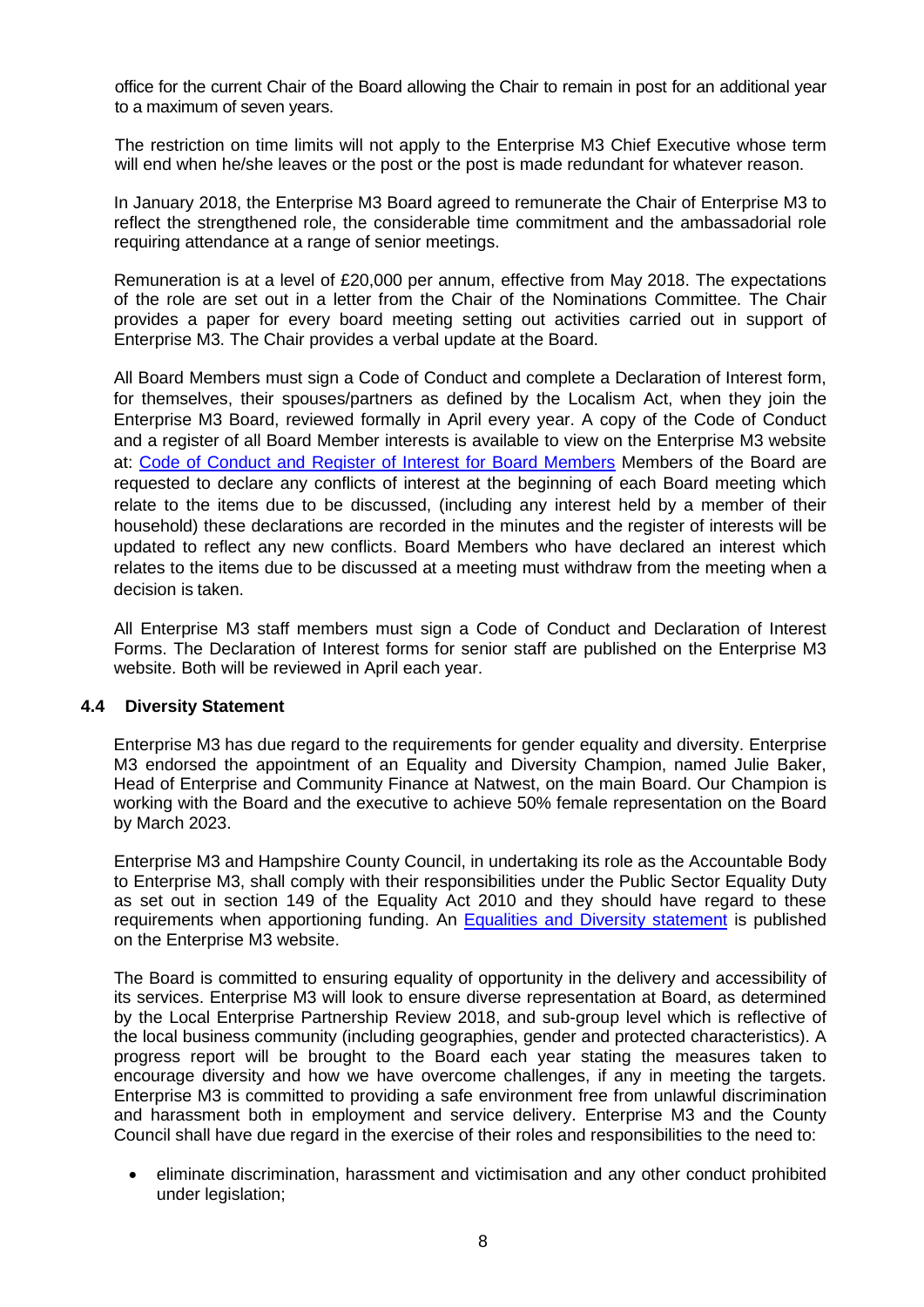office for the current Chair of the Board allowing the Chair to remain in post for an additional year to a maximum of seven years.

The restriction on time limits will not apply to the Enterprise M3 Chief Executive whose term will end when he/she leaves or the post or the post is made redundant for whatever reason.

In January 2018, the Enterprise M3 Board agreed to remunerate the Chair of Enterprise M3 to reflect the strengthened role, the considerable time commitment and the ambassadorial role requiring attendance at a range of senior meetings.

Remuneration is at a level of £20,000 per annum, effective from May 2018. The expectations of the role are set out in a letter from the Chair of the Nominations Committee. The Chair provides a paper for every board meeting setting out activities carried out in support of Enterprise M3. The Chair provides a verbal update at the Board.

All Board Members must sign a Code of Conduct and complete a Declaration of Interest form, for themselves, their spouses/partners as defined by the Localism Act, when they join the Enterprise M3 Board, reviewed formally in April every year. A copy of the Code of Conduct and a register of all Board Member interests is available to view on the Enterprise M3 website at: [Code of Conduct and Register of Interest for Board Members] Members of the Board are requested to declare any conflicts of interest at the beginning of each Board meeting which relate to the items due to be discussed, (including any interest held by a member of their household) these declarations are recorded in the minutes and the register of interests will be updated to reflect any new conflicts. Board Members who have declared an interest which relates to the items due to be discussed at a meeting must withdraw from the meeting when a decision is taken.

All Enterprise M3 staff members must sign a Code of Conduct and Declaration of Interest Forms. The Declaration of Interest forms for senior staff are published on the Enterprise M3 website. Both will be reviewed in April each year.

### 4.4 Diversity Statement

Enterprise M3 has due regard to the requirements for gender equality and diversity. Enterprise M3 endorsed the appointment of an Equality and Diversity Champion, named Julie Baker, Head of Enterprise and Community Finance at Natwest, on the main Board. Our Champion is working with the Board and the executive to achieve 50% female representation on the Board by March 2023.

Enterprise M3 and Hampshire County Council, in undertaking its role as the Accountable Body to Enterprise M3, shall comply with their responsibilities under the Public Sector Equality Duty as set out in section 149 of the Equality Act 2010 and they should have regard to these requirements when apportioning funding. An [Equalities and Diversity statement] is published on the Enterprise M3 website.

The Board is committed to ensuring equality of opportunity in the delivery and accessibility of its services. Enterprise M3 will look to ensure diverse representation at Board, as determined by the Local Enterprise Partnership Review 2018, and sub-group level which is reflective of the local business community (including geographies, gender and protected characteristics). A progress report will be brought to the Board each year stating the measures taken to encourage diversity and how we have overcome challenges, if any in meeting the targets. Enterprise M3 is committed to providing a safe environment free from unlawful discrimination and harassment both in employment and service delivery. Enterprise M3 and the County Council shall have due regard in the exercise of their roles and responsibilities to the need to:

- eliminate discrimination, harassment and victimisation and any other conduct prohibited under legislation;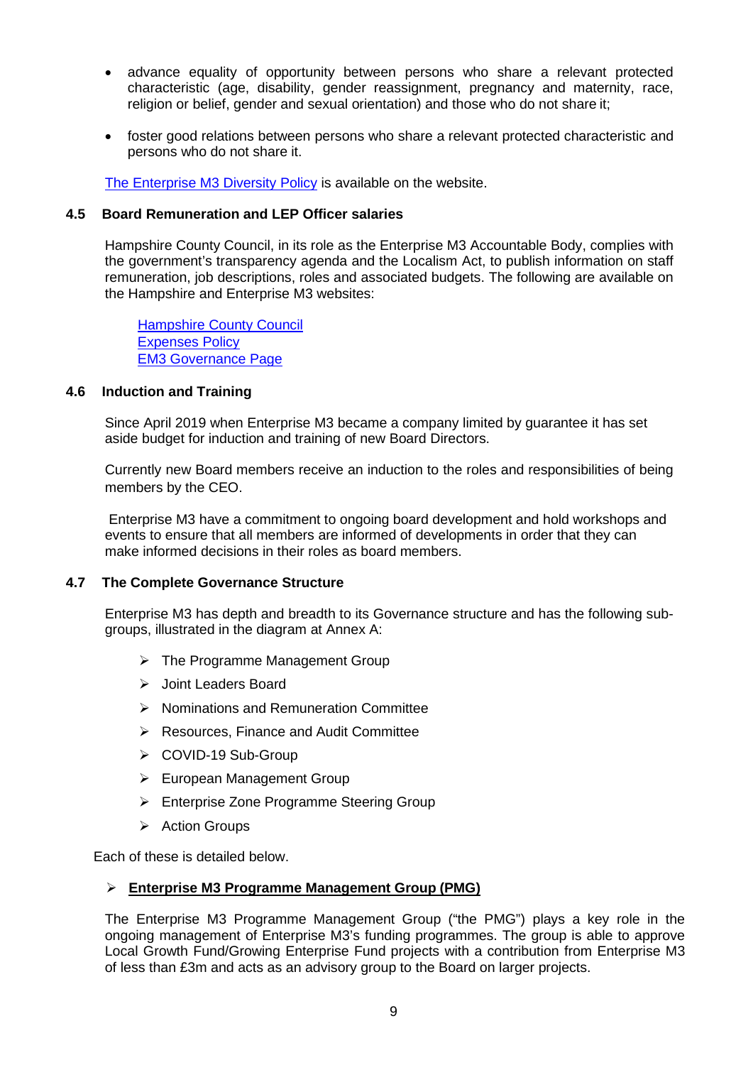- advance equality of opportunity between persons who share a relevant protected characteristic (age, disability, gender reassignment, pregnancy and maternity, race, religion or belief, gender and sexual orientation) and those who do not share it;
- foster good relations between persons who share a relevant protected characteristic and persons who do not share it.

The Enterprise M3 Diversity Policy is available on the website.

### 4.5 Board Remuneration and LEP Officer salaries

Hampshire County Council, in its role as the Enterprise M3 Accountable Body, complies with the government's transparency agenda and the Localism Act, to publish information on staff remuneration, job descriptions, roles and associated budgets. The following are available on the Hampshire and Enterprise M3 websites:

Hampshire County Council
Expenses Policy
EM3 Governance Page

### 4.6 Induction and Training

Since April 2019 when Enterprise M3 became a company limited by guarantee it has set aside budget for induction and training of new Board Directors.

Currently new Board members receive an induction to the roles and responsibilities of being members by the CEO.

Enterprise M3 have a commitment to ongoing board development and hold workshops and events to ensure that all members are informed of developments in order that they can make informed decisions in their roles as board members.

### 4.7 The Complete Governance Structure

Enterprise M3 has depth and breadth to its Governance structure and has the following sub-groups, illustrated in the diagram at Annex A:

- The Programme Management Group
- Joint Leaders Board
- Nominations and Remuneration Committee
- Resources, Finance and Audit Committee
- COVID-19 Sub-Group
- European Management Group
- Enterprise Zone Programme Steering Group
- Action Groups

Each of these is detailed below.

- **Enterprise M3 Programme Management Group (PMG)**

The Enterprise M3 Programme Management Group ("the PMG") plays a key role in the ongoing management of Enterprise M3's funding programmes. The group is able to approve Local Growth Fund/Growing Enterprise Fund projects with a contribution from Enterprise M3 of less than £3m and acts as an advisory group to the Board on larger projects.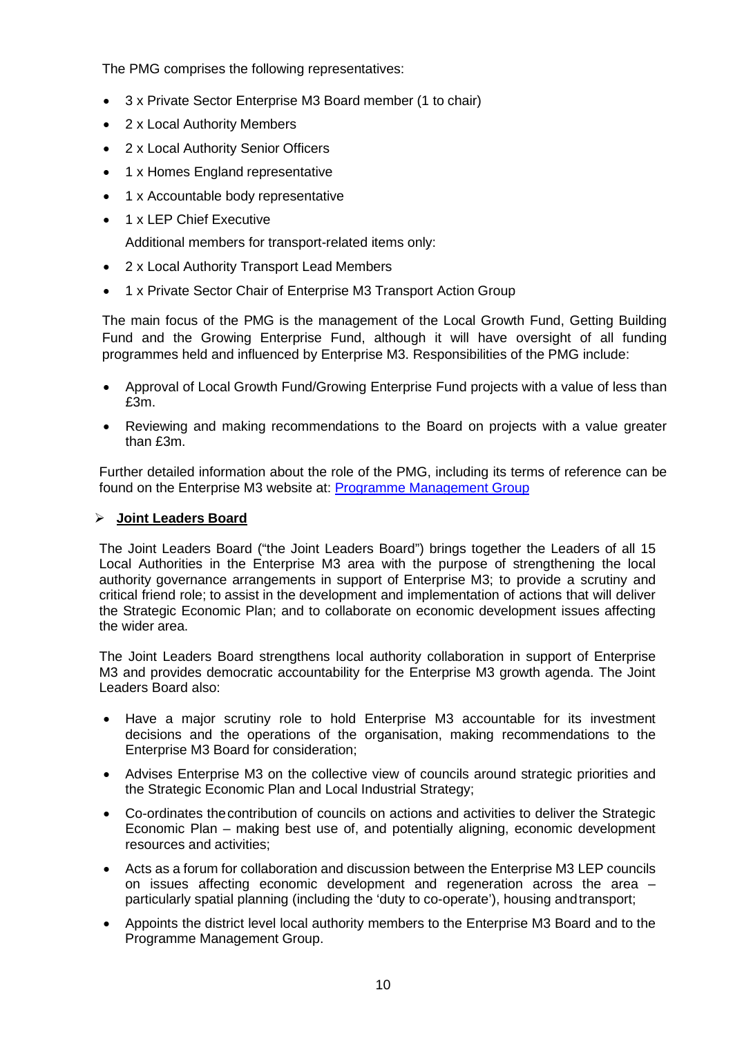The PMG comprises the following representatives:

- 3 x Private Sector Enterprise M3 Board member (1 to chair)
- 2 x Local Authority Members
- 2 x Local Authority Senior Officers
- 1 x Homes England representative
- 1 x Accountable body representative
- 1 x LEP Chief Executive

  Additional members for transport-related items only:

- 2 x Local Authority Transport Lead Members
- 1 x Private Sector Chair of Enterprise M3 Transport Action Group

The main focus of the PMG is the management of the Local Growth Fund, Getting Building Fund and the Growing Enterprise Fund, although it will have oversight of all funding programmes held and influenced by Enterprise M3. Responsibilities of the PMG include:

- Approval of Local Growth Fund/Growing Enterprise Fund projects with a value of less than £3m.
- Reviewing and making recommendations to the Board on projects with a value greater than £3m.

Further detailed information about the role of the PMG, including its terms of reference can be found on the Enterprise M3 website at: [Programme Management Group]

- **Joint Leaders Board**

The Joint Leaders Board ("the Joint Leaders Board") brings together the Leaders of all 15 Local Authorities in the Enterprise M3 area with the purpose of strengthening the local authority governance arrangements in support of Enterprise M3; to provide a scrutiny and critical friend role; to assist in the development and implementation of actions that will deliver the Strategic Economic Plan; and to collaborate on economic development issues affecting the wider area.

The Joint Leaders Board strengthens local authority collaboration in support of Enterprise M3 and provides democratic accountability for the Enterprise M3 growth agenda. The Joint Leaders Board also:

- Have a major scrutiny role to hold Enterprise M3 accountable for its investment decisions and the operations of the organisation, making recommendations to the Enterprise M3 Board for consideration;
- Advises Enterprise M3 on the collective view of councils around strategic priorities and the Strategic Economic Plan and Local Industrial Strategy;
- Co-ordinates the contribution of councils on actions and activities to deliver the Strategic Economic Plan – making best use of, and potentially aligning, economic development resources and activities;
- Acts as a forum for collaboration and discussion between the Enterprise M3 LEP councils on issues affecting economic development and regeneration across the area – particularly spatial planning (including the 'duty to co-operate'), housing and transport;
- Appoints the district level local authority members to the Enterprise M3 Board and to the Programme Management Group.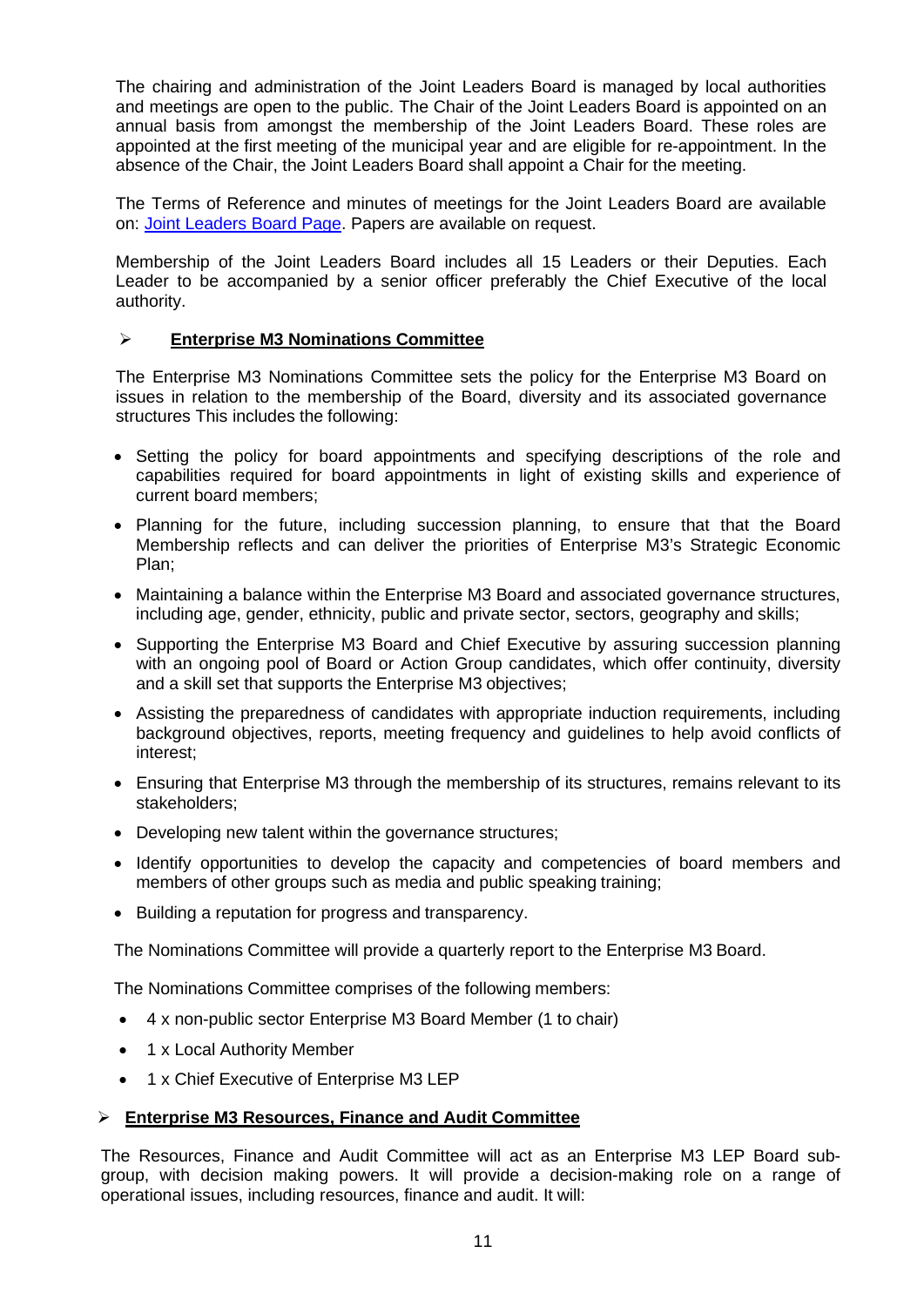The chairing and administration of the Joint Leaders Board is managed by local authorities and meetings are open to the public. The Chair of the Joint Leaders Board is appointed on an annual basis from amongst the membership of the Joint Leaders Board. These roles are appointed at the first meeting of the municipal year and are eligible for re-appointment. In the absence of the Chair, the Joint Leaders Board shall appoint a Chair for the meeting.

The Terms of Reference and minutes of meetings for the Joint Leaders Board are available on: [Joint Leaders Board Page](). Papers are available on request.

Membership of the Joint Leaders Board includes all 15 Leaders or their Deputies. Each Leader to be accompanied by a senior officer preferably the Chief Executive of the local authority.

## **Enterprise M3 Nominations Committee**

The Enterprise M3 Nominations Committee sets the policy for the Enterprise M3 Board on issues in relation to the membership of the Board, diversity and its associated governance structures This includes the following:

- Setting the policy for board appointments and specifying descriptions of the role and capabilities required for board appointments in light of existing skills and experience of current board members;
- Planning for the future, including succession planning, to ensure that that the Board Membership reflects and can deliver the priorities of Enterprise M3's Strategic Economic Plan;
- Maintaining a balance within the Enterprise M3 Board and associated governance structures, including age, gender, ethnicity, public and private sector, sectors, geography and skills;
- Supporting the Enterprise M3 Board and Chief Executive by assuring succession planning with an ongoing pool of Board or Action Group candidates, which offer continuity, diversity and a skill set that supports the Enterprise M3 objectives;
- Assisting the preparedness of candidates with appropriate induction requirements, including background objectives, reports, meeting frequency and guidelines to help avoid conflicts of interest;
- Ensuring that Enterprise M3 through the membership of its structures, remains relevant to its stakeholders;
- Developing new talent within the governance structures;
- Identify opportunities to develop the capacity and competencies of board members and members of other groups such as media and public speaking training;
- Building a reputation for progress and transparency.

The Nominations Committee will provide a quarterly report to the Enterprise M3 Board.

The Nominations Committee comprises of the following members:

- 4 x non-public sector Enterprise M3 Board Member (1 to chair)
- 1 x Local Authority Member
- 1 x Chief Executive of Enterprise M3 LEP

## **Enterprise M3 Resources, Finance and Audit Committee**

The Resources, Finance and Audit Committee will act as an Enterprise M3 LEP Board sub-group, with decision making powers. It will provide a decision-making role on a range of operational issues, including resources, finance and audit. It will: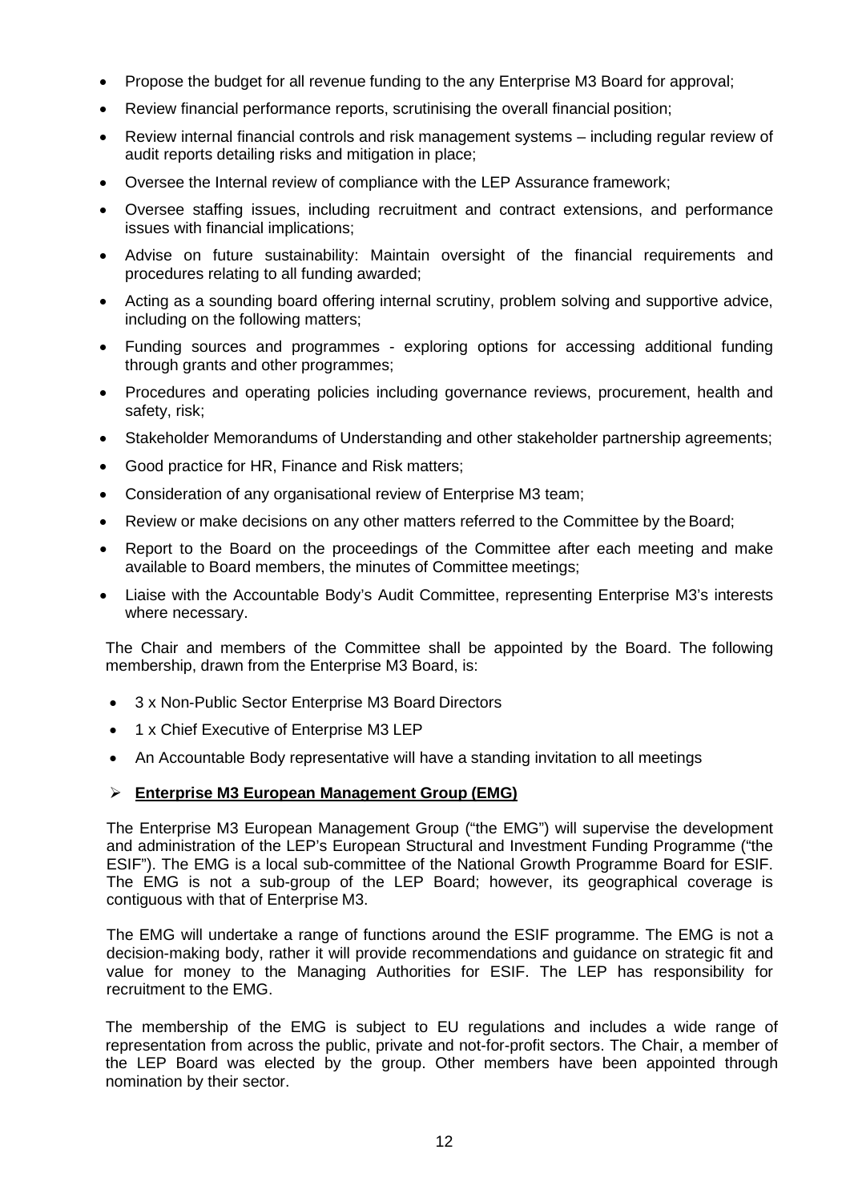- Propose the budget for all revenue funding to the any Enterprise M3 Board for approval;
- Review financial performance reports, scrutinising the overall financial position;
- Review internal financial controls and risk management systems – including regular review of audit reports detailing risks and mitigation in place;
- Oversee the Internal review of compliance with the LEP Assurance framework;
- Oversee staffing issues, including recruitment and contract extensions, and performance issues with financial implications;
- Advise on future sustainability: Maintain oversight of the financial requirements and procedures relating to all funding awarded;
- Acting as a sounding board offering internal scrutiny, problem solving and supportive advice, including on the following matters;
- Funding sources and programmes - exploring options for accessing additional funding through grants and other programmes;
- Procedures and operating policies including governance reviews, procurement, health and safety, risk;
- Stakeholder Memorandums of Understanding and other stakeholder partnership agreements;
- Good practice for HR, Finance and Risk matters;
- Consideration of any organisational review of Enterprise M3 team;
- Review or make decisions on any other matters referred to the Committee by the Board;
- Report to the Board on the proceedings of the Committee after each meeting and make available to Board members, the minutes of Committee meetings;
- Liaise with the Accountable Body's Audit Committee, representing Enterprise M3's interests where necessary.

The Chair and members of the Committee shall be appointed by the Board. The following membership, drawn from the Enterprise M3 Board, is:

- 3 x Non-Public Sector Enterprise M3 Board Directors
- 1 x Chief Executive of Enterprise M3 LEP
- An Accountable Body representative will have a standing invitation to all meetings

- **Enterprise M3 European Management Group (EMG)**

The Enterprise M3 European Management Group ("the EMG") will supervise the development and administration of the LEP's European Structural and Investment Funding Programme ("the ESIF"). The EMG is a local sub-committee of the National Growth Programme Board for ESIF. The EMG is not a sub-group of the LEP Board; however, its geographical coverage is contiguous with that of Enterprise M3.

The EMG will undertake a range of functions around the ESIF programme. The EMG is not a decision-making body, rather it will provide recommendations and guidance on strategic fit and value for money to the Managing Authorities for ESIF. The LEP has responsibility for recruitment to the EMG.

The membership of the EMG is subject to EU regulations and includes a wide range of representation from across the public, private and not-for-profit sectors. The Chair, a member of the LEP Board was elected by the group. Other members have been appointed through nomination by their sector.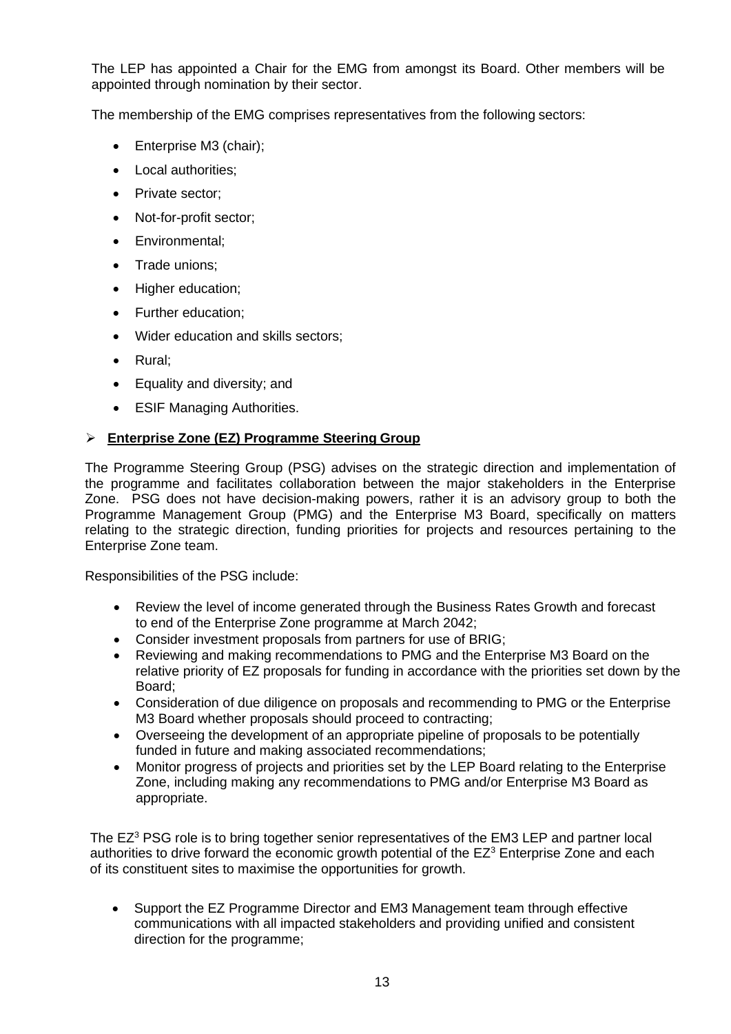The LEP has appointed a Chair for the EMG from amongst its Board. Other members will be appointed through nomination by their sector.

The membership of the EMG comprises representatives from the following sectors:

- Enterprise M3 (chair);
- Local authorities;
- Private sector;
- Not-for-profit sector;
- Environmental;
- Trade unions;
- Higher education;
- Further education;
- Wider education and skills sectors;
- Rural;
- Equality and diversity; and
- ESIF Managing Authorities.

### **Enterprise Zone (EZ) Programme Steering Group**

The Programme Steering Group (PSG) advises on the strategic direction and implementation of the programme and facilitates collaboration between the major stakeholders in the Enterprise Zone. PSG does not have decision-making powers, rather it is an advisory group to both the Programme Management Group (PMG) and the Enterprise M3 Board, specifically on matters relating to the strategic direction, funding priorities for projects and resources pertaining to the Enterprise Zone team.

Responsibilities of the PSG include:

- Review the level of income generated through the Business Rates Growth and forecast to end of the Enterprise Zone programme at March 2042;
- Consider investment proposals from partners for use of BRIG;
- Reviewing and making recommendations to PMG and the Enterprise M3 Board on the relative priority of EZ proposals for funding in accordance with the priorities set down by the Board;
- Consideration of due diligence on proposals and recommending to PMG or the Enterprise M3 Board whether proposals should proceed to contracting;
- Overseeing the development of an appropriate pipeline of proposals to be potentially funded in future and making associated recommendations;
- Monitor progress of projects and priorities set by the LEP Board relating to the Enterprise Zone, including making any recommendations to PMG and/or Enterprise M3 Board as appropriate.

The $EZ^3$ PSG role is to bring together senior representatives of the EM3 LEP and partner local authorities to drive forward the economic growth potential of the $EZ^3$ Enterprise Zone and each of its constituent sites to maximise the opportunities for growth.

- Support the EZ Programme Director and EM3 Management team through effective communications with all impacted stakeholders and providing unified and consistent direction for the programme;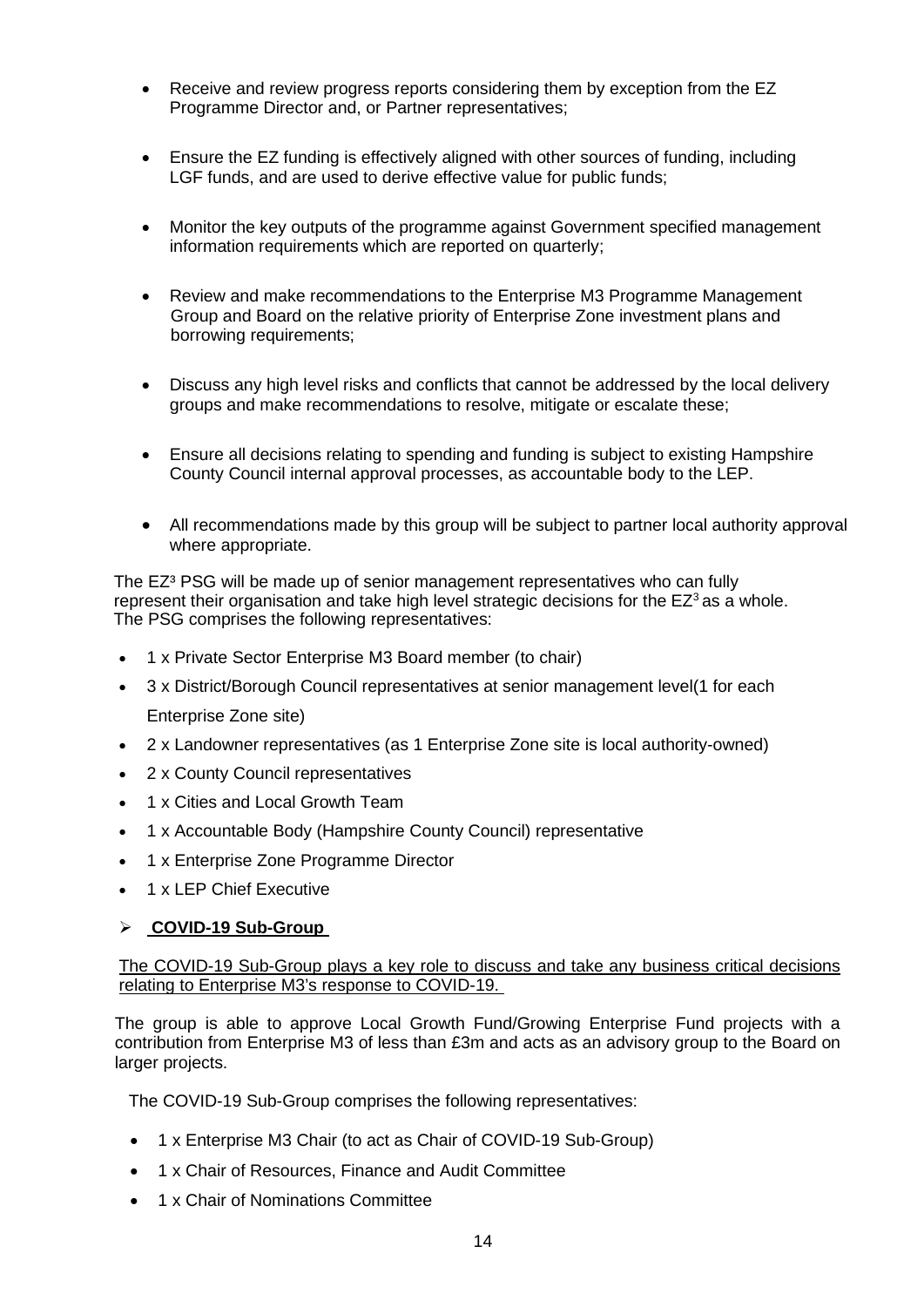- Receive and review progress reports considering them by exception from the EZ Programme Director and, or Partner representatives;

- Ensure the EZ funding is effectively aligned with other sources of funding, including LGF funds, and are used to derive effective value for public funds;

- Monitor the key outputs of the programme against Government specified management information requirements which are reported on quarterly;

- Review and make recommendations to the Enterprise M3 Programme Management Group and Board on the relative priority of Enterprise Zone investment plans and borrowing requirements;

- Discuss any high level risks and conflicts that cannot be addressed by the local delivery groups and make recommendations to resolve, mitigate or escalate these;

- Ensure all decisions relating to spending and funding is subject to existing Hampshire County Council internal approval processes, as accountable body to the LEP.

- All recommendations made by this group will be subject to partner local authority approval where appropriate.

The $EZ^3$ PSG will be made up of senior management representatives who can fully represent their organisation and take high level strategic decisions for the $EZ^3$ as a whole. The PSG comprises the following representatives:

- 1 x Private Sector Enterprise M3 Board member (to chair)
- 3 x District/Borough Council representatives at senior management level(1 for each Enterprise Zone site)
- 2 x Landowner representatives (as 1 Enterprise Zone site is local authority-owned)
- 2 x County Council representatives
- 1 x Cities and Local Growth Team
- 1 x Accountable Body (Hampshire County Council) representative
- 1 x Enterprise Zone Programme Director
- 1 x LEP Chief Executive

- **COVID-19 Sub-Group**

The COVID-19 Sub-Group plays a key role to discuss and take any business critical decisions relating to Enterprise M3's response to COVID-19.

The group is able to approve Local Growth Fund/Growing Enterprise Fund projects with a contribution from Enterprise M3 of less than £3m and acts as an advisory group to the Board on larger projects.

The COVID-19 Sub-Group comprises the following representatives:

- 1 x Enterprise M3 Chair (to act as Chair of COVID-19 Sub-Group)
- 1 x Chair of Resources, Finance and Audit Committee
- 1 x Chair of Nominations Committee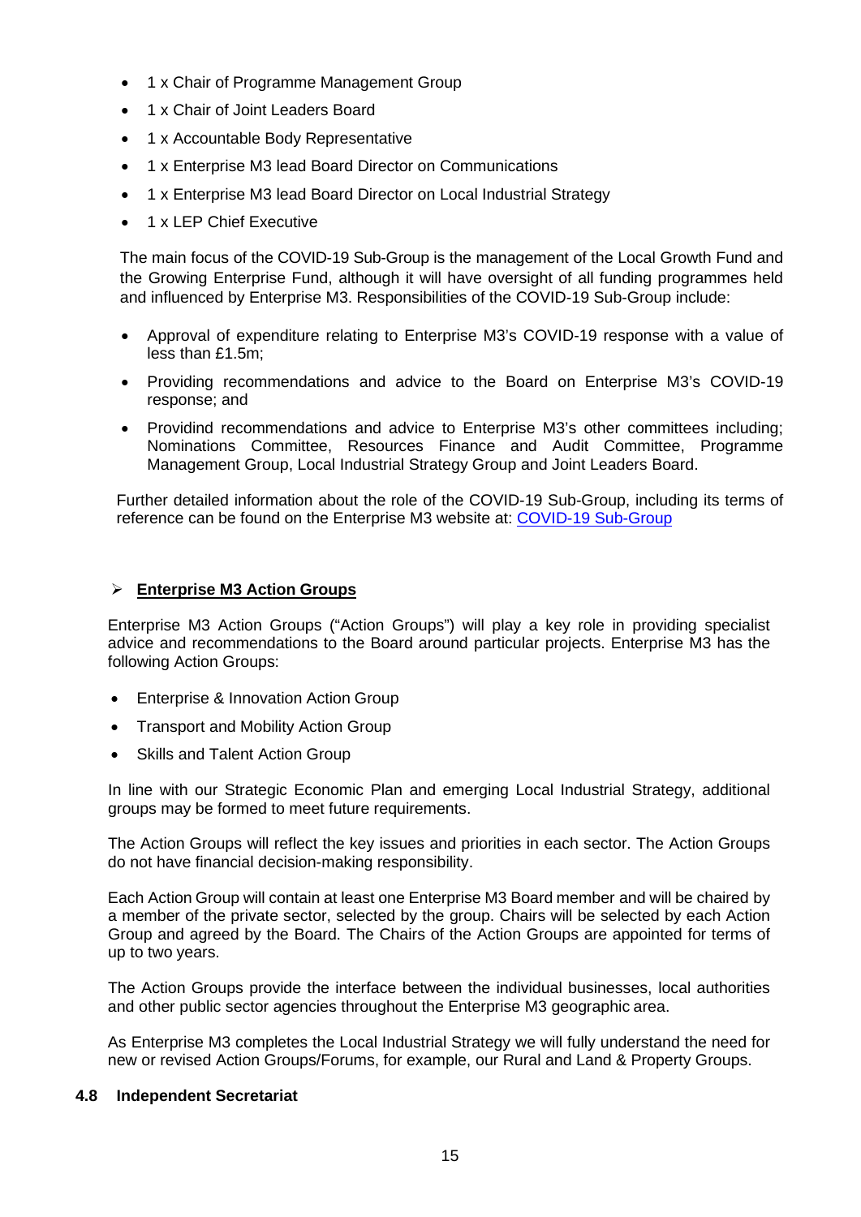- 1 x Chair of Programme Management Group
- 1 x Chair of Joint Leaders Board
- 1 x Accountable Body Representative
- 1 x Enterprise M3 lead Board Director on Communications
- 1 x Enterprise M3 lead Board Director on Local Industrial Strategy
- 1 x LEP Chief Executive

The main focus of the COVID-19 Sub-Group is the management of the Local Growth Fund and the Growing Enterprise Fund, although it will have oversight of all funding programmes held and influenced by Enterprise M3. Responsibilities of the COVID-19 Sub-Group include:

- Approval of expenditure relating to Enterprise M3's COVID-19 response with a value of less than £1.5m;
- Providing recommendations and advice to the Board on Enterprise M3's COVID-19 response; and
- Providind recommendations and advice to Enterprise M3's other committees including; Nominations Committee, Resources Finance and Audit Committee, Programme Management Group, Local Industrial Strategy Group and Joint Leaders Board.

Further detailed information about the role of the COVID-19 Sub-Group, including its terms of reference can be found on the Enterprise M3 website at: [COVID-19 Sub-Group]

➢ **Enterprise M3 Action Groups**

Enterprise M3 Action Groups ("Action Groups") will play a key role in providing specialist advice and recommendations to the Board around particular projects. Enterprise M3 has the following Action Groups:

- Enterprise & Innovation Action Group
- Transport and Mobility Action Group
- Skills and Talent Action Group

In line with our Strategic Economic Plan and emerging Local Industrial Strategy, additional groups may be formed to meet future requirements.

The Action Groups will reflect the key issues and priorities in each sector. The Action Groups do not have financial decision-making responsibility.

Each Action Group will contain at least one Enterprise M3 Board member and will be chaired by a member of the private sector, selected by the group. Chairs will be selected by each Action Group and agreed by the Board. The Chairs of the Action Groups are appointed for terms of up to two years.

The Action Groups provide the interface between the individual businesses, local authorities and other public sector agencies throughout the Enterprise M3 geographic area.

As Enterprise M3 completes the Local Industrial Strategy we will fully understand the need for new or revised Action Groups/Forums, for example, our Rural and Land & Property Groups.

### 4.8 Independent Secretariat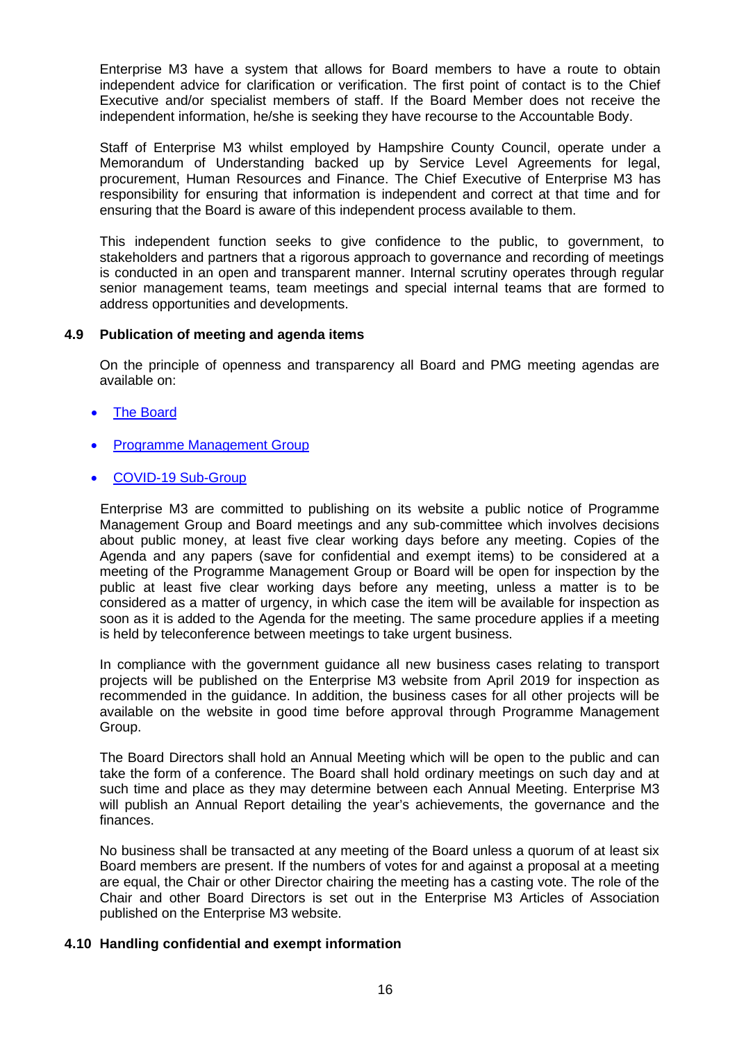Enterprise M3 have a system that allows for Board members to have a route to obtain independent advice for clarification or verification. The first point of contact is to the Chief Executive and/or specialist members of staff. If the Board Member does not receive the independent information, he/she is seeking they have recourse to the Accountable Body.

Staff of Enterprise M3 whilst employed by Hampshire County Council, operate under a Memorandum of Understanding backed up by Service Level Agreements for legal, procurement, Human Resources and Finance. The Chief Executive of Enterprise M3 has responsibility for ensuring that information is independent and correct at that time and for ensuring that the Board is aware of this independent process available to them.

This independent function seeks to give confidence to the public, to government, to stakeholders and partners that a rigorous approach to governance and recording of meetings is conducted in an open and transparent manner. Internal scrutiny operates through regular senior management teams, team meetings and special internal teams that are formed to address opportunities and developments.

### 4.9 Publication of meeting and agenda items

On the principle of openness and transparency all Board and PMG meeting agendas are available on:

- The Board
- Programme Management Group
- COVID-19 Sub-Group

Enterprise M3 are committed to publishing on its website a public notice of Programme Management Group and Board meetings and any sub-committee which involves decisions about public money, at least five clear working days before any meeting. Copies of the Agenda and any papers (save for confidential and exempt items) to be considered at a meeting of the Programme Management Group or Board will be open for inspection by the public at least five clear working days before any meeting, unless a matter is to be considered as a matter of urgency, in which case the item will be available for inspection as soon as it is added to the Agenda for the meeting. The same procedure applies if a meeting is held by teleconference between meetings to take urgent business.

In compliance with the government guidance all new business cases relating to transport projects will be published on the Enterprise M3 website from April 2019 for inspection as recommended in the guidance. In addition, the business cases for all other projects will be available on the website in good time before approval through Programme Management Group.

The Board Directors shall hold an Annual Meeting which will be open to the public and can take the form of a conference. The Board shall hold ordinary meetings on such day and at such time and place as they may determine between each Annual Meeting. Enterprise M3 will publish an Annual Report detailing the year's achievements, the governance and the finances.

No business shall be transacted at any meeting of the Board unless a quorum of at least six Board members are present. If the numbers of votes for and against a proposal at a meeting are equal, the Chair or other Director chairing the meeting has a casting vote. The role of the Chair and other Board Directors is set out in the Enterprise M3 Articles of Association published on the Enterprise M3 website.

### 4.10 Handling confidential and exempt information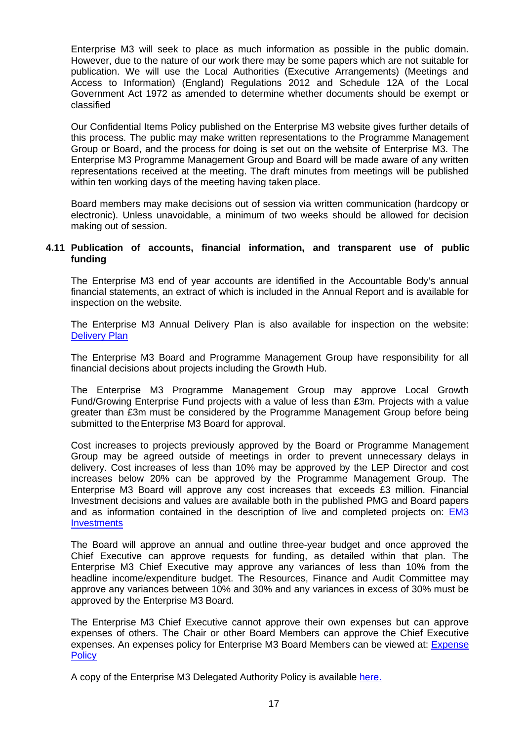Enterprise M3 will seek to place as much information as possible in the public domain. However, due to the nature of our work there may be some papers which are not suitable for publication. We will use the Local Authorities (Executive Arrangements) (Meetings and Access to Information) (England) Regulations 2012 and Schedule 12A of the Local Government Act 1972 as amended to determine whether documents should be exempt or classified

Our Confidential Items Policy published on the Enterprise M3 website gives further details of this process. The public may make written representations to the Programme Management Group or Board, and the process for doing is set out on the website of Enterprise M3. The Enterprise M3 Programme Management Group and Board will be made aware of any written representations received at the meeting. The draft minutes from meetings will be published within ten working days of the meeting having taken place.

Board members may make decisions out of session via written communication (hardcopy or electronic). Unless unavoidable, a minimum of two weeks should be allowed for decision making out of session.

### 4.11 Publication of accounts, financial information, and transparent use of public funding

The Enterprise M3 end of year accounts are identified in the Accountable Body's annual financial statements, an extract of which is included in the Annual Report and is available for inspection on the website.

The Enterprise M3 Annual Delivery Plan is also available for inspection on the website: [Delivery Plan]

The Enterprise M3 Board and Programme Management Group have responsibility for all financial decisions about projects including the Growth Hub.

The Enterprise M3 Programme Management Group may approve Local Growth Fund/Growing Enterprise Fund projects with a value of less than £3m. Projects with a value greater than £3m must be considered by the Programme Management Group before being submitted to the Enterprise M3 Board for approval.

Cost increases to projects previously approved by the Board or Programme Management Group may be agreed outside of meetings in order to prevent unnecessary delays in delivery. Cost increases of less than 10% may be approved by the LEP Director and cost increases below 20% can be approved by the Programme Management Group. The Enterprise M3 Board will approve any cost increases that exceeds £3 million. Financial Investment decisions and values are available both in the published PMG and Board papers and as information contained in the description of live and completed projects on: [EM3 Investments]

The Board will approve an annual and outline three-year budget and once approved the Chief Executive can approve requests for funding, as detailed within that plan. The Enterprise M3 Chief Executive may approve any variances of less than 10% from the headline income/expenditure budget. The Resources, Finance and Audit Committee may approve any variances between 10% and 30% and any variances in excess of 30% must be approved by the Enterprise M3 Board.

The Enterprise M3 Chief Executive cannot approve their own expenses but can approve expenses of others. The Chair or other Board Members can approve the Chief Executive expenses. An expenses policy for Enterprise M3 Board Members can be viewed at: [Expense Policy]

A copy of the Enterprise M3 Delegated Authority Policy is available [here.]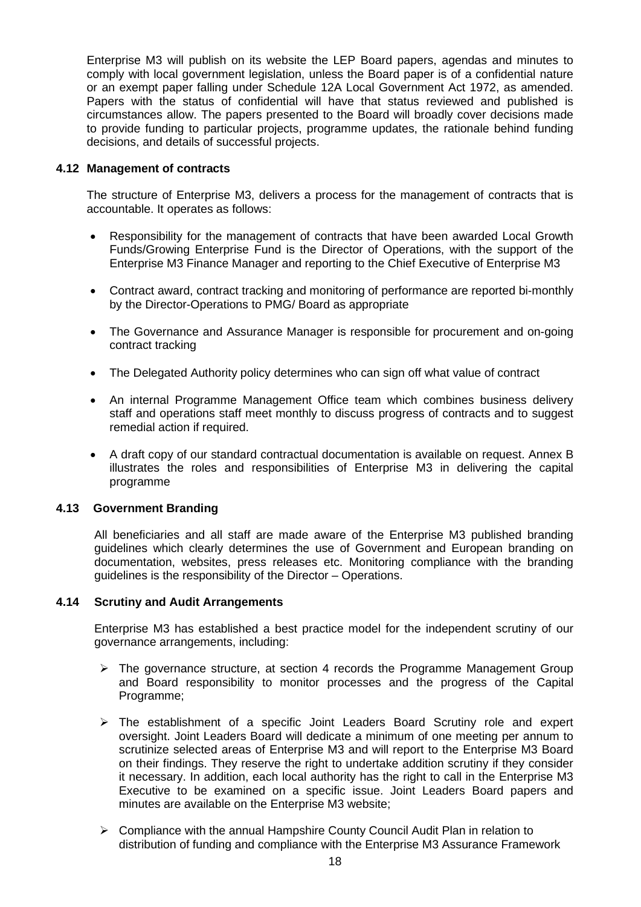Enterprise M3 will publish on its website the LEP Board papers, agendas and minutes to comply with local government legislation, unless the Board paper is of a confidential nature or an exempt paper falling under Schedule 12A Local Government Act 1972, as amended. Papers with the status of confidential will have that status reviewed and published is circumstances allow. The papers presented to the Board will broadly cover decisions made to provide funding to particular projects, programme updates, the rationale behind funding decisions, and details of successful projects.

### 4.12 Management of contracts

The structure of Enterprise M3, delivers a process for the management of contracts that is accountable. It operates as follows:

- Responsibility for the management of contracts that have been awarded Local Growth Funds/Growing Enterprise Fund is the Director of Operations, with the support of the Enterprise M3 Finance Manager and reporting to the Chief Executive of Enterprise M3
- Contract award, contract tracking and monitoring of performance are reported bi-monthly by the Director-Operations to PMG/ Board as appropriate
- The Governance and Assurance Manager is responsible for procurement and on-going contract tracking
- The Delegated Authority policy determines who can sign off what value of contract
- An internal Programme Management Office team which combines business delivery staff and operations staff meet monthly to discuss progress of contracts and to suggest remedial action if required.
- A draft copy of our standard contractual documentation is available on request. Annex B illustrates the roles and responsibilities of Enterprise M3 in delivering the capital programme

### 4.13 Government Branding

All beneficiaries and all staff are made aware of the Enterprise M3 published branding guidelines which clearly determines the use of Government and European branding on documentation, websites, press releases etc. Monitoring compliance with the branding guidelines is the responsibility of the Director – Operations.

### 4.14 Scrutiny and Audit Arrangements

Enterprise M3 has established a best practice model for the independent scrutiny of our governance arrangements, including:

- The governance structure, at section 4 records the Programme Management Group and Board responsibility to monitor processes and the progress of the Capital Programme;
- The establishment of a specific Joint Leaders Board Scrutiny role and expert oversight. Joint Leaders Board will dedicate a minimum of one meeting per annum to scrutinize selected areas of Enterprise M3 and will report to the Enterprise M3 Board on their findings. They reserve the right to undertake addition scrutiny if they consider it necessary. In addition, each local authority has the right to call in the Enterprise M3 Executive to be examined on a specific issue. Joint Leaders Board papers and minutes are available on the Enterprise M3 website;
- Compliance with the annual Hampshire County Council Audit Plan in relation to distribution of funding and compliance with the Enterprise M3 Assurance Framework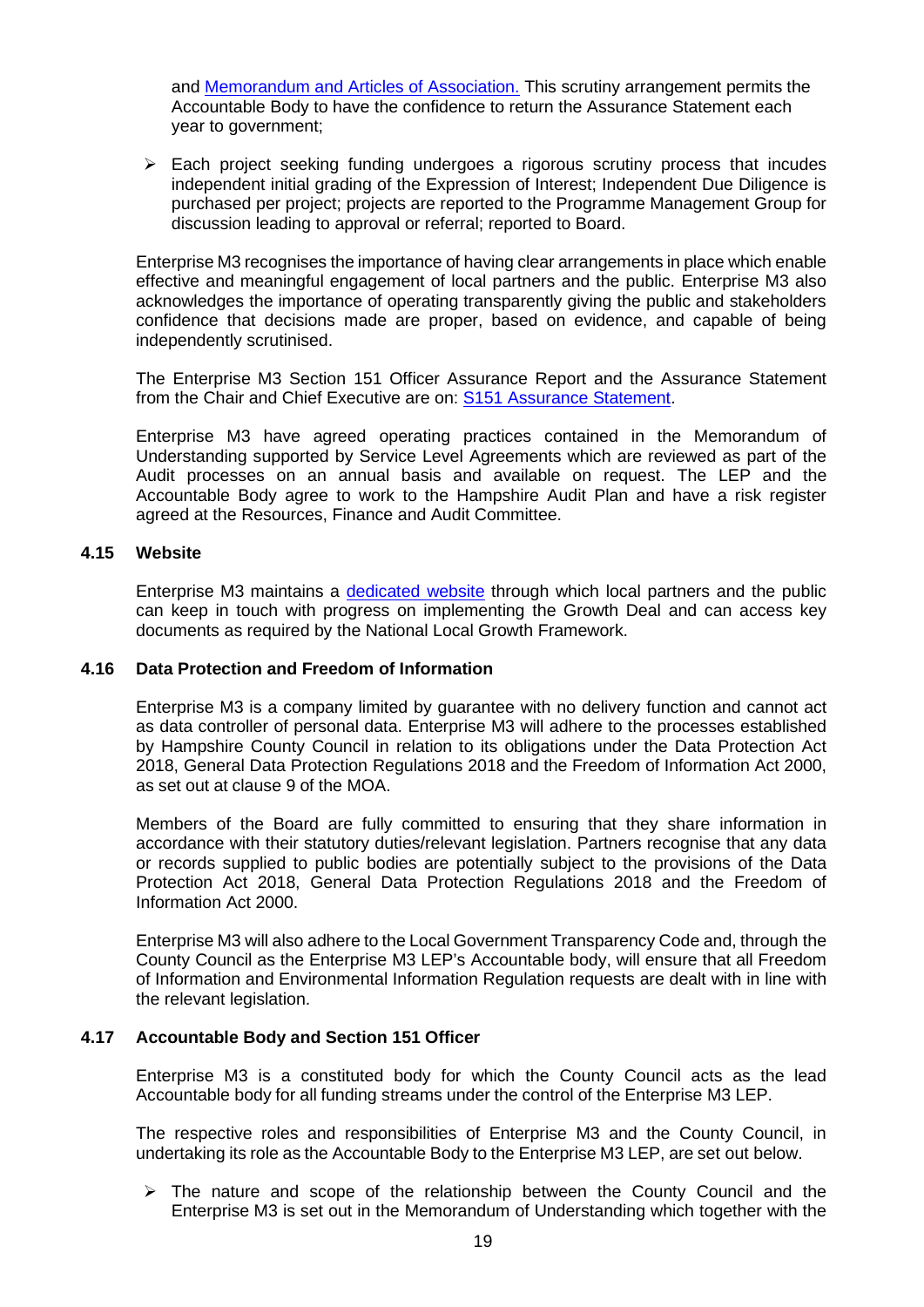and [Memorandum and Articles of Association.](#) This scrutiny arrangement permits the Accountable Body to have the confidence to return the Assurance Statement each year to government;

- Each project seeking funding undergoes a rigorous scrutiny process that incudes independent initial grading of the Expression of Interest; Independent Due Diligence is purchased per project; projects are reported to the Programme Management Group for discussion leading to approval or referral; reported to Board.

Enterprise M3 recognises the importance of having clear arrangements in place which enable effective and meaningful engagement of local partners and the public. Enterprise M3 also acknowledges the importance of operating transparently giving the public and stakeholders confidence that decisions made are proper, based on evidence, and capable of being independently scrutinised.

The Enterprise M3 Section 151 Officer Assurance Report and the Assurance Statement from the Chair and Chief Executive are on: [S151 Assurance Statement](#).

Enterprise M3 have agreed operating practices contained in the Memorandum of Understanding supported by Service Level Agreements which are reviewed as part of the Audit processes on an annual basis and available on request. The LEP and the Accountable Body agree to work to the Hampshire Audit Plan and have a risk register agreed at the Resources, Finance and Audit Committee.

### 4.15 Website

Enterprise M3 maintains a [dedicated website](#) through which local partners and the public can keep in touch with progress on implementing the Growth Deal and can access key documents as required by the National Local Growth Framework.

### 4.16 Data Protection and Freedom of Information

Enterprise M3 is a company limited by guarantee with no delivery function and cannot act as data controller of personal data. Enterprise M3 will adhere to the processes established by Hampshire County Council in relation to its obligations under the Data Protection Act 2018, General Data Protection Regulations 2018 and the Freedom of Information Act 2000, as set out at clause 9 of the MOA.

Members of the Board are fully committed to ensuring that they share information in accordance with their statutory duties/relevant legislation. Partners recognise that any data or records supplied to public bodies are potentially subject to the provisions of the Data Protection Act 2018, General Data Protection Regulations 2018 and the Freedom of Information Act 2000.

Enterprise M3 will also adhere to the Local Government Transparency Code and, through the County Council as the Enterprise M3 LEP's Accountable body, will ensure that all Freedom of Information and Environmental Information Regulation requests are dealt with in line with the relevant legislation.

### 4.17 Accountable Body and Section 151 Officer

Enterprise M3 is a constituted body for which the County Council acts as the lead Accountable body for all funding streams under the control of the Enterprise M3 LEP.

The respective roles and responsibilities of Enterprise M3 and the County Council, in undertaking its role as the Accountable Body to the Enterprise M3 LEP, are set out below.

- The nature and scope of the relationship between the County Council and the Enterprise M3 is set out in the Memorandum of Understanding which together with the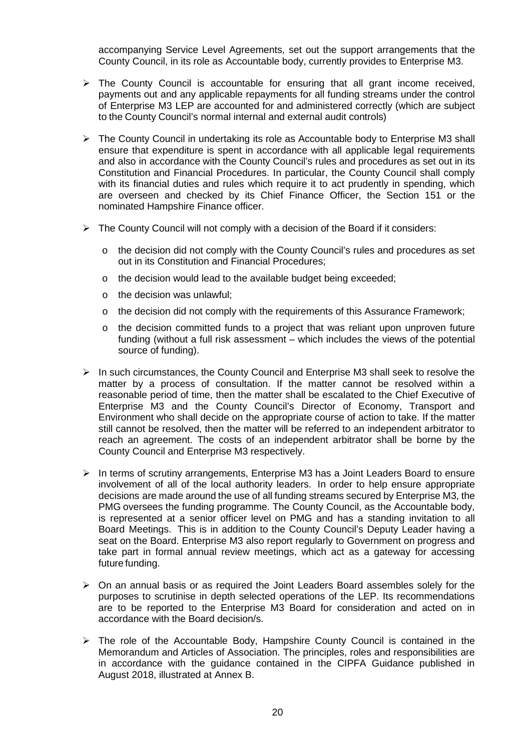accompanying Service Level Agreements, set out the support arrangements that the County Council, in its role as Accountable body, currently provides to Enterprise M3.

- The County Council is accountable for ensuring that all grant income received, payments out and any applicable repayments for all funding streams under the control of Enterprise M3 LEP are accounted for and administered correctly (which are subject to the County Council's normal internal and external audit controls)

- The County Council in undertaking its role as Accountable body to Enterprise M3 shall ensure that expenditure is spent in accordance with all applicable legal requirements and also in accordance with the County Council's rules and procedures as set out in its Constitution and Financial Procedures. In particular, the County Council shall comply with its financial duties and rules which require it to act prudently in spending, which are overseen and checked by its Chief Finance Officer, the Section 151 or the nominated Hampshire Finance officer.

- The County Council will not comply with a decision of the Board if it considers:
  - the decision did not comply with the County Council's rules and procedures as set out in its Constitution and Financial Procedures;
  - the decision would lead to the available budget being exceeded;
  - the decision was unlawful;
  - the decision did not comply with the requirements of this Assurance Framework;
  - the decision committed funds to a project that was reliant upon unproven future funding (without a full risk assessment – which includes the views of the potential source of funding).

- In such circumstances, the County Council and Enterprise M3 shall seek to resolve the matter by a process of consultation. If the matter cannot be resolved within a reasonable period of time, then the matter shall be escalated to the Chief Executive of Enterprise M3 and the County Council's Director of Economy, Transport and Environment who shall decide on the appropriate course of action to take. If the matter still cannot be resolved, then the matter will be referred to an independent arbitrator to reach an agreement. The costs of an independent arbitrator shall be borne by the County Council and Enterprise M3 respectively.

- In terms of scrutiny arrangements, Enterprise M3 has a Joint Leaders Board to ensure involvement of all of the local authority leaders. In order to help ensure appropriate decisions are made around the use of all funding streams secured by Enterprise M3, the PMG oversees the funding programme. The County Council, as the Accountable body, is represented at a senior officer level on PMG and has a standing invitation to all Board Meetings. This is in addition to the County Council's Deputy Leader having a seat on the Board. Enterprise M3 also report regularly to Government on progress and take part in formal annual review meetings, which act as a gateway for accessing future funding.

- On an annual basis or as required the Joint Leaders Board assembles solely for the purposes to scrutinise in depth selected operations of the LEP. Its recommendations are to be reported to the Enterprise M3 Board for consideration and acted on in accordance with the Board decision/s.

- The role of the Accountable Body, Hampshire County Council is contained in the Memorandum and Articles of Association. The principles, roles and responsibilities are in accordance with the guidance contained in the CIPFA Guidance published in August 2018, illustrated at Annex B.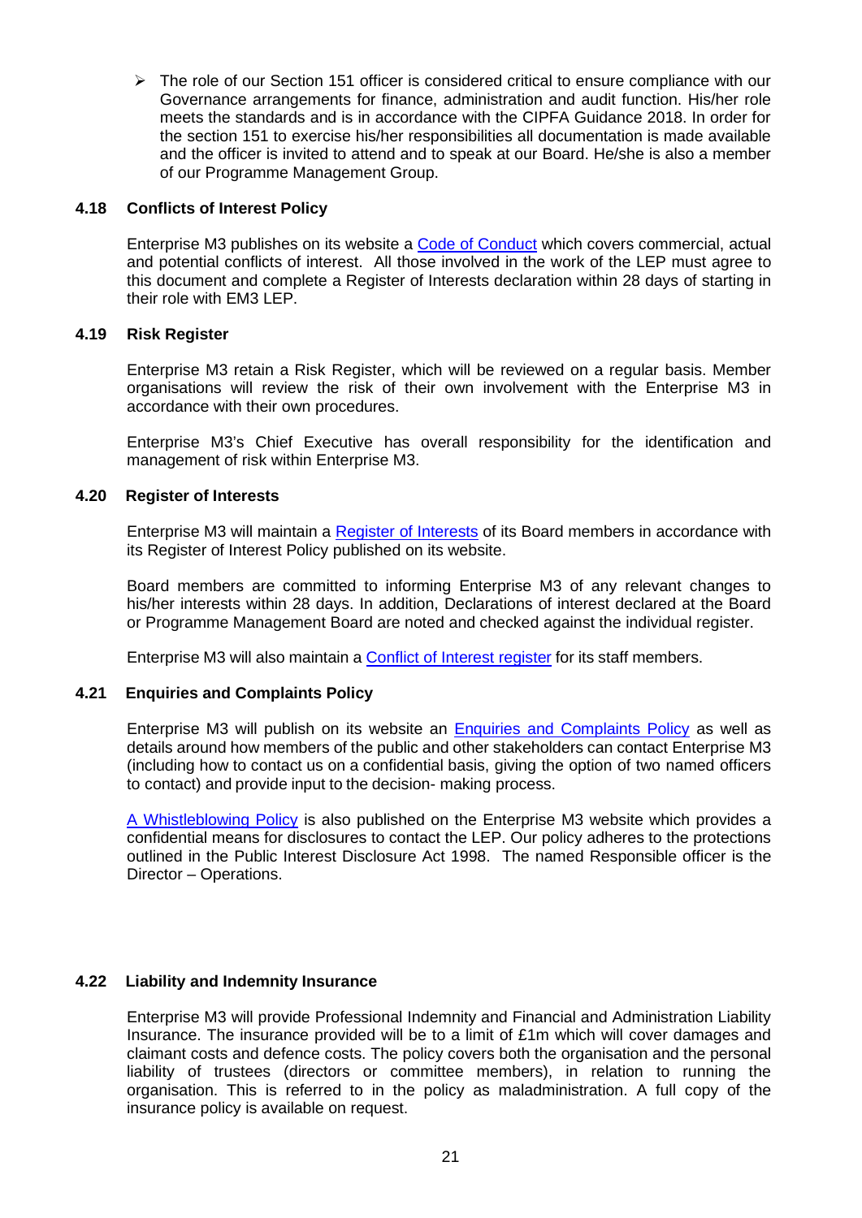- The role of our Section 151 officer is considered critical to ensure compliance with our Governance arrangements for finance, administration and audit function. His/her role meets the standards and is in accordance with the CIPFA Guidance 2018. In order for the section 151 to exercise his/her responsibilities all documentation is made available and the officer is invited to attend and to speak at our Board. He/she is also a member of our Programme Management Group.

### 4.18 Conflicts of Interest Policy

Enterprise M3 publishes on its website a Code of Conduct which covers commercial, actual and potential conflicts of interest. All those involved in the work of the LEP must agree to this document and complete a Register of Interests declaration within 28 days of starting in their role with EM3 LEP.

### 4.19 Risk Register

Enterprise M3 retain a Risk Register, which will be reviewed on a regular basis. Member organisations will review the risk of their own involvement with the Enterprise M3 in accordance with their own procedures.

Enterprise M3's Chief Executive has overall responsibility for the identification and management of risk within Enterprise M3.

### 4.20 Register of Interests

Enterprise M3 will maintain a Register of Interests of its Board members in accordance with its Register of Interest Policy published on its website.

Board members are committed to informing Enterprise M3 of any relevant changes to his/her interests within 28 days. In addition, Declarations of interest declared at the Board or Programme Management Board are noted and checked against the individual register.

Enterprise M3 will also maintain a Conflict of Interest register for its staff members.

### 4.21 Enquiries and Complaints Policy

Enterprise M3 will publish on its website an Enquiries and Complaints Policy as well as details around how members of the public and other stakeholders can contact Enterprise M3 (including how to contact us on a confidential basis, giving the option of two named officers to contact) and provide input to the decision- making process.

A Whistleblowing Policy is also published on the Enterprise M3 website which provides a confidential means for disclosures to contact the LEP. Our policy adheres to the protections outlined in the Public Interest Disclosure Act 1998. The named Responsible officer is the Director – Operations.

### 4.22 Liability and Indemnity Insurance

Enterprise M3 will provide Professional Indemnity and Financial and Administration Liability Insurance. The insurance provided will be to a limit of £1m which will cover damages and claimant costs and defence costs. The policy covers both the organisation and the personal liability of trustees (directors or committee members), in relation to running the organisation. This is referred to in the policy as maladministration. A full copy of the insurance policy is available on request.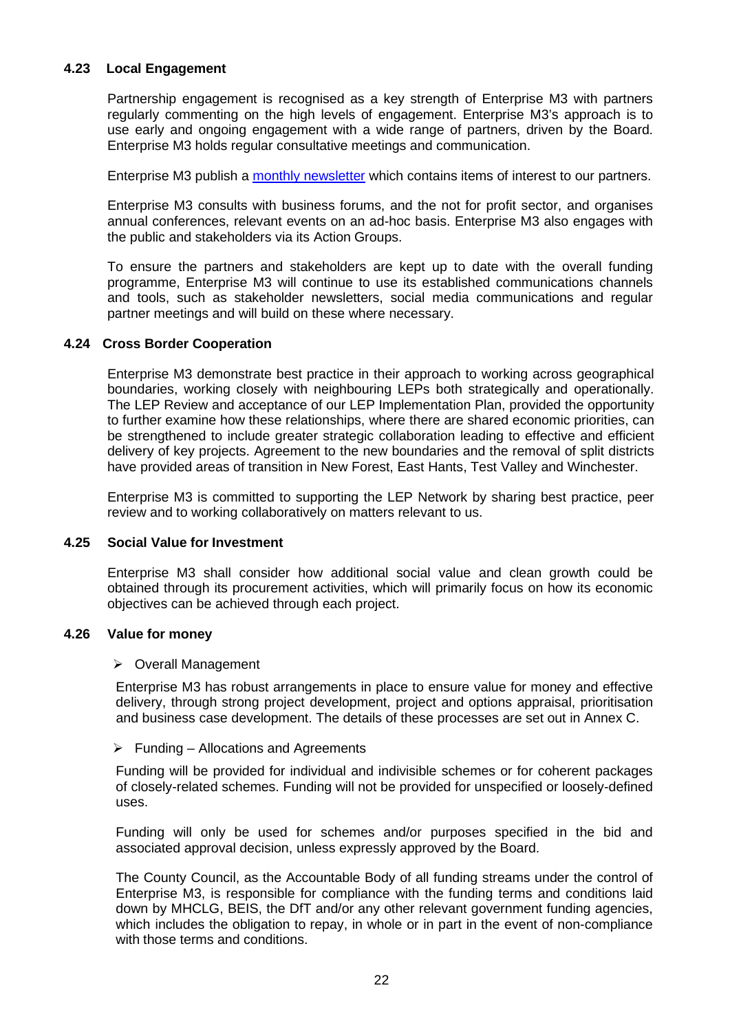### 4.23 Local Engagement

Partnership engagement is recognised as a key strength of Enterprise M3 with partners regularly commenting on the high levels of engagement. Enterprise M3's approach is to use early and ongoing engagement with a wide range of partners, driven by the Board. Enterprise M3 holds regular consultative meetings and communication.

Enterprise M3 publish a monthly newsletter which contains items of interest to our partners.

Enterprise M3 consults with business forums, and the not for profit sector, and organises annual conferences, relevant events on an ad-hoc basis. Enterprise M3 also engages with the public and stakeholders via its Action Groups.

To ensure the partners and stakeholders are kept up to date with the overall funding programme, Enterprise M3 will continue to use its established communications channels and tools, such as stakeholder newsletters, social media communications and regular partner meetings and will build on these where necessary.

### 4.24 Cross Border Cooperation

Enterprise M3 demonstrate best practice in their approach to working across geographical boundaries, working closely with neighbouring LEPs both strategically and operationally. The LEP Review and acceptance of our LEP Implementation Plan, provided the opportunity to further examine how these relationships, where there are shared economic priorities, can be strengthened to include greater strategic collaboration leading to effective and efficient delivery of key projects. Agreement to the new boundaries and the removal of split districts have provided areas of transition in New Forest, East Hants, Test Valley and Winchester.

Enterprise M3 is committed to supporting the LEP Network by sharing best practice, peer review and to working collaboratively on matters relevant to us.

### 4.25 Social Value for Investment

Enterprise M3 shall consider how additional social value and clean growth could be obtained through its procurement activities, which will primarily focus on how its economic objectives can be achieved through each project.

### 4.26 Value for money

- Overall Management

Enterprise M3 has robust arrangements in place to ensure value for money and effective delivery, through strong project development, project and options appraisal, prioritisation and business case development. The details of these processes are set out in Annex C.

- Funding – Allocations and Agreements

Funding will be provided for individual and indivisible schemes or for coherent packages of closely-related schemes. Funding will not be provided for unspecified or loosely-defined uses.

Funding will only be used for schemes and/or purposes specified in the bid and associated approval decision, unless expressly approved by the Board.

The County Council, as the Accountable Body of all funding streams under the control of Enterprise M3, is responsible for compliance with the funding terms and conditions laid down by MHCLG, BEIS, the DfT and/or any other relevant government funding agencies, which includes the obligation to repay, in whole or in part in the event of non-compliance with those terms and conditions.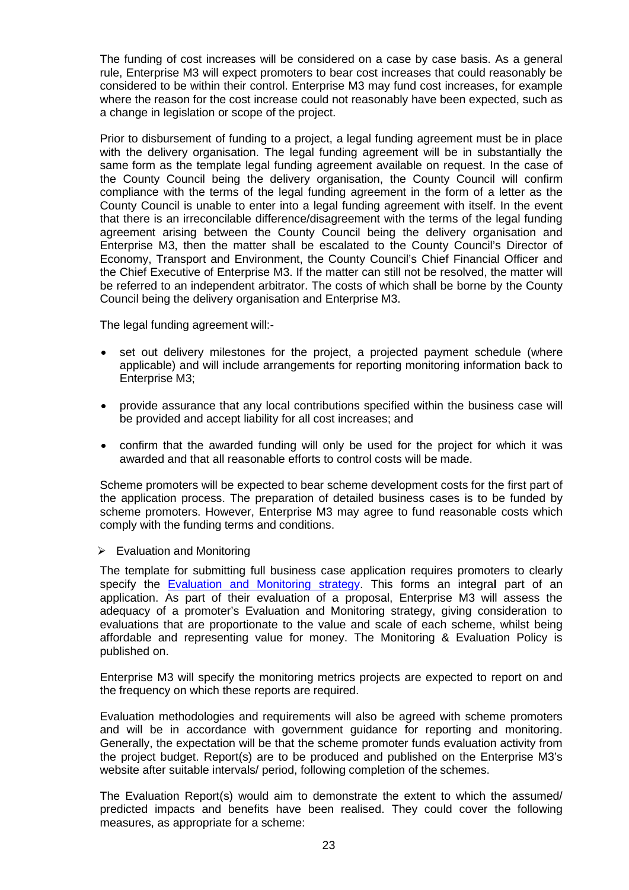The funding of cost increases will be considered on a case by case basis. As a general rule, Enterprise M3 will expect promoters to bear cost increases that could reasonably be considered to be within their control. Enterprise M3 may fund cost increases, for example where the reason for the cost increase could not reasonably have been expected, such as a change in legislation or scope of the project.

Prior to disbursement of funding to a project, a legal funding agreement must be in place with the delivery organisation. The legal funding agreement will be in substantially the same form as the template legal funding agreement available on request. In the case of the County Council being the delivery organisation, the County Council will confirm compliance with the terms of the legal funding agreement in the form of a letter as the County Council is unable to enter into a legal funding agreement with itself. In the event that there is an irreconcilable difference/disagreement with the terms of the legal funding agreement arising between the County Council being the delivery organisation and Enterprise M3, then the matter shall be escalated to the County Council's Director of Economy, Transport and Environment, the County Council's Chief Financial Officer and the Chief Executive of Enterprise M3. If the matter can still not be resolved, the matter will be referred to an independent arbitrator. The costs of which shall be borne by the County Council being the delivery organisation and Enterprise M3.

The legal funding agreement will:-

- set out delivery milestones for the project, a projected payment schedule (where applicable) and will include arrangements for reporting monitoring information back to Enterprise M3;
- provide assurance that any local contributions specified within the business case will be provided and accept liability for all cost increases; and
- confirm that the awarded funding will only be used for the project for which it was awarded and that all reasonable efforts to control costs will be made.

Scheme promoters will be expected to bear scheme development costs for the first part of the application process. The preparation of detailed business cases is to be funded by scheme promoters. However, Enterprise M3 may agree to fund reasonable costs which comply with the funding terms and conditions.

- Evaluation and Monitoring

The template for submitting full business case application requires promoters to clearly specify the Evaluation and Monitoring strategy. This forms an integral part of an application. As part of their evaluation of a proposal, Enterprise M3 will assess the adequacy of a promoter's Evaluation and Monitoring strategy, giving consideration to evaluations that are proportionate to the value and scale of each scheme, whilst being affordable and representing value for money. The Monitoring & Evaluation Policy is published on.

Enterprise M3 will specify the monitoring metrics projects are expected to report on and the frequency on which these reports are required.

Evaluation methodologies and requirements will also be agreed with scheme promoters and will be in accordance with government guidance for reporting and monitoring. Generally, the expectation will be that the scheme promoter funds evaluation activity from the project budget. Report(s) are to be produced and published on the Enterprise M3's website after suitable intervals/ period, following completion of the schemes.

The Evaluation Report(s) would aim to demonstrate the extent to which the assumed/ predicted impacts and benefits have been realised. They could cover the following measures, as appropriate for a scheme: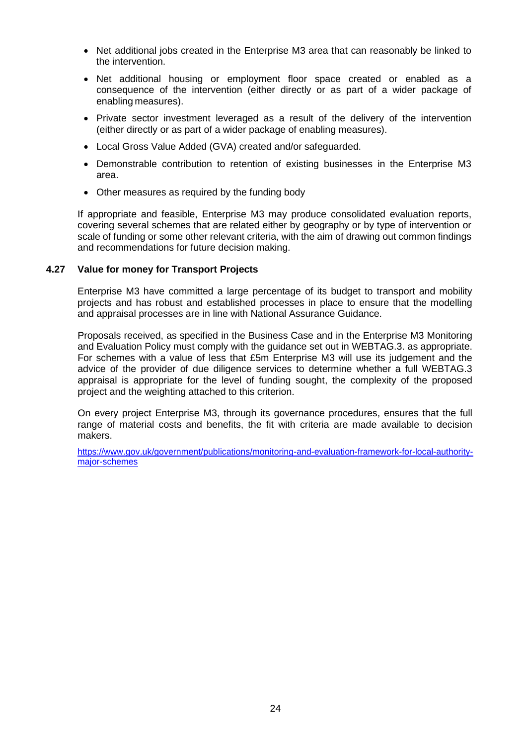- Net additional jobs created in the Enterprise M3 area that can reasonably be linked to the intervention.
- Net additional housing or employment floor space created or enabled as a consequence of the intervention (either directly or as part of a wider package of enabling measures).
- Private sector investment leveraged as a result of the delivery of the intervention (either directly or as part of a wider package of enabling measures).
- Local Gross Value Added (GVA) created and/or safeguarded.
- Demonstrable contribution to retention of existing businesses in the Enterprise M3 area.
- Other measures as required by the funding body

If appropriate and feasible, Enterprise M3 may produce consolidated evaluation reports, covering several schemes that are related either by geography or by type of intervention or scale of funding or some other relevant criteria, with the aim of drawing out common findings and recommendations for future decision making.

### 4.27 Value for money for Transport Projects

Enterprise M3 have committed a large percentage of its budget to transport and mobility projects and has robust and established processes in place to ensure that the modelling and appraisal processes are in line with National Assurance Guidance.

Proposals received, as specified in the Business Case and in the Enterprise M3 Monitoring and Evaluation Policy must comply with the guidance set out in WEBTAG.3. as appropriate. For schemes with a value of less that £5m Enterprise M3 will use its judgement and the advice of the provider of due diligence services to determine whether a full WEBTAG.3 appraisal is appropriate for the level of funding sought, the complexity of the proposed project and the weighting attached to this criterion.

On every project Enterprise M3, through its governance procedures, ensures that the full range of material costs and benefits, the fit with criteria are made available to decision makers.

https://www.gov.uk/government/publications/monitoring-and-evaluation-framework-for-local-authority-major-schemes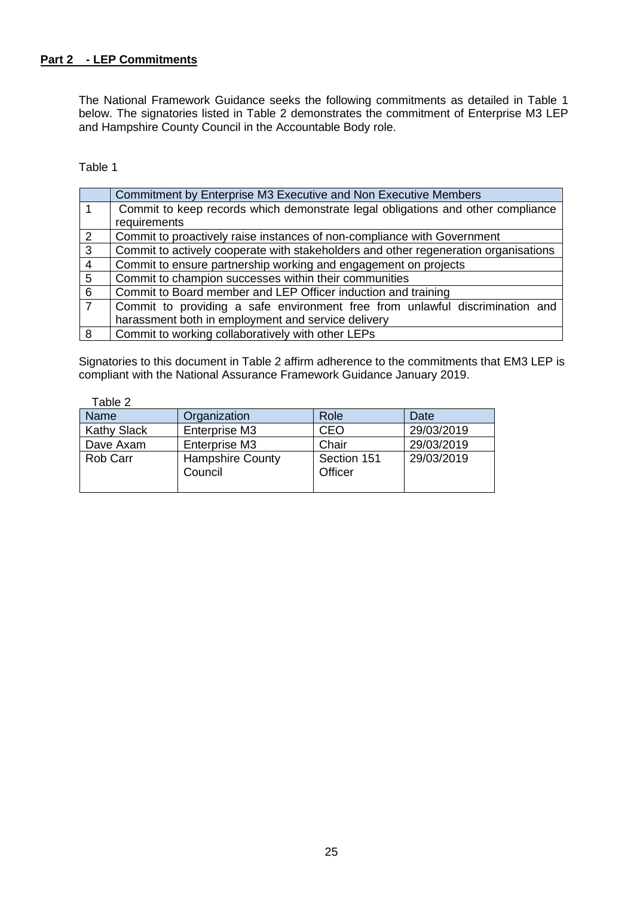**Part 2 - LEP Commitments**

The National Framework Guidance seeks the following commitments as detailed in Table 1 below. The signatories listed in Table 2 demonstrates the commitment of Enterprise M3 LEP and Hampshire County Council in the Accountable Body role.

Table 1

| | Commitment by Enterprise M3 Executive and Non Executive Members |
|---|---|
| 1 | Commit to keep records which demonstrate legal obligations and other compliance requirements |
| 2 | Commit to proactively raise instances of non-compliance with Government |
| 3 | Commit to actively cooperate with stakeholders and other regeneration organisations |
| 4 | Commit to ensure partnership working and engagement on projects |
| 5 | Commit to champion successes within their communities |
| 6 | Commit to Board member and LEP Officer induction and training |
| 7 | Commit to providing a safe environment free from unlawful discrimination and harassment both in employment and service delivery |
| 8 | Commit to working collaboratively with other LEPs |

Signatories to this document in Table 2 affirm adherence to the commitments that EM3 LEP is compliant with the National Assurance Framework Guidance January 2019.

Table 2

| Name | Organization | Role | Date |
|---|---|---|---|
| Kathy Slack | Enterprise M3 | CEO | 29/03/2019 |
| Dave Axam | Enterprise M3 | Chair | 29/03/2019 |
| Rob Carr | Hampshire County Council | Section 151 Officer | 29/03/2019 |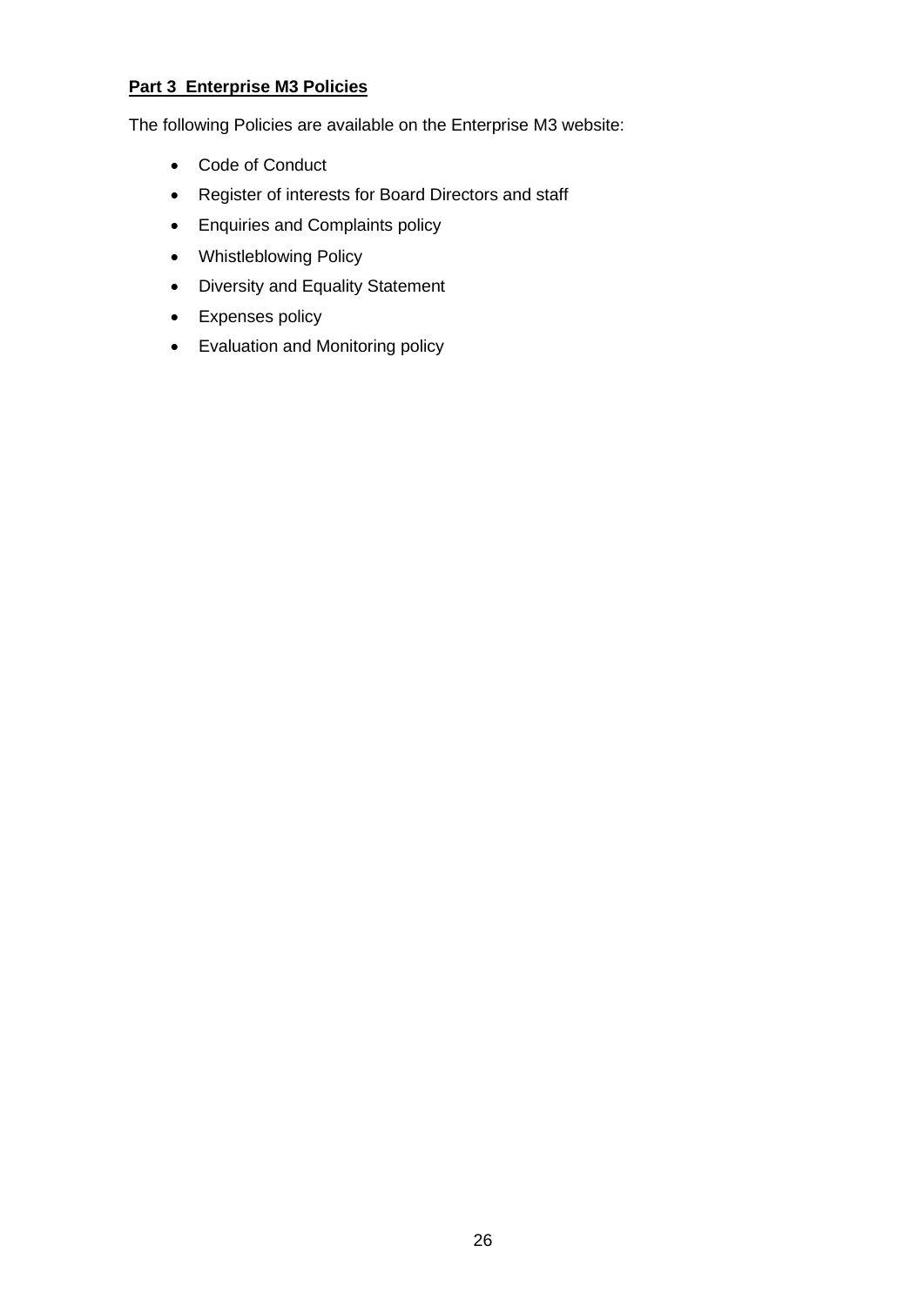**Part 3 Enterprise M3 Policies**

The following Policies are available on the Enterprise M3 website:

- Code of Conduct
- Register of interests for Board Directors and staff
- Enquiries and Complaints policy
- Whistleblowing Policy
- Diversity and Equality Statement
- Expenses policy
- Evaluation and Monitoring policy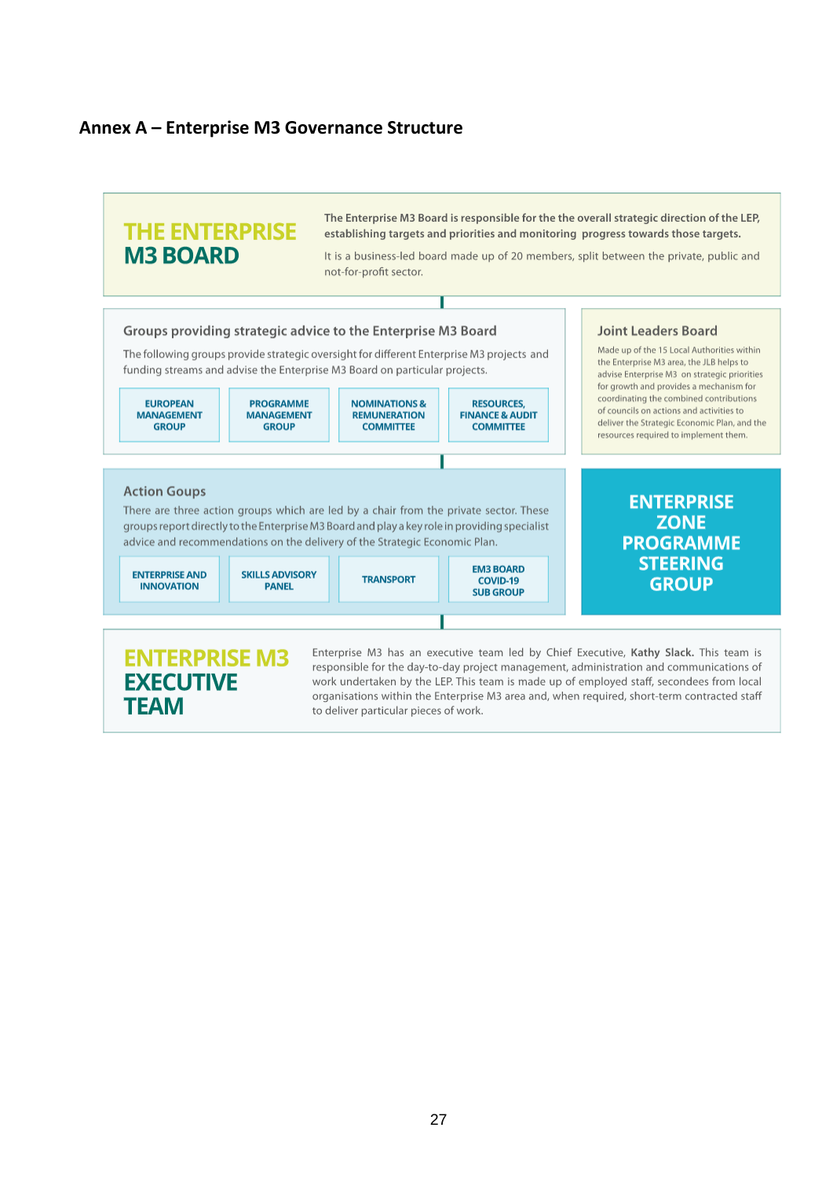## Annex A – Enterprise M3 Governance Structure

### THE ENTERPRISE M3 BOARD

**The Enterprise M3 Board is responsible for the the overall strategic direction of the LEP, establishing targets and priorities and monitoring progress towards those targets.**

It is a business-led board made up of 20 members, split between the private, public and not-for-profit sector.

### Groups providing strategic advice to the Enterprise M3 Board

The following groups provide strategic oversight for different Enterprise M3 projects and funding streams and advise the Enterprise M3 Board on particular projects.

- EUROPEAN MANAGEMENT GROUP
- PROGRAMME MANAGEMENT GROUP
- NOMINATIONS & REMUNERATION COMMITTEE
- RESOURCES, FINANCE & AUDIT COMMITTEE

### Joint Leaders Board

Made up of the 15 Local Authorities within the Enterprise M3 area, the JLB helps to advise Enterprise M3 on strategic priorities for growth and provides a mechanism for coordinating the combined contributions of councils on actions and activities to deliver the Strategic Economic Plan, and the resources required to implement them.

### Action Goups

There are three action groups which are led by a chair from the private sector. These groups report directly to the Enterprise M3 Board and play a key role in providing specialist advice and recommendations on the delivery of the Strategic Economic Plan.

- ENTERPRISE AND INNOVATION
- SKILLS ADVISORY PANEL
- TRANSPORT
- EM3 BOARD COVID-19 SUB GROUP

### ENTERPRISE ZONE PROGRAMME STEERING GROUP

### ENTERPRISE M3 EXECUTIVE TEAM

Enterprise M3 has an executive team led by Chief Executive, **Kathy Slack.** This team is responsible for the day-to-day project management, administration and communications of work undertaken by the LEP. This team is made up of employed staff, secondees from local organisations within the Enterprise M3 area and, when required, short-term contracted staff to deliver particular pieces of work.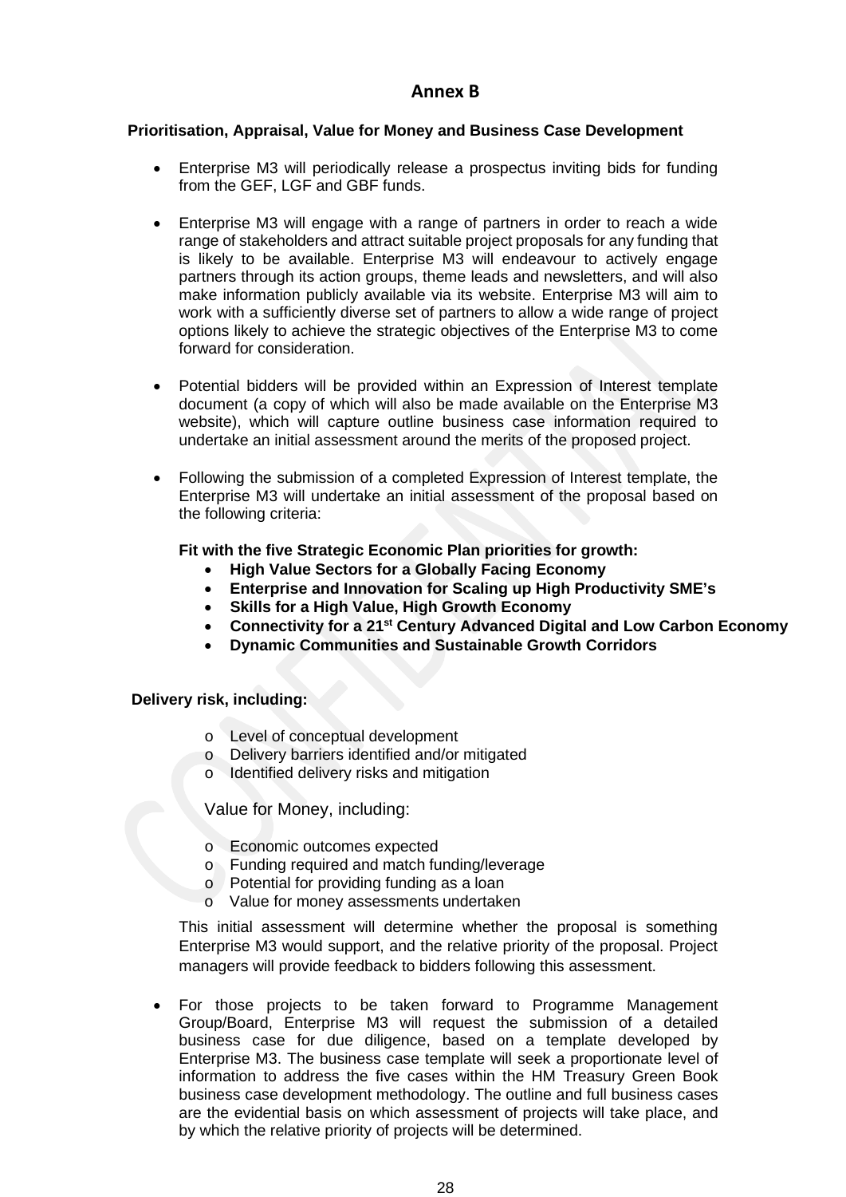## Annex B

**Prioritisation, Appraisal, Value for Money and Business Case Development**

- Enterprise M3 will periodically release a prospectus inviting bids for funding from the GEF, LGF and GBF funds.

- Enterprise M3 will engage with a range of partners in order to reach a wide range of stakeholders and attract suitable project proposals for any funding that is likely to be available. Enterprise M3 will endeavour to actively engage partners through its action groups, theme leads and newsletters, and will also make information publicly available via its website. Enterprise M3 will aim to work with a sufficiently diverse set of partners to allow a wide range of project options likely to achieve the strategic objectives of the Enterprise M3 to come forward for consideration.

- Potential bidders will be provided within an Expression of Interest template document (a copy of which will also be made available on the Enterprise M3 website), which will capture outline business case information required to undertake an initial assessment around the merits of the proposed project.

- Following the submission of a completed Expression of Interest template, the Enterprise M3 will undertake an initial assessment of the proposal based on the following criteria:

  **Fit with the five Strategic Economic Plan priorities for growth:**
  - **High Value Sectors for a Globally Facing Economy**
  - **Enterprise and Innovation for Scaling up High Productivity SME's**
  - **Skills for a High Value, High Growth Economy**
  - **Connectivity for a 21st Century Advanced Digital and Low Carbon Economy**
  - **Dynamic Communities and Sustainable Growth Corridors**

**Delivery risk, including:**

- Level of conceptual development
- Delivery barriers identified and/or mitigated
- Identified delivery risks and mitigation

Value for Money, including:

- Economic outcomes expected
- Funding required and match funding/leverage
- Potential for providing funding as a loan
- Value for money assessments undertaken

This initial assessment will determine whether the proposal is something Enterprise M3 would support, and the relative priority of the proposal. Project managers will provide feedback to bidders following this assessment.

- For those projects to be taken forward to Programme Management Group/Board, Enterprise M3 will request the submission of a detailed business case for due diligence, based on a template developed by Enterprise M3. The business case template will seek a proportionate level of information to address the five cases within the HM Treasury Green Book business case development methodology. The outline and full business cases are the evidential basis on which assessment of projects will take place, and by which the relative priority of projects will be determined.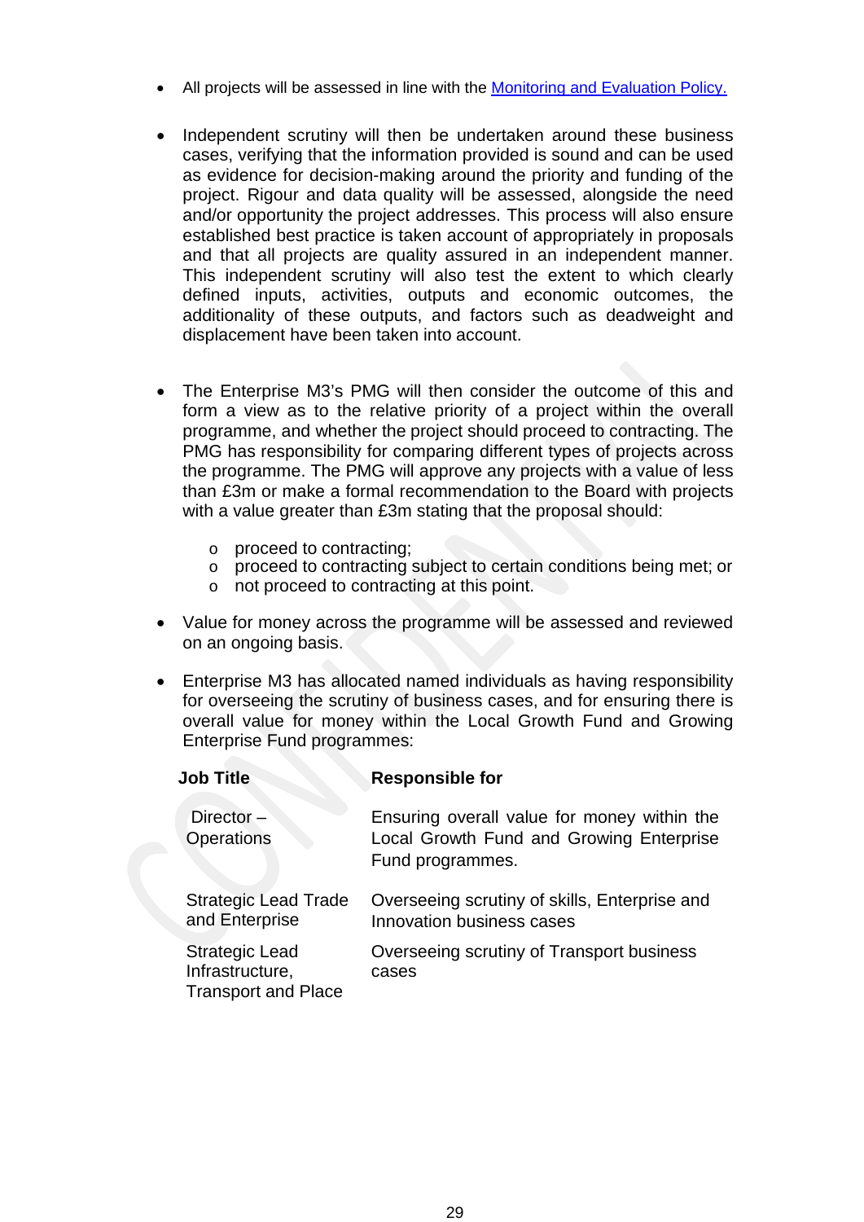- All projects will be assessed in line with the [Monitoring and Evaluation Policy.]()

- Independent scrutiny will then be undertaken around these business cases, verifying that the information provided is sound and can be used as evidence for decision-making around the priority and funding of the project. Rigour and data quality will be assessed, alongside the need and/or opportunity the project addresses. This process will also ensure established best practice is taken account of appropriately in proposals and that all projects are quality assured in an independent manner. This independent scrutiny will also test the extent to which clearly defined inputs, activities, outputs and economic outcomes, the additionality of these outputs, and factors such as deadweight and displacement have been taken into account.

- The Enterprise M3's PMG will then consider the outcome of this and form a view as to the relative priority of a project within the overall programme, and whether the project should proceed to contracting. The PMG has responsibility for comparing different types of projects across the programme. The PMG will approve any projects with a value of less than £3m or make a formal recommendation to the Board with projects with a value greater than £3m stating that the proposal should:
    - proceed to contracting;
    - proceed to contracting subject to certain conditions being met; or
    - not proceed to contracting at this point.

- Value for money across the programme will be assessed and reviewed on an ongoing basis.

- Enterprise M3 has allocated named individuals as having responsibility for overseeing the scrutiny of business cases, and for ensuring there is overall value for money within the Local Growth Fund and Growing Enterprise Fund programmes:

| Job Title | Responsible for |
|---|---|
| Director – Operations | Ensuring overall value for money within the Local Growth Fund and Growing Enterprise Fund programmes. |
| Strategic Lead Trade and Enterprise | Overseeing scrutiny of skills, Enterprise and Innovation business cases |
| Strategic Lead Infrastructure, Transport and Place | Overseeing scrutiny of Transport business cases |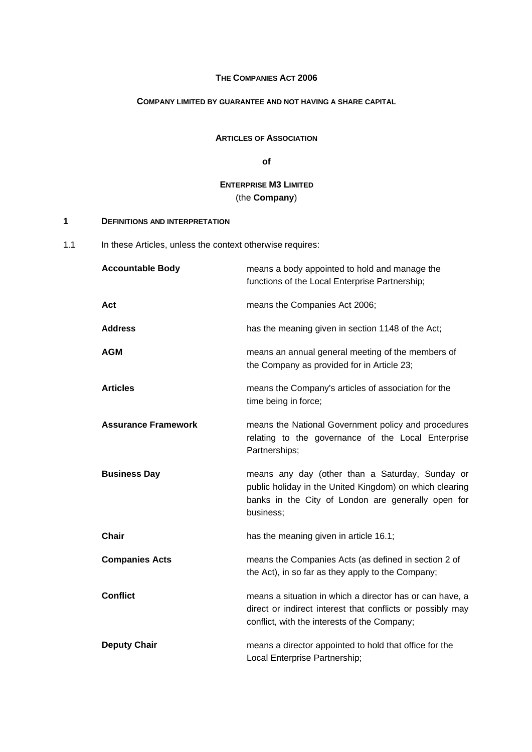**THE COMPANIES ACT 2006**

**COMPANY LIMITED BY GUARANTEE AND NOT HAVING A SHARE CAPITAL**

**ARTICLES OF ASSOCIATION**

**of**

**ENTERPRISE M3 LIMITED**
(the **Company**)

## 1 DEFINITIONS AND INTERPRETATION

1.1 In these Articles, unless the context otherwise requires:

| | |
|---|---|
| **Accountable Body** | means a body appointed to hold and manage the functions of the Local Enterprise Partnership; |
| **Act** | means the Companies Act 2006; |
| **Address** | has the meaning given in section 1148 of the Act; |
| **AGM** | means an annual general meeting of the members of the Company as provided for in Article 23; |
| **Articles** | means the Company's articles of association for the time being in force; |
| **Assurance Framework** | means the National Government policy and procedures relating to the governance of the Local Enterprise Partnerships; |
| **Business Day** | means any day (other than a Saturday, Sunday or public holiday in the United Kingdom) on which clearing banks in the City of London are generally open for business; |
| **Chair** | has the meaning given in article 16.1; |
| **Companies Acts** | means the Companies Acts (as defined in section 2 of the Act), in so far as they apply to the Company; |
| **Conflict** | means a situation in which a director has or can have, a direct or indirect interest that conflicts or possibly may conflict, with the interests of the Company; |
| **Deputy Chair** | means a director appointed to hold that office for the Local Enterprise Partnership; |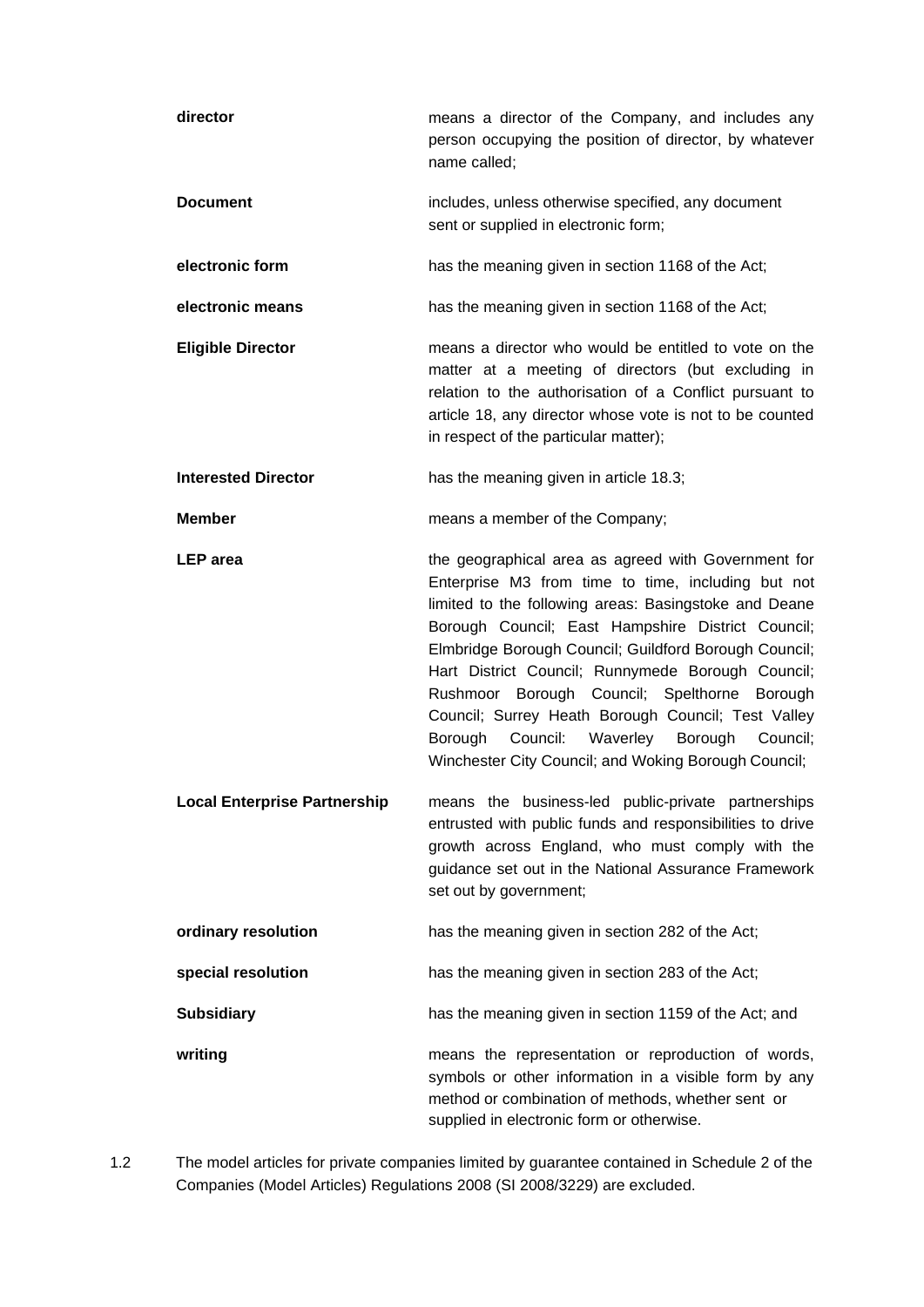| | |
|---|---|
| **director** | means a director of the Company, and includes any person occupying the position of director, by whatever name called; |
| **Document** | includes, unless otherwise specified, any document sent or supplied in electronic form; |
| **electronic form** | has the meaning given in section 1168 of the Act; |
| **electronic means** | has the meaning given in section 1168 of the Act; |
| **Eligible Director** | means a director who would be entitled to vote on the matter at a meeting of directors (but excluding in relation to the authorisation of a Conflict pursuant to article 18, any director whose vote is not to be counted in respect of the particular matter); |
| **Interested Director** | has the meaning given in article 18.3; |
| **Member** | means a member of the Company; |
| **LEP area** | the geographical area as agreed with Government for Enterprise M3 from time to time, including but not limited to the following areas: Basingstoke and Deane Borough Council; East Hampshire District Council; Elmbridge Borough Council; Guildford Borough Council; Hart District Council; Runnymede Borough Council; Rushmoor Borough Council; Spelthorne Borough Council; Surrey Heath Borough Council; Test Valley Borough Council: Waverley Borough Council; Winchester City Council; and Woking Borough Council; |
| **Local Enterprise Partnership** | means the business-led public-private partnerships entrusted with public funds and responsibilities to drive growth across England, who must comply with the guidance set out in the National Assurance Framework set out by government; |
| **ordinary resolution** | has the meaning given in section 282 of the Act; |
| **special resolution** | has the meaning given in section 283 of the Act; |
| **Subsidiary** | has the meaning given in section 1159 of the Act; and |
| **writing** | means the representation or reproduction of words, symbols or other information in a visible form by any method or combination of methods, whether sent or supplied in electronic form or otherwise. |

1.2 The model articles for private companies limited by guarantee contained in Schedule 2 of the Companies (Model Articles) Regulations 2008 (SI 2008/3229) are excluded.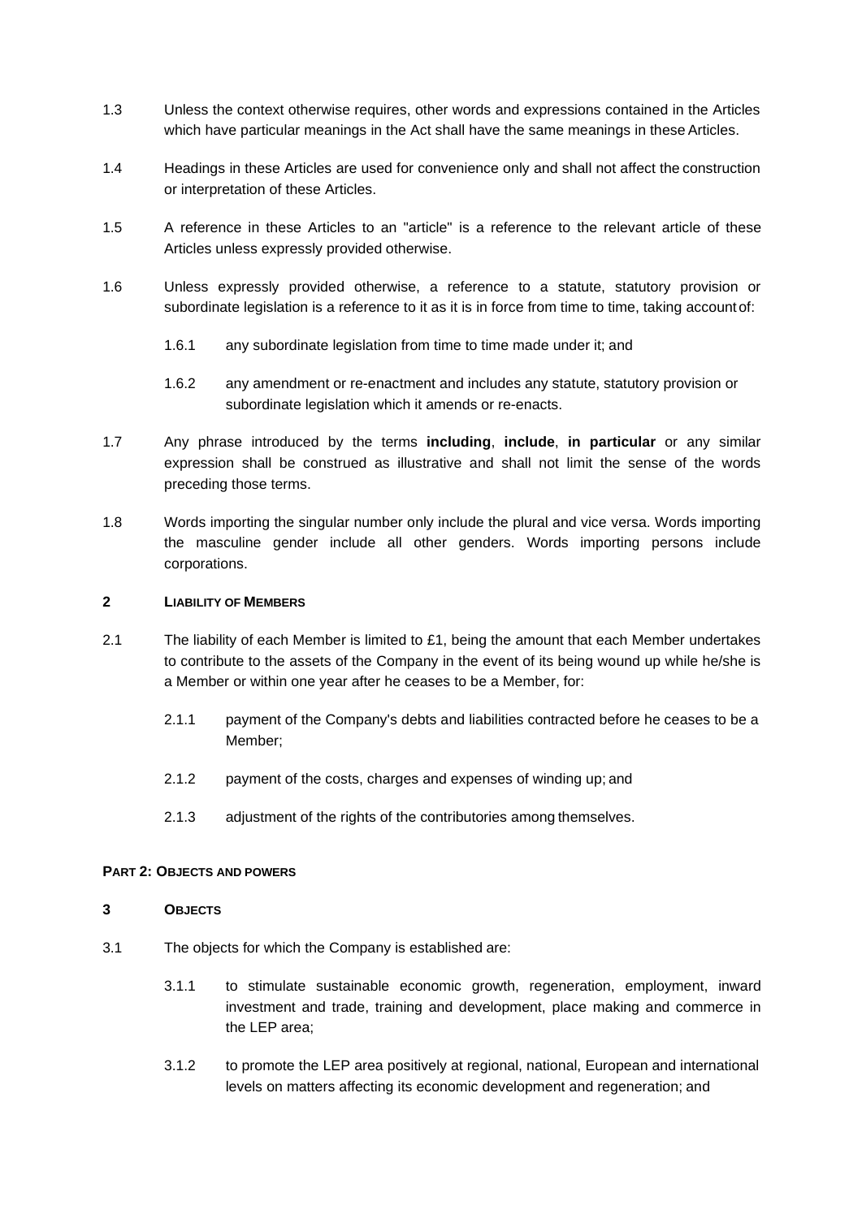1.3 Unless the context otherwise requires, other words and expressions contained in the Articles which have particular meanings in the Act shall have the same meanings in these Articles.

1.4 Headings in these Articles are used for convenience only and shall not affect the construction or interpretation of these Articles.

1.5 A reference in these Articles to an "article" is a reference to the relevant article of these Articles unless expressly provided otherwise.

1.6 Unless expressly provided otherwise, a reference to a statute, statutory provision or subordinate legislation is a reference to it as it is in force from time to time, taking account of:

1.6.1 any subordinate legislation from time to time made under it; and

1.6.2 any amendment or re-enactment and includes any statute, statutory provision or subordinate legislation which it amends or re-enacts.

1.7 Any phrase introduced by the terms **including**, **include**, **in particular** or any similar expression shall be construed as illustrative and shall not limit the sense of the words preceding those terms.

1.8 Words importing the singular number only include the plural and vice versa. Words importing the masculine gender include all other genders. Words importing persons include corporations.

## 2 LIABILITY OF MEMBERS

2.1 The liability of each Member is limited to £1, being the amount that each Member undertakes to contribute to the assets of the Company in the event of its being wound up while he/she is a Member or within one year after he ceases to be a Member, for:

2.1.1 payment of the Company's debts and liabilities contracted before he ceases to be a Member;

2.1.2 payment of the costs, charges and expenses of winding up; and

2.1.3 adjustment of the rights of the contributories among themselves.

# PART 2: OBJECTS AND POWERS

## 3 OBJECTS

3.1 The objects for which the Company is established are:

3.1.1 to stimulate sustainable economic growth, regeneration, employment, inward investment and trade, training and development, place making and commerce in the LEP area;

3.1.2 to promote the LEP area positively at regional, national, European and international levels on matters affecting its economic development and regeneration; and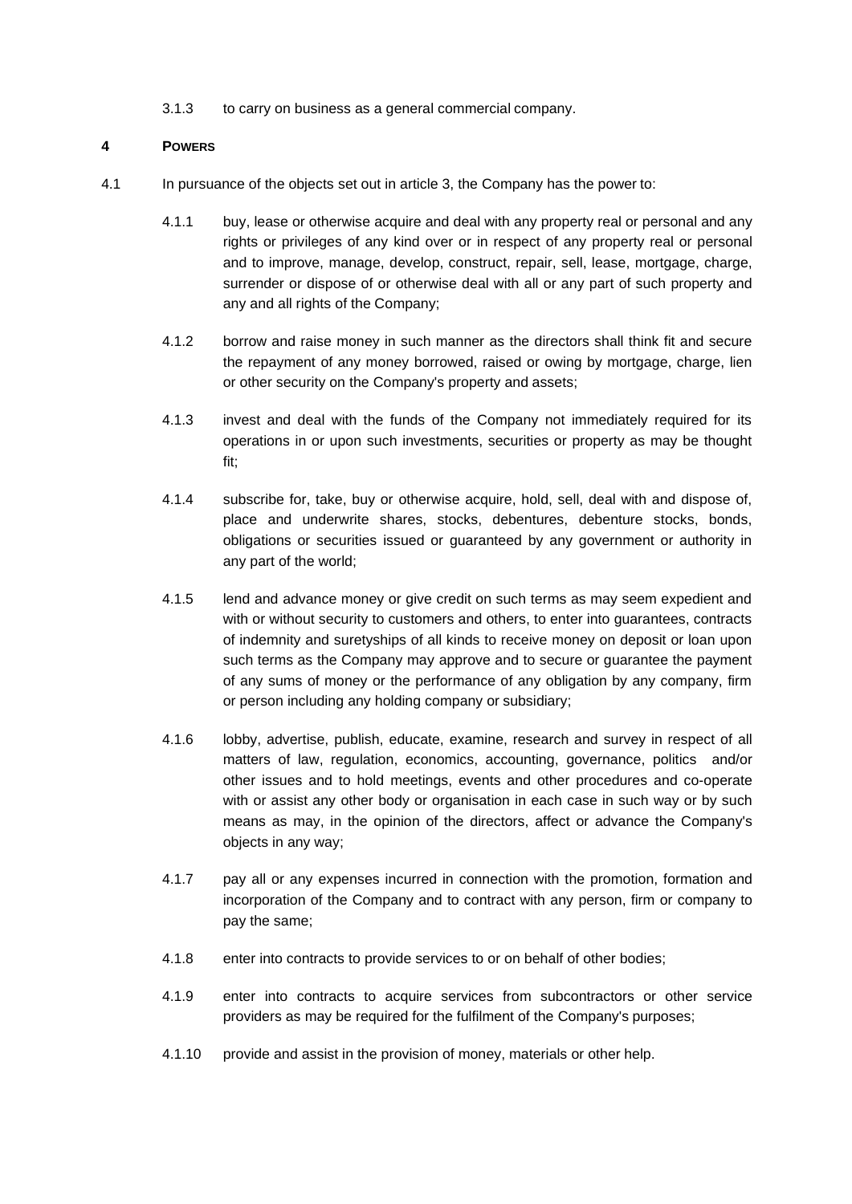3.1.3 to carry on business as a general commercial company.

## 4 POWERS

4.1 In pursuance of the objects set out in article 3, the Company has the power to:

4.1.1 buy, lease or otherwise acquire and deal with any property real or personal and any rights or privileges of any kind over or in respect of any property real or personal and to improve, manage, develop, construct, repair, sell, lease, mortgage, charge, surrender or dispose of or otherwise deal with all or any part of such property and any and all rights of the Company;

4.1.2 borrow and raise money in such manner as the directors shall think fit and secure the repayment of any money borrowed, raised or owing by mortgage, charge, lien or other security on the Company's property and assets;

4.1.3 invest and deal with the funds of the Company not immediately required for its operations in or upon such investments, securities or property as may be thought fit;

4.1.4 subscribe for, take, buy or otherwise acquire, hold, sell, deal with and dispose of, place and underwrite shares, stocks, debentures, debenture stocks, bonds, obligations or securities issued or guaranteed by any government or authority in any part of the world;

4.1.5 lend and advance money or give credit on such terms as may seem expedient and with or without security to customers and others, to enter into guarantees, contracts of indemnity and suretyships of all kinds to receive money on deposit or loan upon such terms as the Company may approve and to secure or guarantee the payment of any sums of money or the performance of any obligation by any company, firm or person including any holding company or subsidiary;

4.1.6 lobby, advertise, publish, educate, examine, research and survey in respect of all matters of law, regulation, economics, accounting, governance, politics and/or other issues and to hold meetings, events and other procedures and co-operate with or assist any other body or organisation in each case in such way or by such means as may, in the opinion of the directors, affect or advance the Company's objects in any way;

4.1.7 pay all or any expenses incurred in connection with the promotion, formation and incorporation of the Company and to contract with any person, firm or company to pay the same;

4.1.8 enter into contracts to provide services to or on behalf of other bodies;

4.1.9 enter into contracts to acquire services from subcontractors or other service providers as may be required for the fulfilment of the Company's purposes;

4.1.10 provide and assist in the provision of money, materials or other help.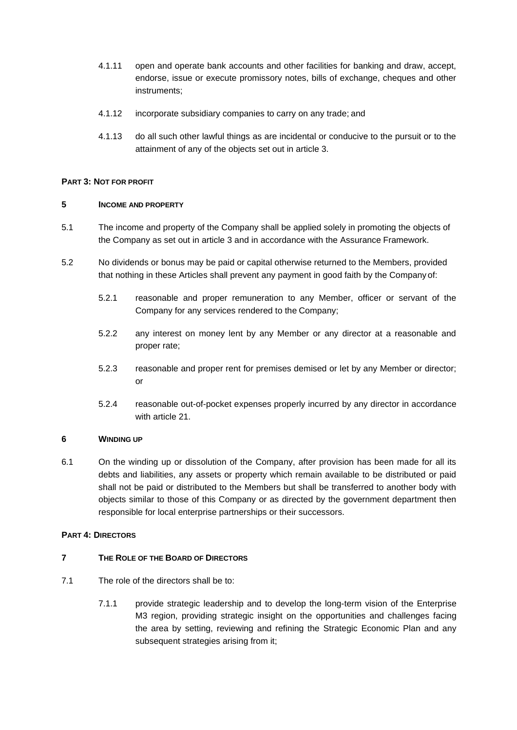4.1.11 open and operate bank accounts and other facilities for banking and draw, accept, endorse, issue or execute promissory notes, bills of exchange, cheques and other instruments;

4.1.12 incorporate subsidiary companies to carry on any trade; and

4.1.13 do all such other lawful things as are incidental or conducive to the pursuit or to the attainment of any of the objects set out in article 3.

**PART 3: NOT FOR PROFIT**

**5 INCOME AND PROPERTY**

5.1 The income and property of the Company shall be applied solely in promoting the objects of the Company as set out in article 3 and in accordance with the Assurance Framework.

5.2 No dividends or bonus may be paid or capital otherwise returned to the Members, provided that nothing in these Articles shall prevent any payment in good faith by the Company of:

5.2.1 reasonable and proper remuneration to any Member, officer or servant of the Company for any services rendered to the Company;

5.2.2 any interest on money lent by any Member or any director at a reasonable and proper rate;

5.2.3 reasonable and proper rent for premises demised or let by any Member or director; or

5.2.4 reasonable out-of-pocket expenses properly incurred by any director in accordance with article 21.

**6 WINDING UP**

6.1 On the winding up or dissolution of the Company, after provision has been made for all its debts and liabilities, any assets or property which remain available to be distributed or paid shall not be paid or distributed to the Members but shall be transferred to another body with objects similar to those of this Company or as directed by the government department then responsible for local enterprise partnerships or their successors.

**PART 4: DIRECTORS**

**7 THE ROLE OF THE BOARD OF DIRECTORS**

7.1 The role of the directors shall be to:

7.1.1 provide strategic leadership and to develop the long-term vision of the Enterprise M3 region, providing strategic insight on the opportunities and challenges facing the area by setting, reviewing and refining the Strategic Economic Plan and any subsequent strategies arising from it;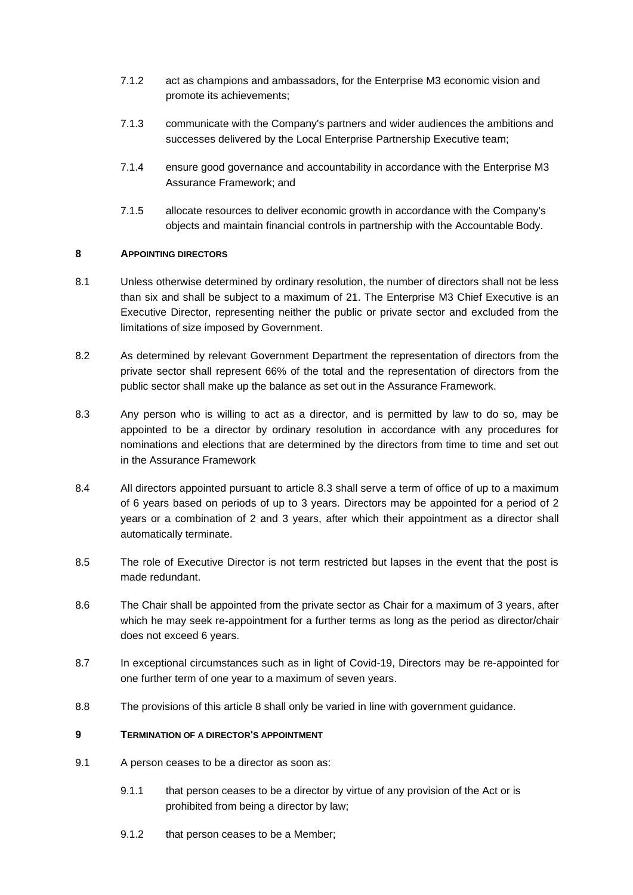7.1.2 act as champions and ambassadors, for the Enterprise M3 economic vision and promote its achievements;

7.1.3 communicate with the Company's partners and wider audiences the ambitions and successes delivered by the Local Enterprise Partnership Executive team;

7.1.4 ensure good governance and accountability in accordance with the Enterprise M3 Assurance Framework; and

7.1.5 allocate resources to deliver economic growth in accordance with the Company's objects and maintain financial controls in partnership with the Accountable Body.

**8 APPOINTING DIRECTORS**

8.1 Unless otherwise determined by ordinary resolution, the number of directors shall not be less than six and shall be subject to a maximum of 21. The Enterprise M3 Chief Executive is an Executive Director, representing neither the public or private sector and excluded from the limitations of size imposed by Government.

8.2 As determined by relevant Government Department the representation of directors from the private sector shall represent 66% of the total and the representation of directors from the public sector shall make up the balance as set out in the Assurance Framework.

8.3 Any person who is willing to act as a director, and is permitted by law to do so, may be appointed to be a director by ordinary resolution in accordance with any procedures for nominations and elections that are determined by the directors from time to time and set out in the Assurance Framework

8.4 All directors appointed pursuant to article 8.3 shall serve a term of office of up to a maximum of 6 years based on periods of up to 3 years. Directors may be appointed for a period of 2 years or a combination of 2 and 3 years, after which their appointment as a director shall automatically terminate.

8.5 The role of Executive Director is not term restricted but lapses in the event that the post is made redundant.

8.6 The Chair shall be appointed from the private sector as Chair for a maximum of 3 years, after which he may seek re-appointment for a further terms as long as the period as director/chair does not exceed 6 years.

8.7 In exceptional circumstances such as in light of Covid-19, Directors may be re-appointed for one further term of one year to a maximum of seven years.

8.8 The provisions of this article 8 shall only be varied in line with government guidance.

**9 TERMINATION OF A DIRECTOR'S APPOINTMENT**

9.1 A person ceases to be a director as soon as:

9.1.1 that person ceases to be a director by virtue of any provision of the Act or is prohibited from being a director by law;

9.1.2 that person ceases to be a Member;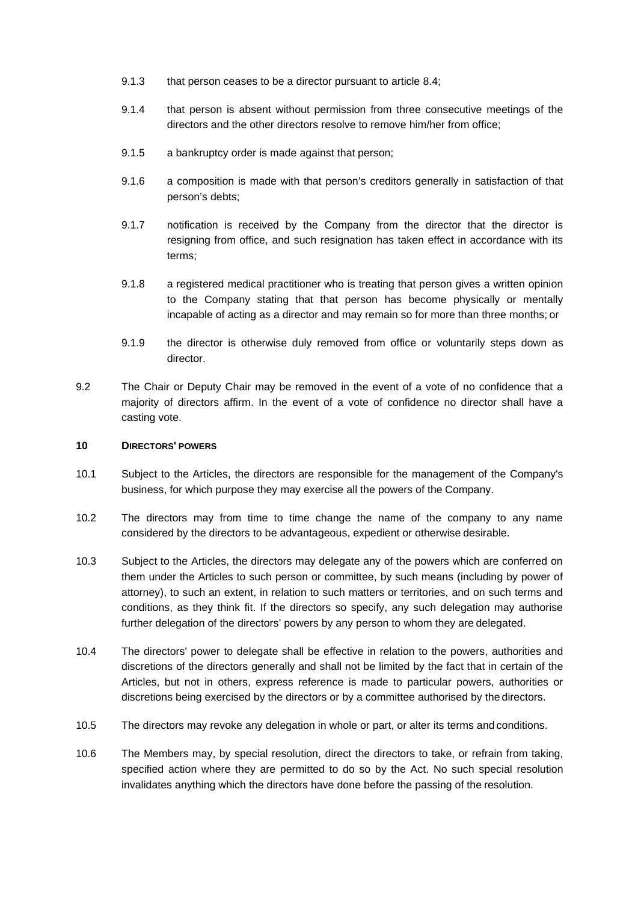9.1.3 that person ceases to be a director pursuant to article 8.4;

9.1.4 that person is absent without permission from three consecutive meetings of the directors and the other directors resolve to remove him/her from office;

9.1.5 a bankruptcy order is made against that person;

9.1.6 a composition is made with that person's creditors generally in satisfaction of that person's debts;

9.1.7 notification is received by the Company from the director that the director is resigning from office, and such resignation has taken effect in accordance with its terms;

9.1.8 a registered medical practitioner who is treating that person gives a written opinion to the Company stating that that person has become physically or mentally incapable of acting as a director and may remain so for more than three months; or

9.1.9 the director is otherwise duly removed from office or voluntarily steps down as director.

9.2 The Chair or Deputy Chair may be removed in the event of a vote of no confidence that a majority of directors affirm. In the event of a vote of confidence no director shall have a casting vote.

## 10 DIRECTORS' POWERS

10.1 Subject to the Articles, the directors are responsible for the management of the Company's business, for which purpose they may exercise all the powers of the Company.

10.2 The directors may from time to time change the name of the company to any name considered by the directors to be advantageous, expedient or otherwise desirable.

10.3 Subject to the Articles, the directors may delegate any of the powers which are conferred on them under the Articles to such person or committee, by such means (including by power of attorney), to such an extent, in relation to such matters or territories, and on such terms and conditions, as they think fit. If the directors so specify, any such delegation may authorise further delegation of the directors' powers by any person to whom they are delegated.

10.4 The directors' power to delegate shall be effective in relation to the powers, authorities and discretions of the directors generally and shall not be limited by the fact that in certain of the Articles, but not in others, express reference is made to particular powers, authorities or discretions being exercised by the directors or by a committee authorised by the directors.

10.5 The directors may revoke any delegation in whole or part, or alter its terms and conditions.

10.6 The Members may, by special resolution, direct the directors to take, or refrain from taking, specified action where they are permitted to do so by the Act. No such special resolution invalidates anything which the directors have done before the passing of the resolution.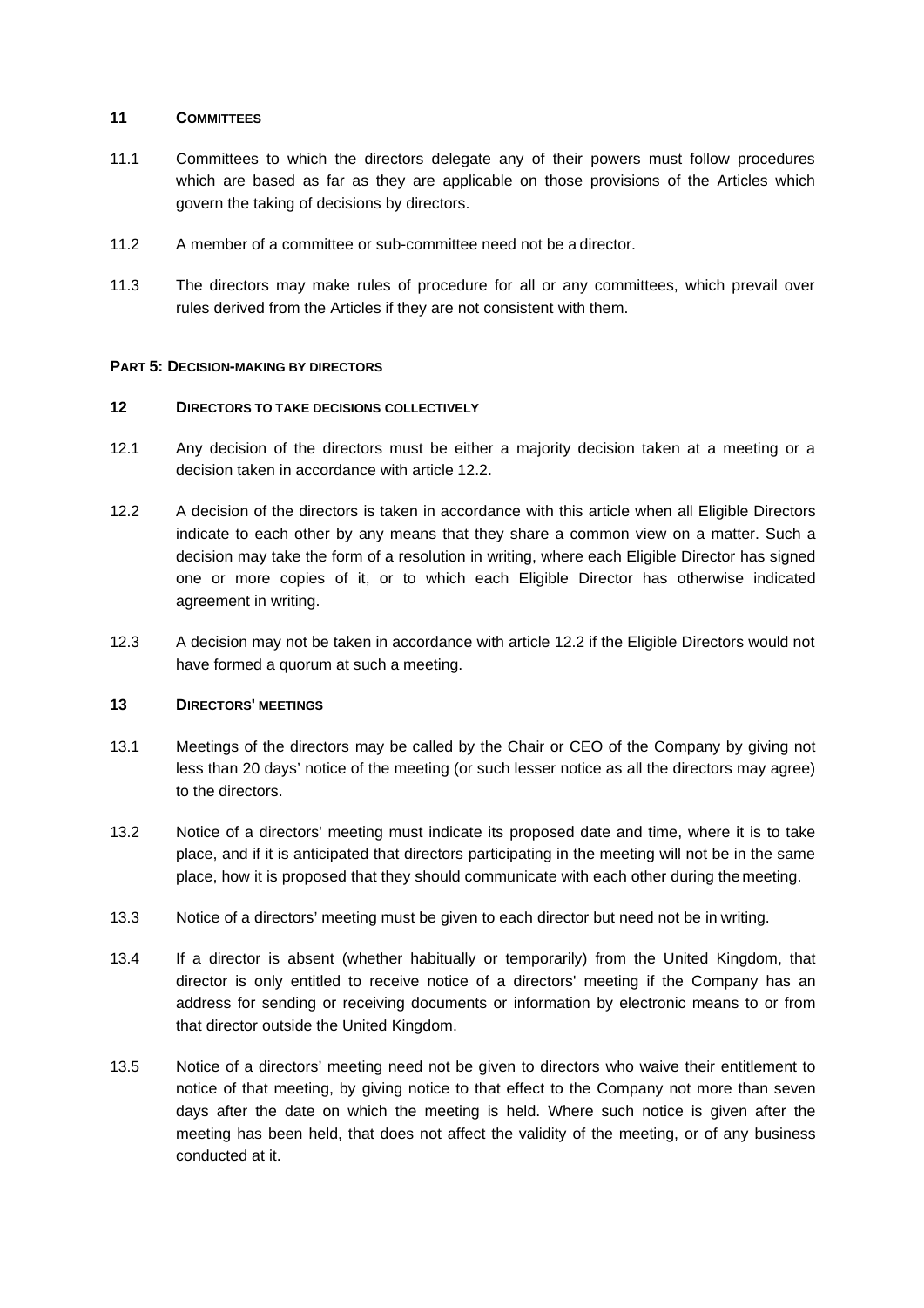## 11 COMMITTEES

11.1 Committees to which the directors delegate any of their powers must follow procedures which are based as far as they are applicable on those provisions of the Articles which govern the taking of decisions by directors.

11.2 A member of a committee or sub-committee need not be a director.

11.3 The directors may make rules of procedure for all or any committees, which prevail over rules derived from the Articles if they are not consistent with them.

# PART 5: DECISION-MAKING BY DIRECTORS

## 12 DIRECTORS TO TAKE DECISIONS COLLECTIVELY

12.1 Any decision of the directors must be either a majority decision taken at a meeting or a decision taken in accordance with article 12.2.

12.2 A decision of the directors is taken in accordance with this article when all Eligible Directors indicate to each other by any means that they share a common view on a matter. Such a decision may take the form of a resolution in writing, where each Eligible Director has signed one or more copies of it, or to which each Eligible Director has otherwise indicated agreement in writing.

12.3 A decision may not be taken in accordance with article 12.2 if the Eligible Directors would not have formed a quorum at such a meeting.

## 13 DIRECTORS' MEETINGS

13.1 Meetings of the directors may be called by the Chair or CEO of the Company by giving not less than 20 days' notice of the meeting (or such lesser notice as all the directors may agree) to the directors.

13.2 Notice of a directors' meeting must indicate its proposed date and time, where it is to take place, and if it is anticipated that directors participating in the meeting will not be in the same place, how it is proposed that they should communicate with each other during the meeting.

13.3 Notice of a directors' meeting must be given to each director but need not be in writing.

13.4 If a director is absent (whether habitually or temporarily) from the United Kingdom, that director is only entitled to receive notice of a directors' meeting if the Company has an address for sending or receiving documents or information by electronic means to or from that director outside the United Kingdom.

13.5 Notice of a directors' meeting need not be given to directors who waive their entitlement to notice of that meeting, by giving notice to that effect to the Company not more than seven days after the date on which the meeting is held. Where such notice is given after the meeting has been held, that does not affect the validity of the meeting, or of any business conducted at it.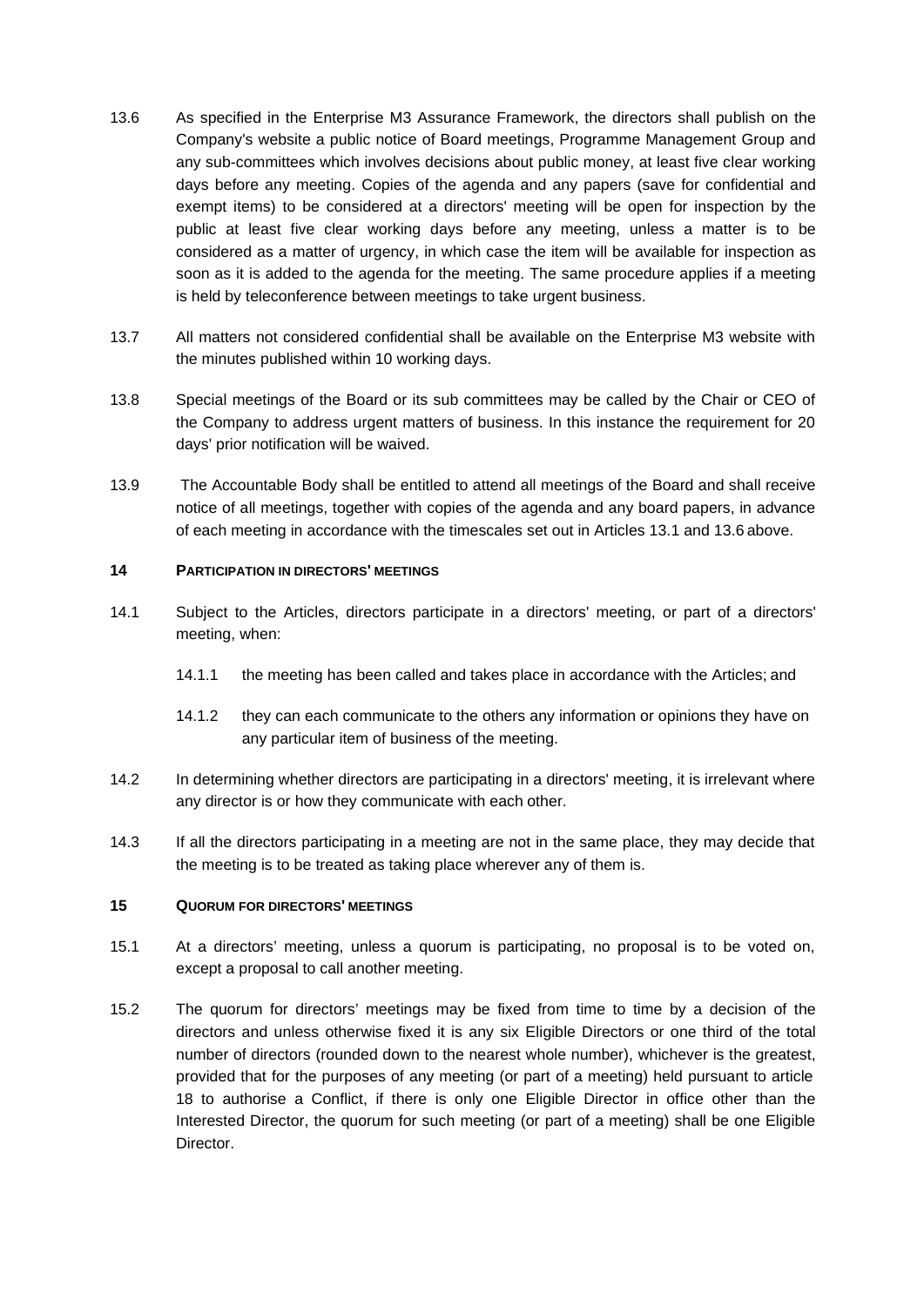13.6 As specified in the Enterprise M3 Assurance Framework, the directors shall publish on the Company's website a public notice of Board meetings, Programme Management Group and any sub-committees which involves decisions about public money, at least five clear working days before any meeting. Copies of the agenda and any papers (save for confidential and exempt items) to be considered at a directors' meeting will be open for inspection by the public at least five clear working days before any meeting, unless a matter is to be considered as a matter of urgency, in which case the item will be available for inspection as soon as it is added to the agenda for the meeting. The same procedure applies if a meeting is held by teleconference between meetings to take urgent business.

13.7 All matters not considered confidential shall be available on the Enterprise M3 website with the minutes published within 10 working days.

13.8 Special meetings of the Board or its sub committees may be called by the Chair or CEO of the Company to address urgent matters of business. In this instance the requirement for 20 days' prior notification will be waived.

13.9 The Accountable Body shall be entitled to attend all meetings of the Board and shall receive notice of all meetings, together with copies of the agenda and any board papers, in advance of each meeting in accordance with the timescales set out in Articles 13.1 and 13.6 above.

## 14 PARTICIPATION IN DIRECTORS' MEETINGS

14.1 Subject to the Articles, directors participate in a directors' meeting, or part of a directors' meeting, when:

14.1.1 the meeting has been called and takes place in accordance with the Articles; and

14.1.2 they can each communicate to the others any information or opinions they have on any particular item of business of the meeting.

14.2 In determining whether directors are participating in a directors' meeting, it is irrelevant where any director is or how they communicate with each other.

14.3 If all the directors participating in a meeting are not in the same place, they may decide that the meeting is to be treated as taking place wherever any of them is.

## 15 QUORUM FOR DIRECTORS' MEETINGS

15.1 At a directors' meeting, unless a quorum is participating, no proposal is to be voted on, except a proposal to call another meeting.

15.2 The quorum for directors' meetings may be fixed from time to time by a decision of the directors and unless otherwise fixed it is any six Eligible Directors or one third of the total number of directors (rounded down to the nearest whole number), whichever is the greatest, provided that for the purposes of any meeting (or part of a meeting) held pursuant to article 18 to authorise a Conflict, if there is only one Eligible Director in office other than the Interested Director, the quorum for such meeting (or part of a meeting) shall be one Eligible Director.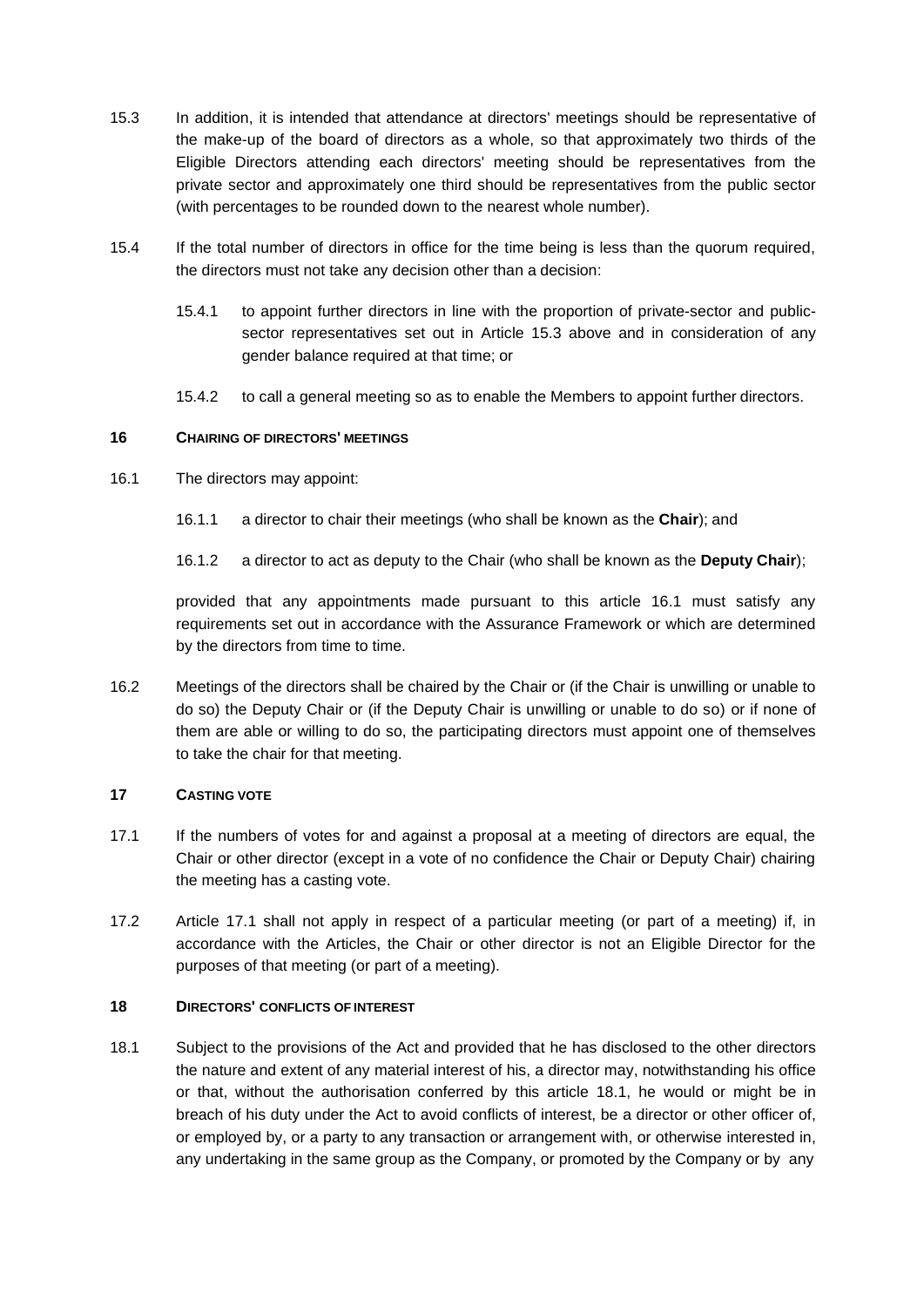15.3 In addition, it is intended that attendance at directors' meetings should be representative of the make-up of the board of directors as a whole, so that approximately two thirds of the Eligible Directors attending each directors' meeting should be representatives from the private sector and approximately one third should be representatives from the public sector (with percentages to be rounded down to the nearest whole number).

15.4 If the total number of directors in office for the time being is less than the quorum required, the directors must not take any decision other than a decision:

15.4.1 to appoint further directors in line with the proportion of private-sector and public-sector representatives set out in Article 15.3 above and in consideration of any gender balance required at that time; or

15.4.2 to call a general meeting so as to enable the Members to appoint further directors.

## 16 CHAIRING OF DIRECTORS' MEETINGS

16.1 The directors may appoint:

16.1.1 a director to chair their meetings (who shall be known as the **Chair**); and

16.1.2 a director to act as deputy to the Chair (who shall be known as the **Deputy Chair**);

provided that any appointments made pursuant to this article 16.1 must satisfy any requirements set out in accordance with the Assurance Framework or which are determined by the directors from time to time.

16.2 Meetings of the directors shall be chaired by the Chair or (if the Chair is unwilling or unable to do so) the Deputy Chair or (if the Deputy Chair is unwilling or unable to do so) or if none of them are able or willing to do so, the participating directors must appoint one of themselves to take the chair for that meeting.

## 17 CASTING VOTE

17.1 If the numbers of votes for and against a proposal at a meeting of directors are equal, the Chair or other director (except in a vote of no confidence the Chair or Deputy Chair) chairing the meeting has a casting vote.

17.2 Article 17.1 shall not apply in respect of a particular meeting (or part of a meeting) if, in accordance with the Articles, the Chair or other director is not an Eligible Director for the purposes of that meeting (or part of a meeting).

## 18 DIRECTORS' CONFLICTS OF INTEREST

18.1 Subject to the provisions of the Act and provided that he has disclosed to the other directors the nature and extent of any material interest of his, a director may, notwithstanding his office or that, without the authorisation conferred by this article 18.1, he would or might be in breach of his duty under the Act to avoid conflicts of interest, be a director or other officer of, or employed by, or a party to any transaction or arrangement with, or otherwise interested in, any undertaking in the same group as the Company, or promoted by the Company or by any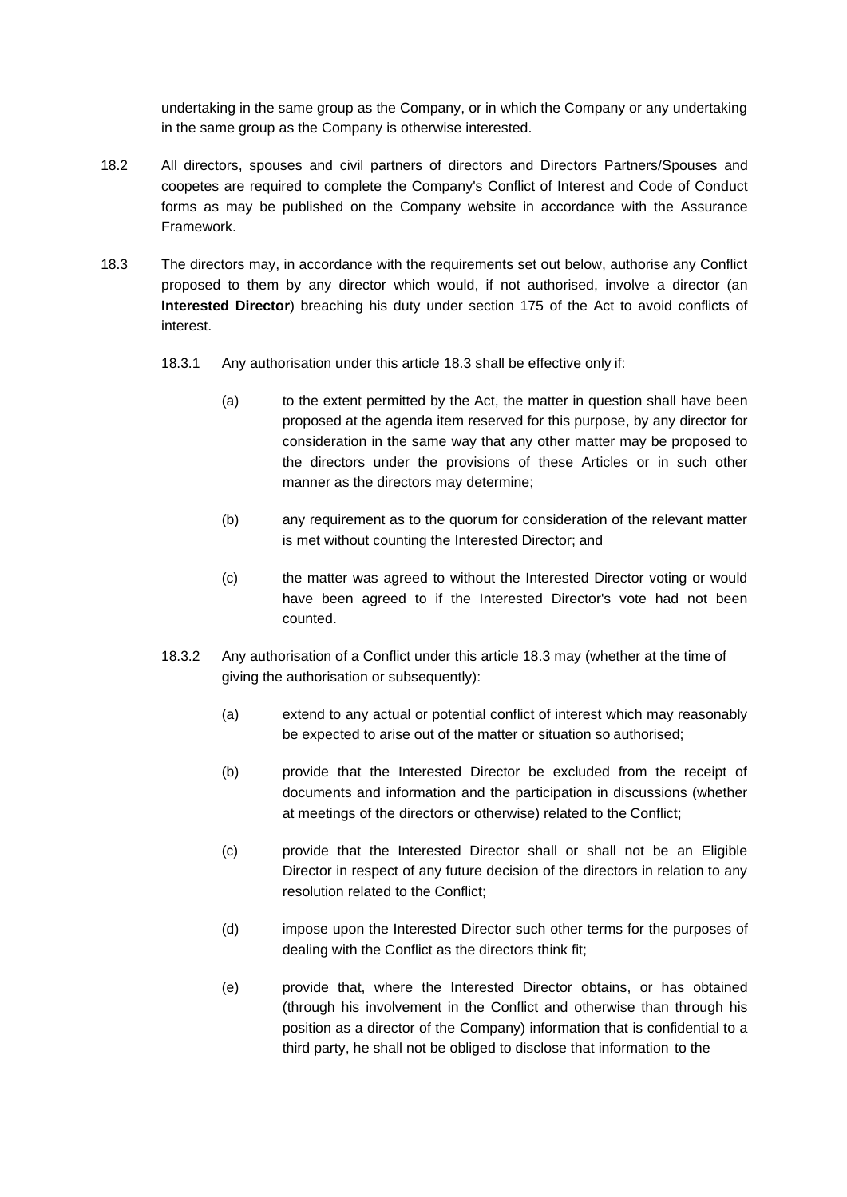undertaking in the same group as the Company, or in which the Company or any undertaking in the same group as the Company is otherwise interested.

18.2 All directors, spouses and civil partners of directors and Directors Partners/Spouses and coopetes are required to complete the Company's Conflict of Interest and Code of Conduct forms as may be published on the Company website in accordance with the Assurance Framework.

18.3 The directors may, in accordance with the requirements set out below, authorise any Conflict proposed to them by any director which would, if not authorised, involve a director (an **Interested Director**) breaching his duty under section 175 of the Act to avoid conflicts of interest.

18.3.1 Any authorisation under this article 18.3 shall be effective only if:

(a) to the extent permitted by the Act, the matter in question shall have been proposed at the agenda item reserved for this purpose, by any director for consideration in the same way that any other matter may be proposed to the directors under the provisions of these Articles or in such other manner as the directors may determine;

(b) any requirement as to the quorum for consideration of the relevant matter is met without counting the Interested Director; and

(c) the matter was agreed to without the Interested Director voting or would have been agreed to if the Interested Director's vote had not been counted.

18.3.2 Any authorisation of a Conflict under this article 18.3 may (whether at the time of giving the authorisation or subsequently):

(a) extend to any actual or potential conflict of interest which may reasonably be expected to arise out of the matter or situation so authorised;

(b) provide that the Interested Director be excluded from the receipt of documents and information and the participation in discussions (whether at meetings of the directors or otherwise) related to the Conflict;

(c) provide that the Interested Director shall or shall not be an Eligible Director in respect of any future decision of the directors in relation to any resolution related to the Conflict;

(d) impose upon the Interested Director such other terms for the purposes of dealing with the Conflict as the directors think fit;

(e) provide that, where the Interested Director obtains, or has obtained (through his involvement in the Conflict and otherwise than through his position as a director of the Company) information that is confidential to a third party, he shall not be obliged to disclose that information to the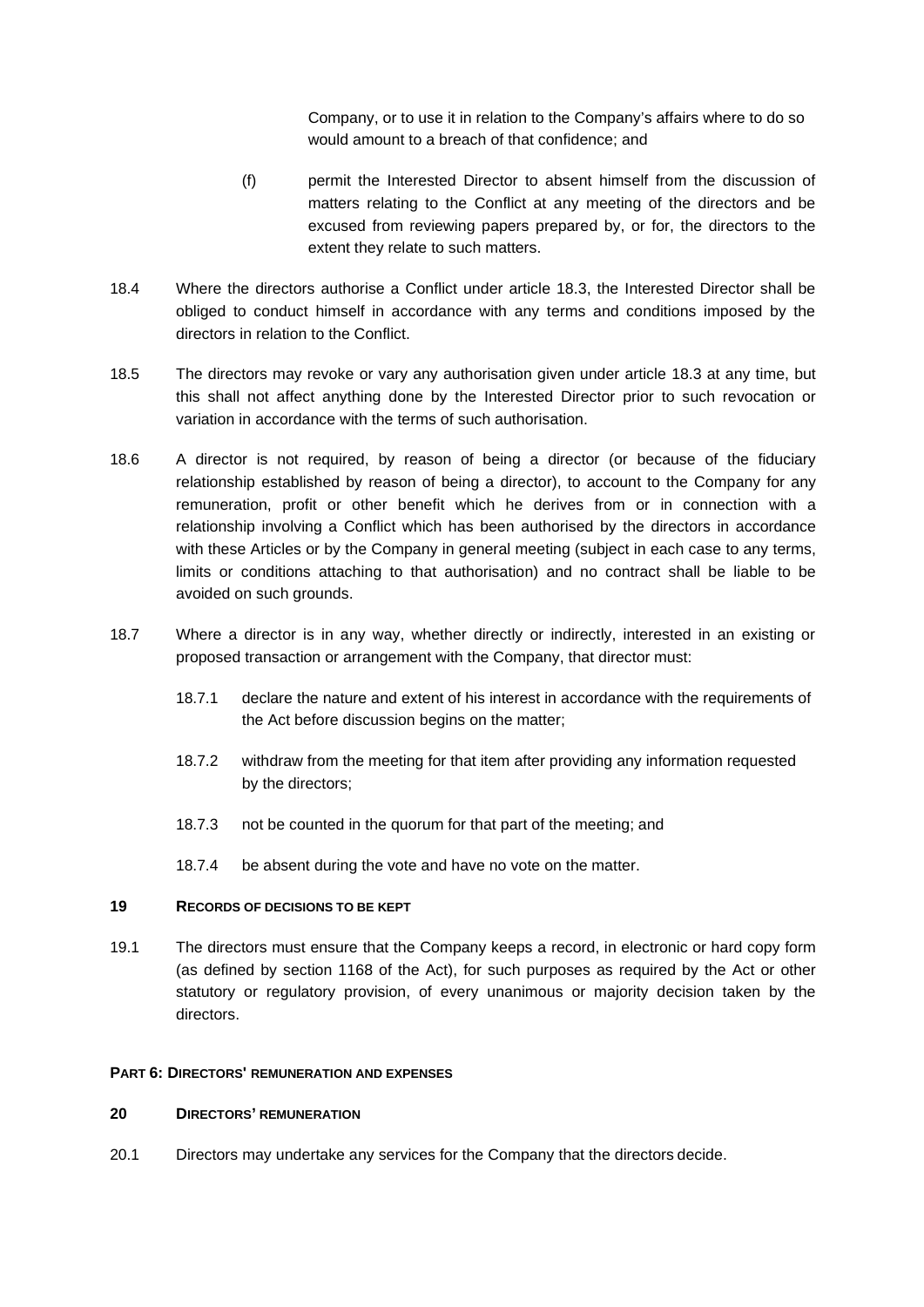Company, or to use it in relation to the Company's affairs where to do so would amount to a breach of that confidence; and

(f) permit the Interested Director to absent himself from the discussion of matters relating to the Conflict at any meeting of the directors and be excused from reviewing papers prepared by, or for, the directors to the extent they relate to such matters.

18.4 Where the directors authorise a Conflict under article 18.3, the Interested Director shall be obliged to conduct himself in accordance with any terms and conditions imposed by the directors in relation to the Conflict.

18.5 The directors may revoke or vary any authorisation given under article 18.3 at any time, but this shall not affect anything done by the Interested Director prior to such revocation or variation in accordance with the terms of such authorisation.

18.6 A director is not required, by reason of being a director (or because of the fiduciary relationship established by reason of being a director), to account to the Company for any remuneration, profit or other benefit which he derives from or in connection with a relationship involving a Conflict which has been authorised by the directors in accordance with these Articles or by the Company in general meeting (subject in each case to any terms, limits or conditions attaching to that authorisation) and no contract shall be liable to be avoided on such grounds.

18.7 Where a director is in any way, whether directly or indirectly, interested in an existing or proposed transaction or arrangement with the Company, that director must:

18.7.1 declare the nature and extent of his interest in accordance with the requirements of the Act before discussion begins on the matter;

18.7.2 withdraw from the meeting for that item after providing any information requested by the directors;

18.7.3 not be counted in the quorum for that part of the meeting; and

18.7.4 be absent during the vote and have no vote on the matter.

## 19 RECORDS OF DECISIONS TO BE KEPT

19.1 The directors must ensure that the Company keeps a record, in electronic or hard copy form (as defined by section 1168 of the Act), for such purposes as required by the Act or other statutory or regulatory provision, of every unanimous or majority decision taken by the directors.

## PART 6: DIRECTORS' REMUNERATION AND EXPENSES

## 20 DIRECTORS' REMUNERATION

20.1 Directors may undertake any services for the Company that the directors decide.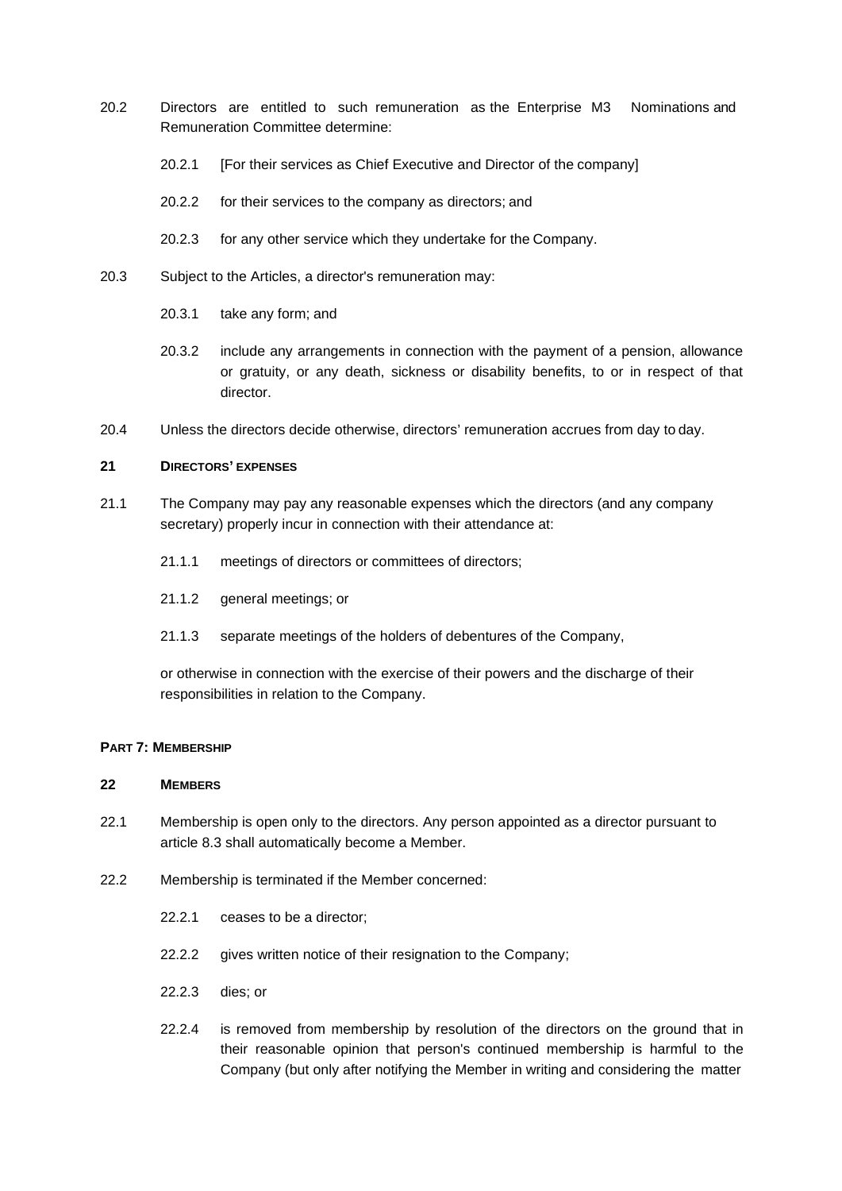20.2 Directors are entitled to such remuneration as the Enterprise M3 Nominations and Remuneration Committee determine:

20.2.1 [For their services as Chief Executive and Director of the company]

20.2.2 for their services to the company as directors; and

20.2.3 for any other service which they undertake for the Company.

20.3 Subject to the Articles, a director's remuneration may:

20.3.1 take any form; and

20.3.2 include any arrangements in connection with the payment of a pension, allowance or gratuity, or any death, sickness or disability benefits, to or in respect of that director.

20.4 Unless the directors decide otherwise, directors' remuneration accrues from day to day.

**21 DIRECTORS' EXPENSES**

21.1 The Company may pay any reasonable expenses which the directors (and any company secretary) properly incur in connection with their attendance at:

21.1.1 meetings of directors or committees of directors;

21.1.2 general meetings; or

21.1.3 separate meetings of the holders of debentures of the Company,

or otherwise in connection with the exercise of their powers and the discharge of their responsibilities in relation to the Company.

**PART 7: MEMBERSHIP**

**22 MEMBERS**

22.1 Membership is open only to the directors. Any person appointed as a director pursuant to article 8.3 shall automatically become a Member.

22.2 Membership is terminated if the Member concerned:

22.2.1 ceases to be a director;

22.2.2 gives written notice of their resignation to the Company;

22.2.3 dies; or

22.2.4 is removed from membership by resolution of the directors on the ground that in their reasonable opinion that person's continued membership is harmful to the Company (but only after notifying the Member in writing and considering the matter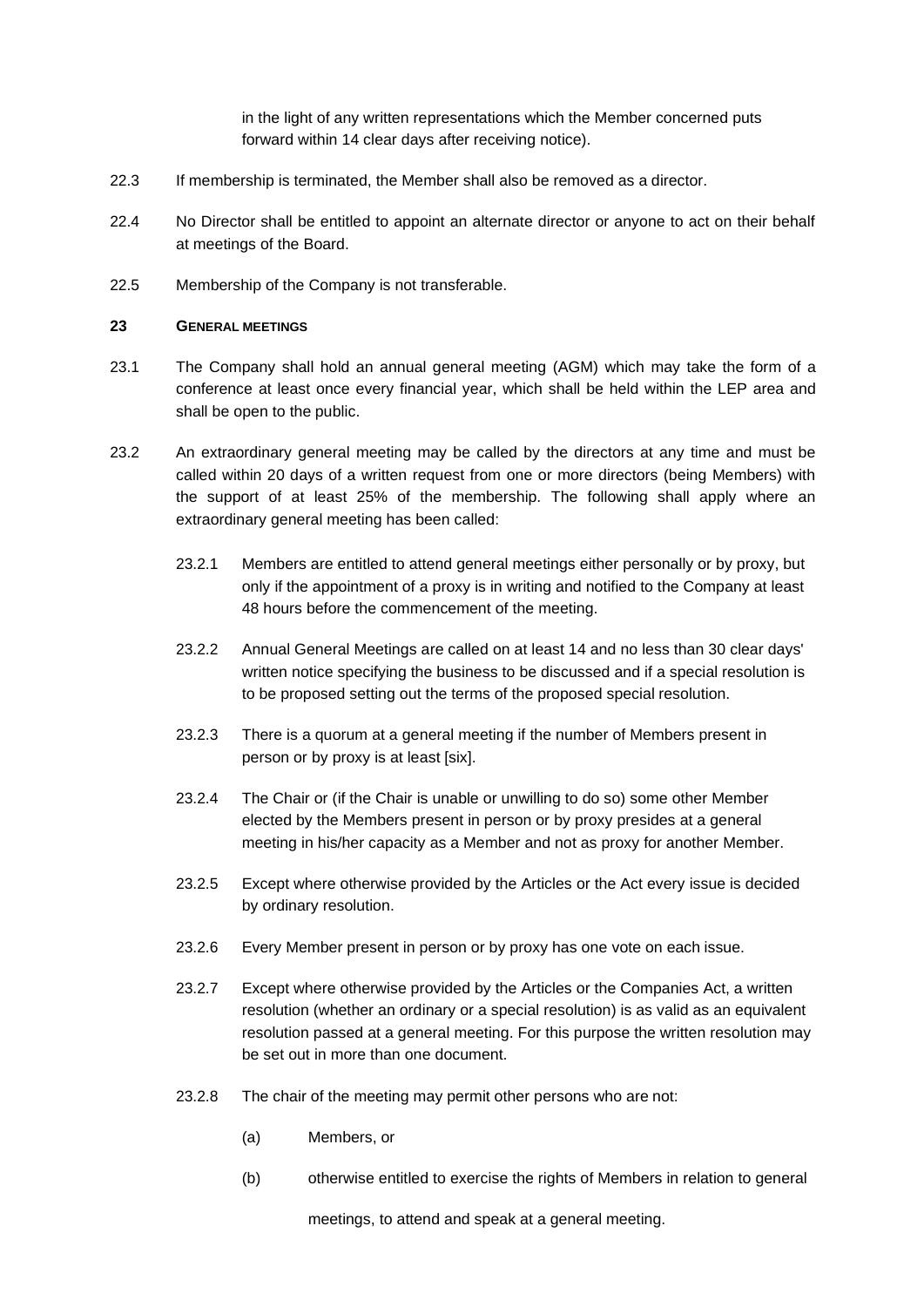in the light of any written representations which the Member concerned puts forward within 14 clear days after receiving notice).

22.3 If membership is terminated, the Member shall also be removed as a director.

22.4 No Director shall be entitled to appoint an alternate director or anyone to act on their behalf at meetings of the Board.

22.5 Membership of the Company is not transferable.

**23 GENERAL MEETINGS**

23.1 The Company shall hold an annual general meeting (AGM) which may take the form of a conference at least once every financial year, which shall be held within the LEP area and shall be open to the public.

23.2 An extraordinary general meeting may be called by the directors at any time and must be called within 20 days of a written request from one or more directors (being Members) with the support of at least 25% of the membership. The following shall apply where an extraordinary general meeting has been called:

23.2.1 Members are entitled to attend general meetings either personally or by proxy, but only if the appointment of a proxy is in writing and notified to the Company at least 48 hours before the commencement of the meeting.

23.2.2 Annual General Meetings are called on at least 14 and no less than 30 clear days' written notice specifying the business to be discussed and if a special resolution is to be proposed setting out the terms of the proposed special resolution.

23.2.3 There is a quorum at a general meeting if the number of Members present in person or by proxy is at least [six].

23.2.4 The Chair or (if the Chair is unable or unwilling to do so) some other Member elected by the Members present in person or by proxy presides at a general meeting in his/her capacity as a Member and not as proxy for another Member.

23.2.5 Except where otherwise provided by the Articles or the Act every issue is decided by ordinary resolution.

23.2.6 Every Member present in person or by proxy has one vote on each issue.

23.2.7 Except where otherwise provided by the Articles or the Companies Act, a written resolution (whether an ordinary or a special resolution) is as valid as an equivalent resolution passed at a general meeting. For this purpose the written resolution may be set out in more than one document.

23.2.8 The chair of the meeting may permit other persons who are not:

(a) Members, or

(b) otherwise entitled to exercise the rights of Members in relation to general meetings, to attend and speak at a general meeting.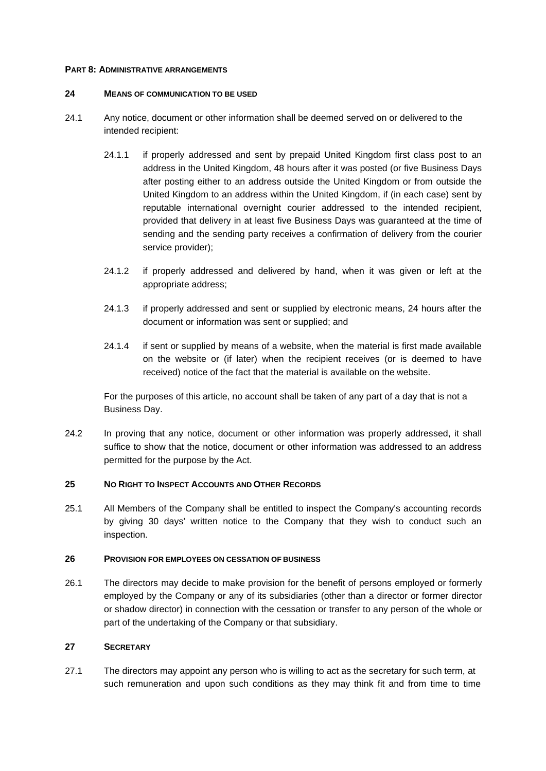**PART 8: ADMINISTRATIVE ARRANGEMENTS**

**24 MEANS OF COMMUNICATION TO BE USED**

24.1 Any notice, document or other information shall be deemed served on or delivered to the intended recipient:

24.1.1 if properly addressed and sent by prepaid United Kingdom first class post to an address in the United Kingdom, 48 hours after it was posted (or five Business Days after posting either to an address outside the United Kingdom or from outside the United Kingdom to an address within the United Kingdom, if (in each case) sent by reputable international overnight courier addressed to the intended recipient, provided that delivery in at least five Business Days was guaranteed at the time of sending and the sending party receives a confirmation of delivery from the courier service provider);

24.1.2 if properly addressed and delivered by hand, when it was given or left at the appropriate address;

24.1.3 if properly addressed and sent or supplied by electronic means, 24 hours after the document or information was sent or supplied; and

24.1.4 if sent or supplied by means of a website, when the material is first made available on the website or (if later) when the recipient receives (or is deemed to have received) notice of the fact that the material is available on the website.

For the purposes of this article, no account shall be taken of any part of a day that is not a Business Day.

24.2 In proving that any notice, document or other information was properly addressed, it shall suffice to show that the notice, document or other information was addressed to an address permitted for the purpose by the Act.

**25 NO RIGHT TO INSPECT ACCOUNTS AND OTHER RECORDS**

25.1 All Members of the Company shall be entitled to inspect the Company's accounting records by giving 30 days' written notice to the Company that they wish to conduct such an inspection.

**26 PROVISION FOR EMPLOYEES ON CESSATION OF BUSINESS**

26.1 The directors may decide to make provision for the benefit of persons employed or formerly employed by the Company or any of its subsidiaries (other than a director or former director or shadow director) in connection with the cessation or transfer to any person of the whole or part of the undertaking of the Company or that subsidiary.

**27 SECRETARY**

27.1 The directors may appoint any person who is willing to act as the secretary for such term, at such remuneration and upon such conditions as they may think fit and from time to time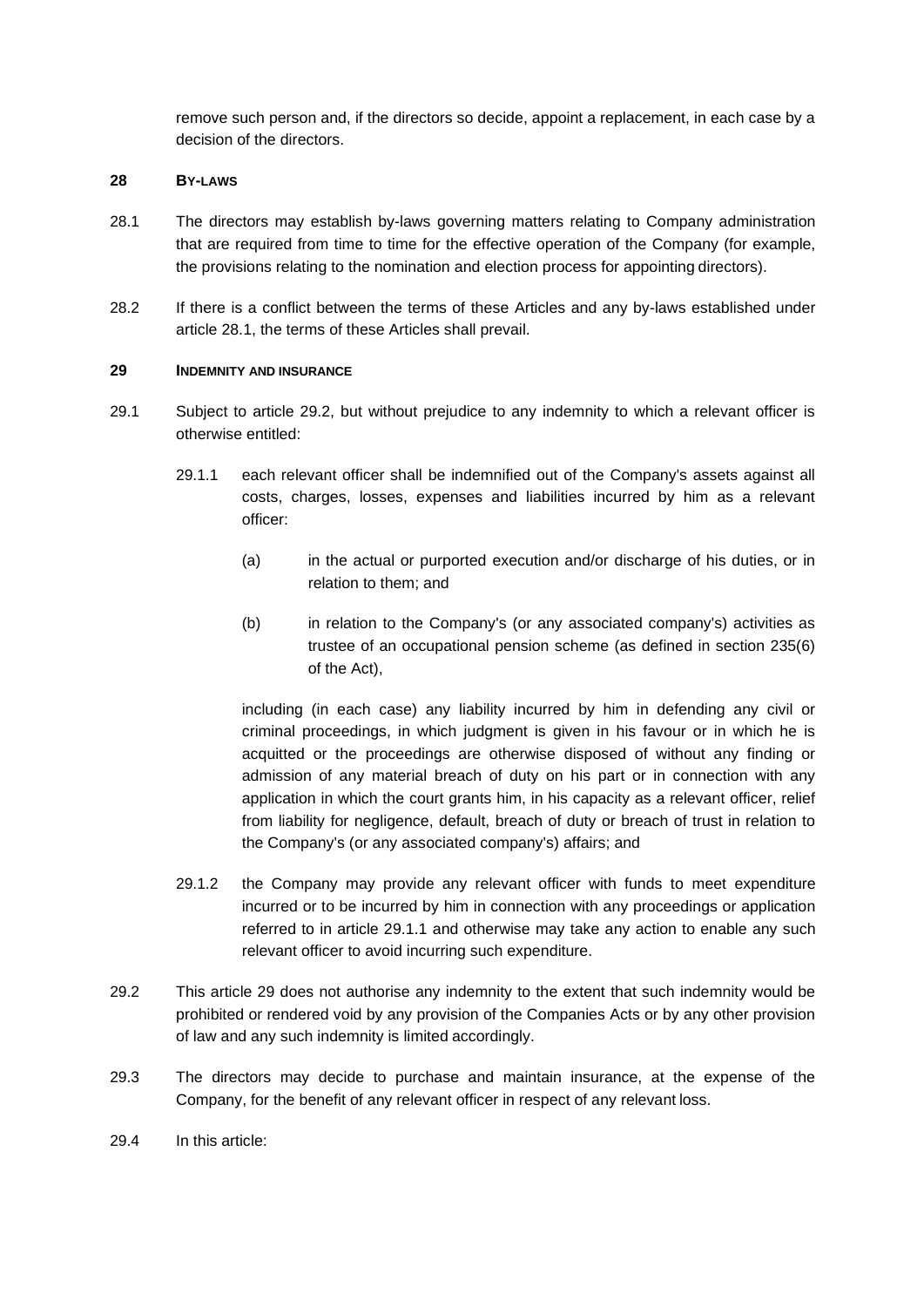remove such person and, if the directors so decide, appoint a replacement, in each case by a decision of the directors.

## 28 BY-LAWS

28.1 The directors may establish by-laws governing matters relating to Company administration that are required from time to time for the effective operation of the Company (for example, the provisions relating to the nomination and election process for appointing directors).

28.2 If there is a conflict between the terms of these Articles and any by-laws established under article 28.1, the terms of these Articles shall prevail.

## 29 INDEMNITY AND INSURANCE

29.1 Subject to article 29.2, but without prejudice to any indemnity to which a relevant officer is otherwise entitled:

29.1.1 each relevant officer shall be indemnified out of the Company's assets against all costs, charges, losses, expenses and liabilities incurred by him as a relevant officer:

(a) in the actual or purported execution and/or discharge of his duties, or in relation to them; and

(b) in relation to the Company's (or any associated company's) activities as trustee of an occupational pension scheme (as defined in section 235(6) of the Act),

including (in each case) any liability incurred by him in defending any civil or criminal proceedings, in which judgment is given in his favour or in which he is acquitted or the proceedings are otherwise disposed of without any finding or admission of any material breach of duty on his part or in connection with any application in which the court grants him, in his capacity as a relevant officer, relief from liability for negligence, default, breach of duty or breach of trust in relation to the Company's (or any associated company's) affairs; and

29.1.2 the Company may provide any relevant officer with funds to meet expenditure incurred or to be incurred by him in connection with any proceedings or application referred to in article 29.1.1 and otherwise may take any action to enable any such relevant officer to avoid incurring such expenditure.

29.2 This article 29 does not authorise any indemnity to the extent that such indemnity would be prohibited or rendered void by any provision of the Companies Acts or by any other provision of law and any such indemnity is limited accordingly.

29.3 The directors may decide to purchase and maintain insurance, at the expense of the Company, for the benefit of any relevant officer in respect of any relevant loss.

29.4 In this article: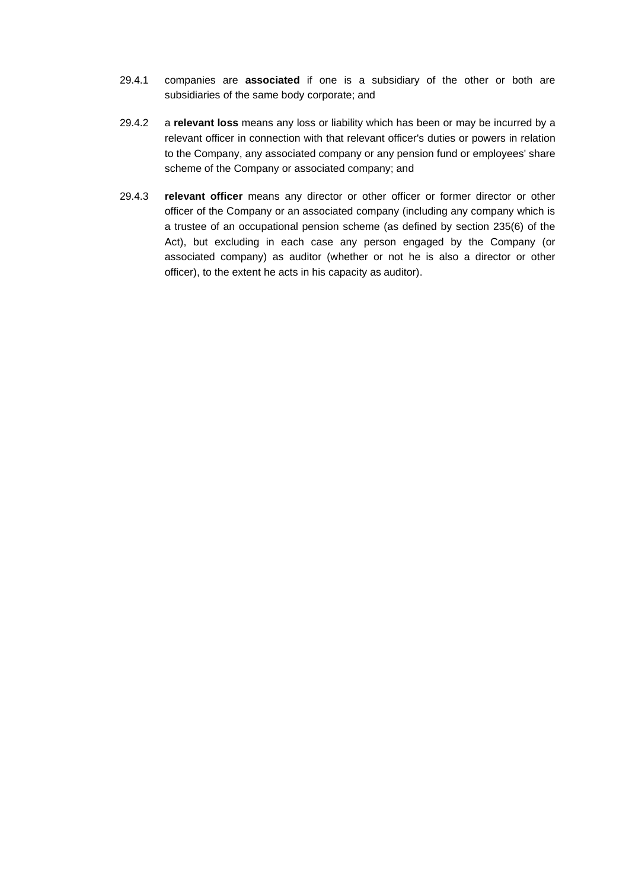29.4.1 companies are **associated** if one is a subsidiary of the other or both are subsidiaries of the same body corporate; and

29.4.2 a **relevant loss** means any loss or liability which has been or may be incurred by a relevant officer in connection with that relevant officer's duties or powers in relation to the Company, any associated company or any pension fund or employees' share scheme of the Company or associated company; and

29.4.3 **relevant officer** means any director or other officer or former director or other officer of the Company or an associated company (including any company which is a trustee of an occupational pension scheme (as defined by section 235(6) of the Act), but excluding in each case any person engaged by the Company (or associated company) as auditor (whether or not he is also a director or other officer), to the extent he acts in his capacity as auditor).